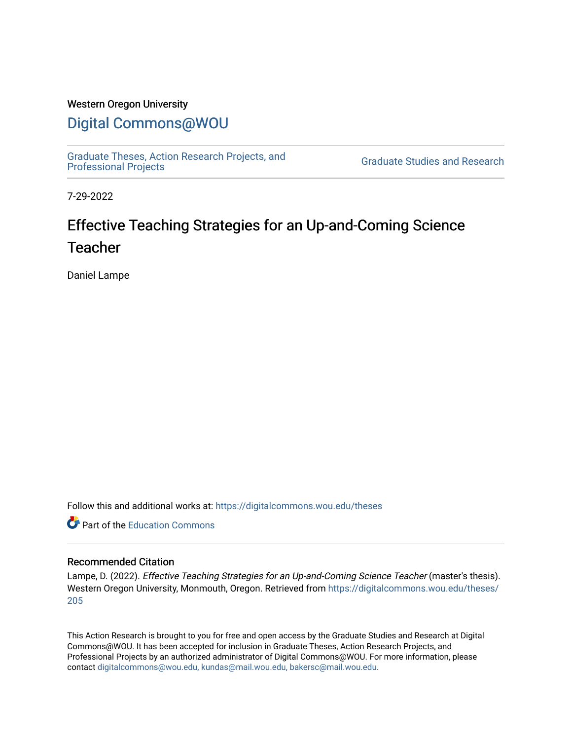Western Oregon University

# Digital Commons@WOU

Graduate Theses, Action Research Projects, and Professional Projects

Graduate Studies and Research

7-29-2022

## Effective Teaching Strategies for an Up-and-Coming Science Teacher

Daniel Lampe

Follow this and additional works at: https://digitalcommons.wou.edu/theses

Part of the Education Commons

### Recommended Citation

Lampe, D. (2022). *Effective Teaching Strategies for an Up-and-Coming Science Teacher* (master's thesis). Western Oregon University, Monmouth, Oregon. Retrieved from https://digitalcommons.wou.edu/theses/205

This Action Research is brought to you for free and open access by the Graduate Studies and Research at Digital Commons@WOU. It has been accepted for inclusion in Graduate Theses, Action Research Projects, and Professional Projects by an authorized administrator of Digital Commons@WOU. For more information, please contact digitalcommons@wou.edu, kundas@mail.wou.edu, bakersc@mail.wou.edu.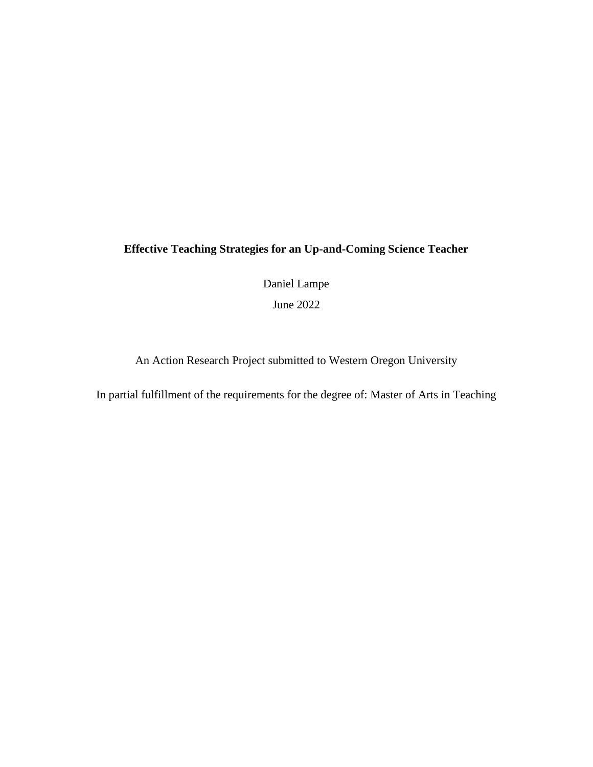**Effective Teaching Strategies for an Up-and-Coming Science Teacher**

Daniel Lampe

June 2022

An Action Research Project submitted to Western Oregon University

In partial fulfillment of the requirements for the degree of: Master of Arts in Teaching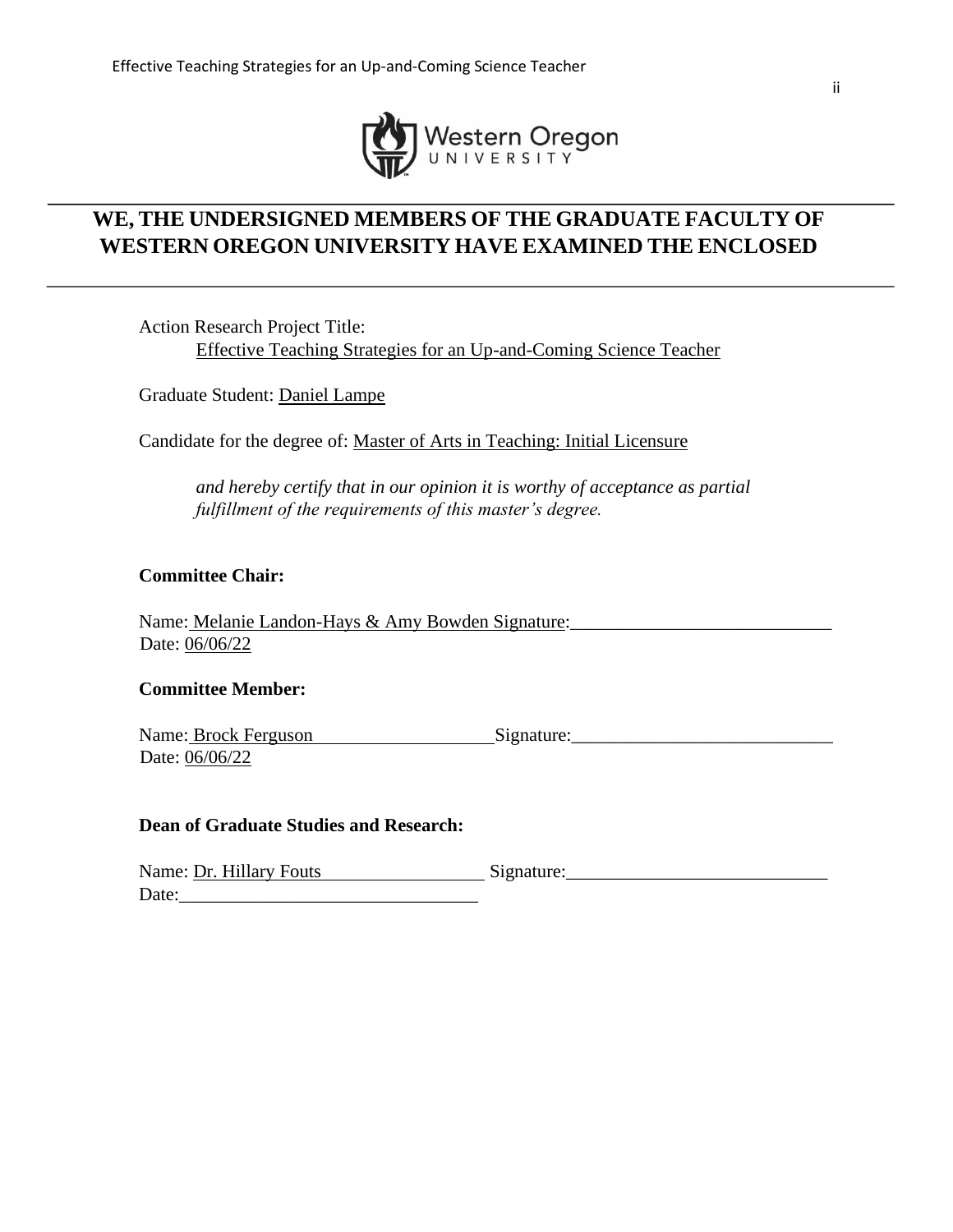# WE, THE UNDERSIGNED MEMBERS OF THE GRADUATE FACULTY OF WESTERN OREGON UNIVERSITY HAVE EXAMINED THE ENCLOSED

Action Research Project Title:
Effective Teaching Strategies for an Up-and-Coming Science Teacher

Graduate Student: Daniel Lampe

Candidate for the degree of: Master of Arts in Teaching: Initial Licensure

*and hereby certify that in our opinion it is worthy of acceptance as partial fulfillment of the requirements of this master's degree.*

**Committee Chair:**

Name: Melanie Landon-Hays & Amy Bowden Signature:____________________________
Date: 06/06/22

**Committee Member:**

Name: Brock Ferguson Signature:____________________________
Date: 06/06/22

**Dean of Graduate Studies and Research:**

Name: Dr. Hillary Fouts Signature:____________________________
Date:________________________________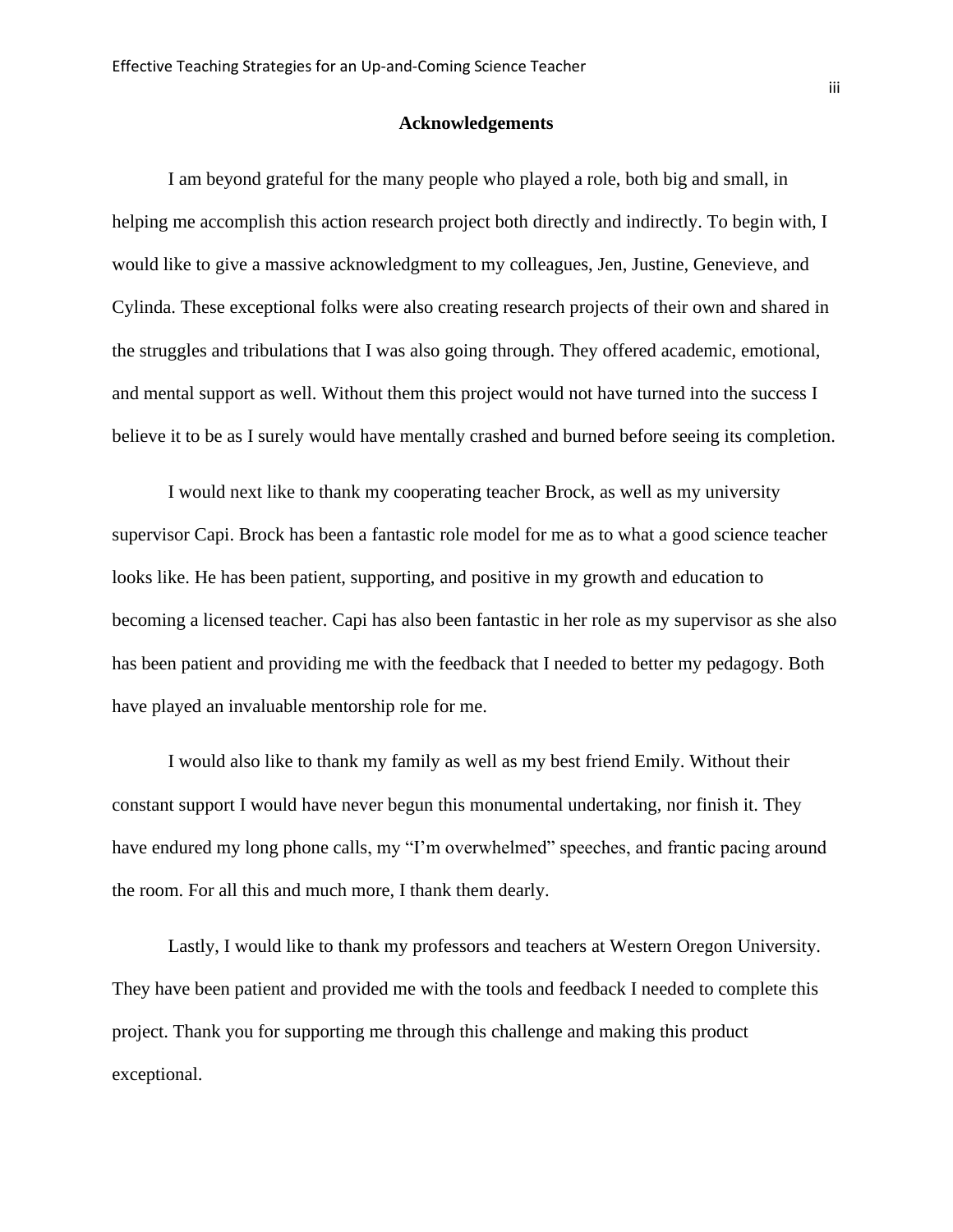## Acknowledgements

I am beyond grateful for the many people who played a role, both big and small, in helping me accomplish this action research project both directly and indirectly. To begin with, I would like to give a massive acknowledgment to my colleagues, Jen, Justine, Genevieve, and Cylinda. These exceptional folks were also creating research projects of their own and shared in the struggles and tribulations that I was also going through. They offered academic, emotional, and mental support as well. Without them this project would not have turned into the success I believe it to be as I surely would have mentally crashed and burned before seeing its completion.

I would next like to thank my cooperating teacher Brock, as well as my university supervisor Capi. Brock has been a fantastic role model for me as to what a good science teacher looks like. He has been patient, supporting, and positive in my growth and education to becoming a licensed teacher. Capi has also been fantastic in her role as my supervisor as she also has been patient and providing me with the feedback that I needed to better my pedagogy. Both have played an invaluable mentorship role for me.

I would also like to thank my family as well as my best friend Emily. Without their constant support I would have never begun this monumental undertaking, nor finish it. They have endured my long phone calls, my "I'm overwhelmed" speeches, and frantic pacing around the room. For all this and much more, I thank them dearly.

Lastly, I would like to thank my professors and teachers at Western Oregon University. They have been patient and provided me with the tools and feedback I needed to complete this project. Thank you for supporting me through this challenge and making this product exceptional.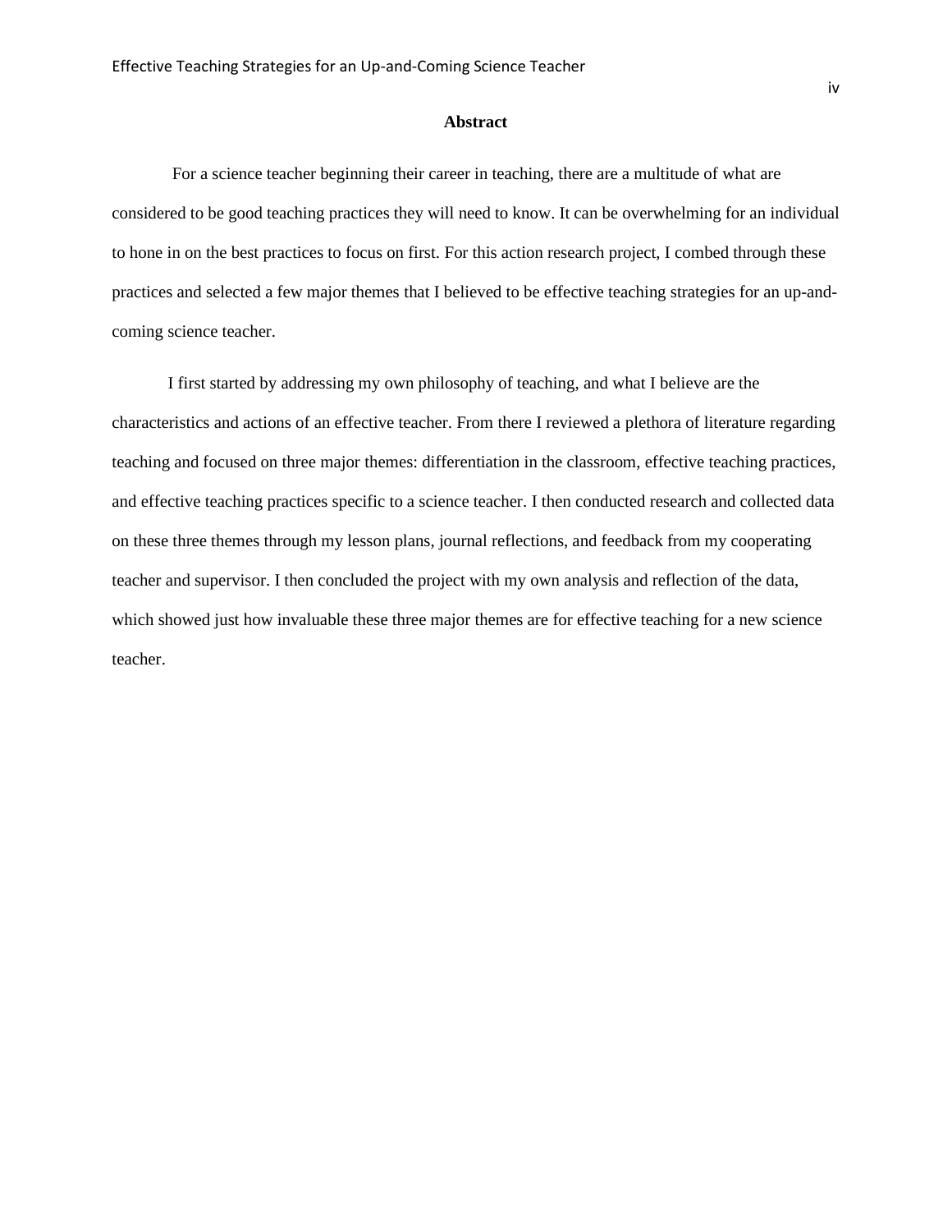# Abstract

For a science teacher beginning their career in teaching, there are a multitude of what are considered to be good teaching practices they will need to know. It can be overwhelming for an individual to hone in on the best practices to focus on first. For this action research project, I combed through these practices and selected a few major themes that I believed to be effective teaching strategies for an up-and-coming science teacher.

I first started by addressing my own philosophy of teaching, and what I believe are the characteristics and actions of an effective teacher. From there I reviewed a plethora of literature regarding teaching and focused on three major themes: differentiation in the classroom, effective teaching practices, and effective teaching practices specific to a science teacher. I then conducted research and collected data on these three themes through my lesson plans, journal reflections, and feedback from my cooperating teacher and supervisor. I then concluded the project with my own analysis and reflection of the data, which showed just how invaluable these three major themes are for effective teaching for a new science teacher.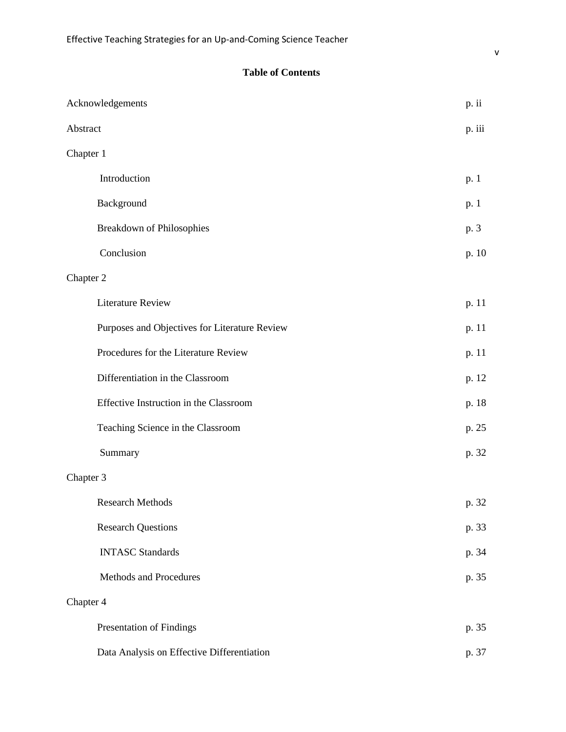**Table of Contents**

| | |
|---|---|
| Acknowledgements | p. ii |
| Abstract | p. iii |
| Chapter 1 | |
| Introduction | p. 1 |
| Background | p. 1 |
| Breakdown of Philosophies | p. 3 |
| Conclusion | p. 10 |
| Chapter 2 | |
| Literature Review | p. 11 |
| Purposes and Objectives for Literature Review | p. 11 |
| Procedures for the Literature Review | p. 11 |
| Differentiation in the Classroom | p. 12 |
| Effective Instruction in the Classroom | p. 18 |
| Teaching Science in the Classroom | p. 25 |
| Summary | p. 32 |
| Chapter 3 | |
| Research Methods | p. 32 |
| Research Questions | p. 33 |
| INTASC Standards | p. 34 |
| Methods and Procedures | p. 35 |
| Chapter 4 | |
| Presentation of Findings | p. 35 |
| Data Analysis on Effective Differentiation | p. 37 |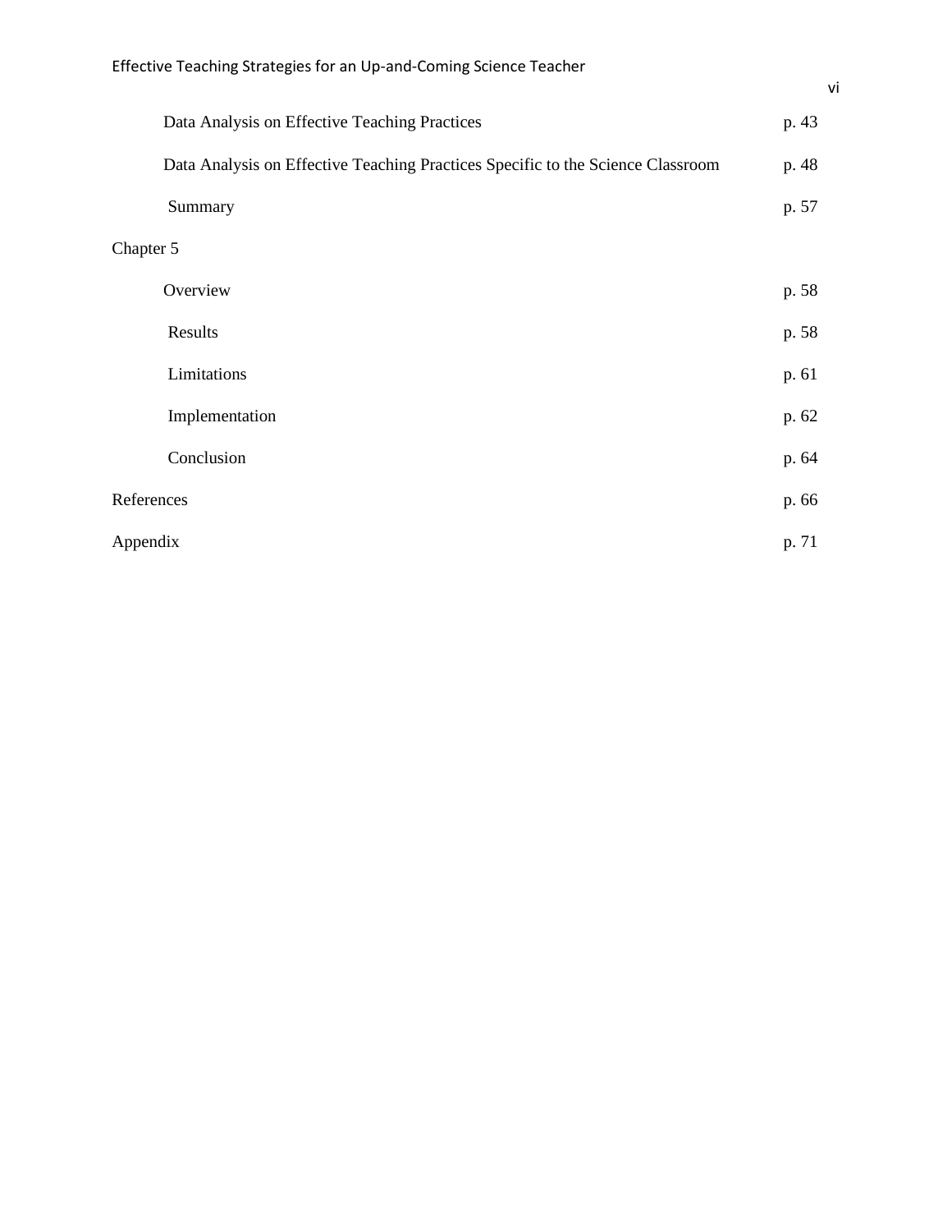Data Analysis on Effective Teaching Practices p. 43

Data Analysis on Effective Teaching Practices Specific to the Science Classroom p. 48

Summary p. 57

Chapter 5

Overview p. 58

Results p. 58

Limitations p. 61

Implementation p. 62

Conclusion p. 64

References p. 66

Appendix p. 71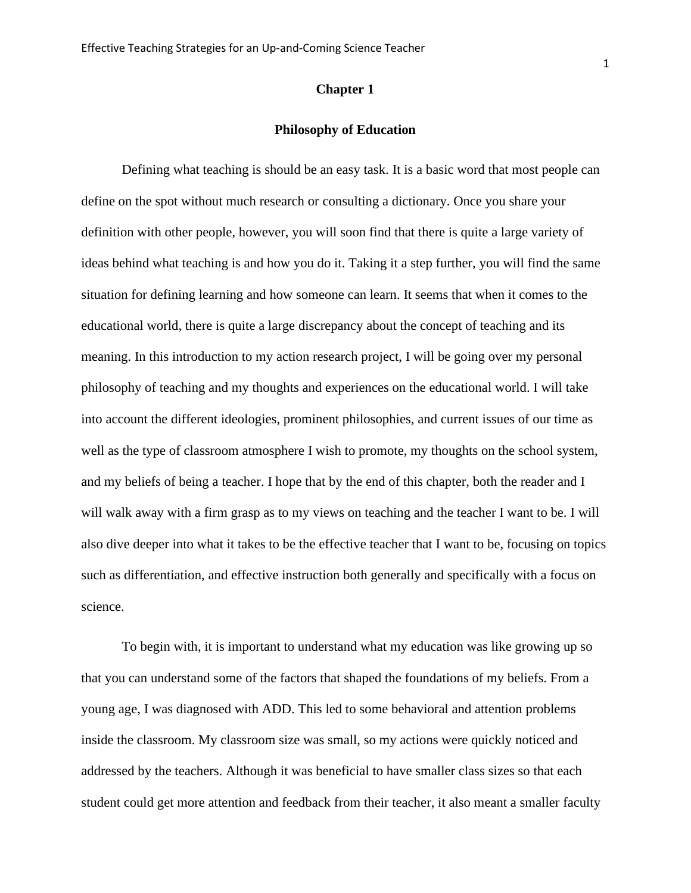# Chapter 1

## Philosophy of Education

Defining what teaching is should be an easy task. It is a basic word that most people can define on the spot without much research or consulting a dictionary. Once you share your definition with other people, however, you will soon find that there is quite a large variety of ideas behind what teaching is and how you do it. Taking it a step further, you will find the same situation for defining learning and how someone can learn. It seems that when it comes to the educational world, there is quite a large discrepancy about the concept of teaching and its meaning. In this introduction to my action research project, I will be going over my personal philosophy of teaching and my thoughts and experiences on the educational world. I will take into account the different ideologies, prominent philosophies, and current issues of our time as well as the type of classroom atmosphere I wish to promote, my thoughts on the school system, and my beliefs of being a teacher. I hope that by the end of this chapter, both the reader and I will walk away with a firm grasp as to my views on teaching and the teacher I want to be. I will also dive deeper into what it takes to be the effective teacher that I want to be, focusing on topics such as differentiation, and effective instruction both generally and specifically with a focus on science.

To begin with, it is important to understand what my education was like growing up so that you can understand some of the factors that shaped the foundations of my beliefs. From a young age, I was diagnosed with ADD. This led to some behavioral and attention problems inside the classroom. My classroom size was small, so my actions were quickly noticed and addressed by the teachers. Although it was beneficial to have smaller class sizes so that each student could get more attention and feedback from their teacher, it also meant a smaller faculty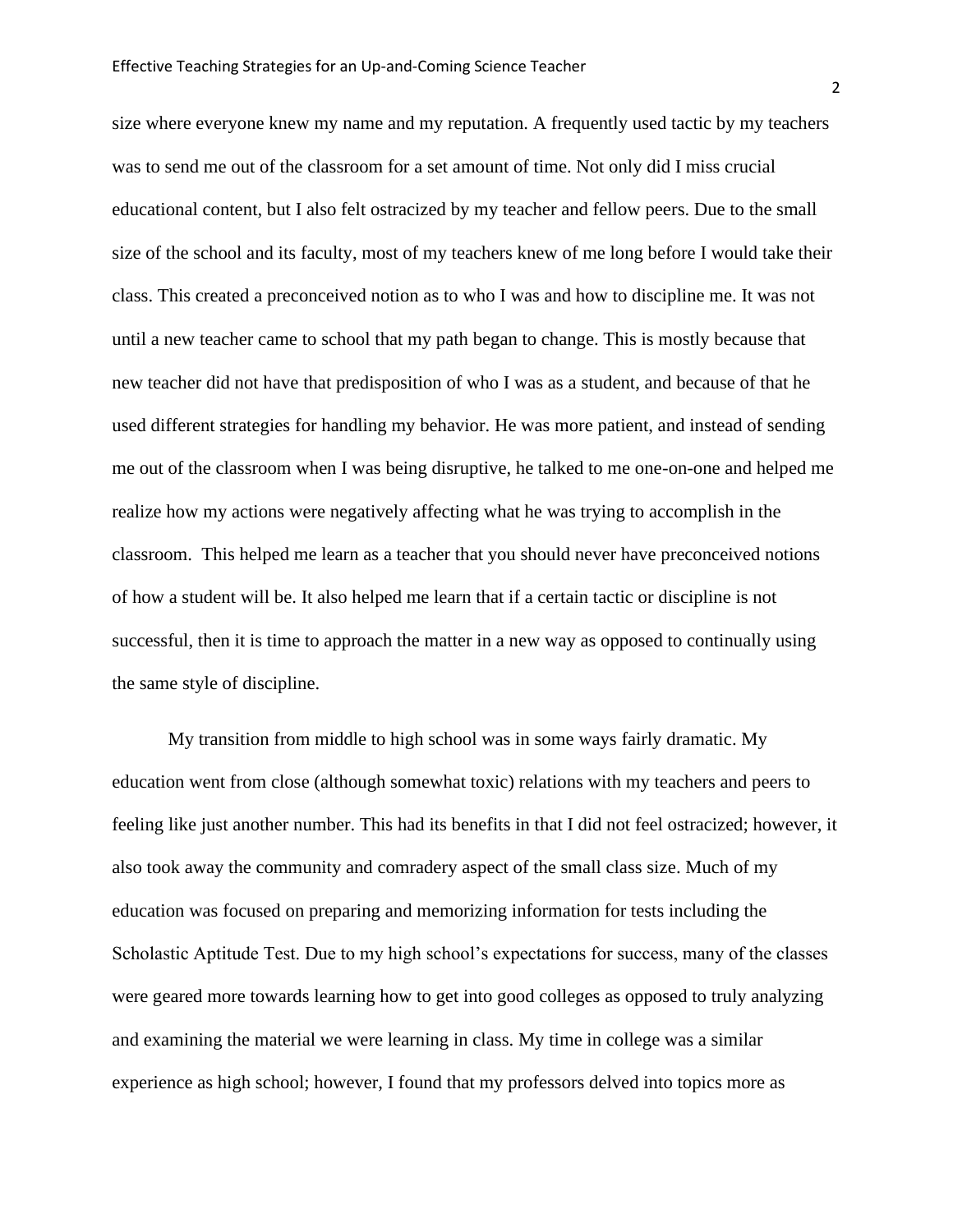size where everyone knew my name and my reputation. A frequently used tactic by my teachers was to send me out of the classroom for a set amount of time. Not only did I miss crucial educational content, but I also felt ostracized by my teacher and fellow peers. Due to the small size of the school and its faculty, most of my teachers knew of me long before I would take their class. This created a preconceived notion as to who I was and how to discipline me. It was not until a new teacher came to school that my path began to change. This is mostly because that new teacher did not have that predisposition of who I was as a student, and because of that he used different strategies for handling my behavior. He was more patient, and instead of sending me out of the classroom when I was being disruptive, he talked to me one-on-one and helped me realize how my actions were negatively affecting what he was trying to accomplish in the classroom. This helped me learn as a teacher that you should never have preconceived notions of how a student will be. It also helped me learn that if a certain tactic or discipline is not successful, then it is time to approach the matter in a new way as opposed to continually using the same style of discipline.

My transition from middle to high school was in some ways fairly dramatic. My education went from close (although somewhat toxic) relations with my teachers and peers to feeling like just another number. This had its benefits in that I did not feel ostracized; however, it also took away the community and comradery aspect of the small class size. Much of my education was focused on preparing and memorizing information for tests including the Scholastic Aptitude Test. Due to my high school's expectations for success, many of the classes were geared more towards learning how to get into good colleges as opposed to truly analyzing and examining the material we were learning in class. My time in college was a similar experience as high school; however, I found that my professors delved into topics more as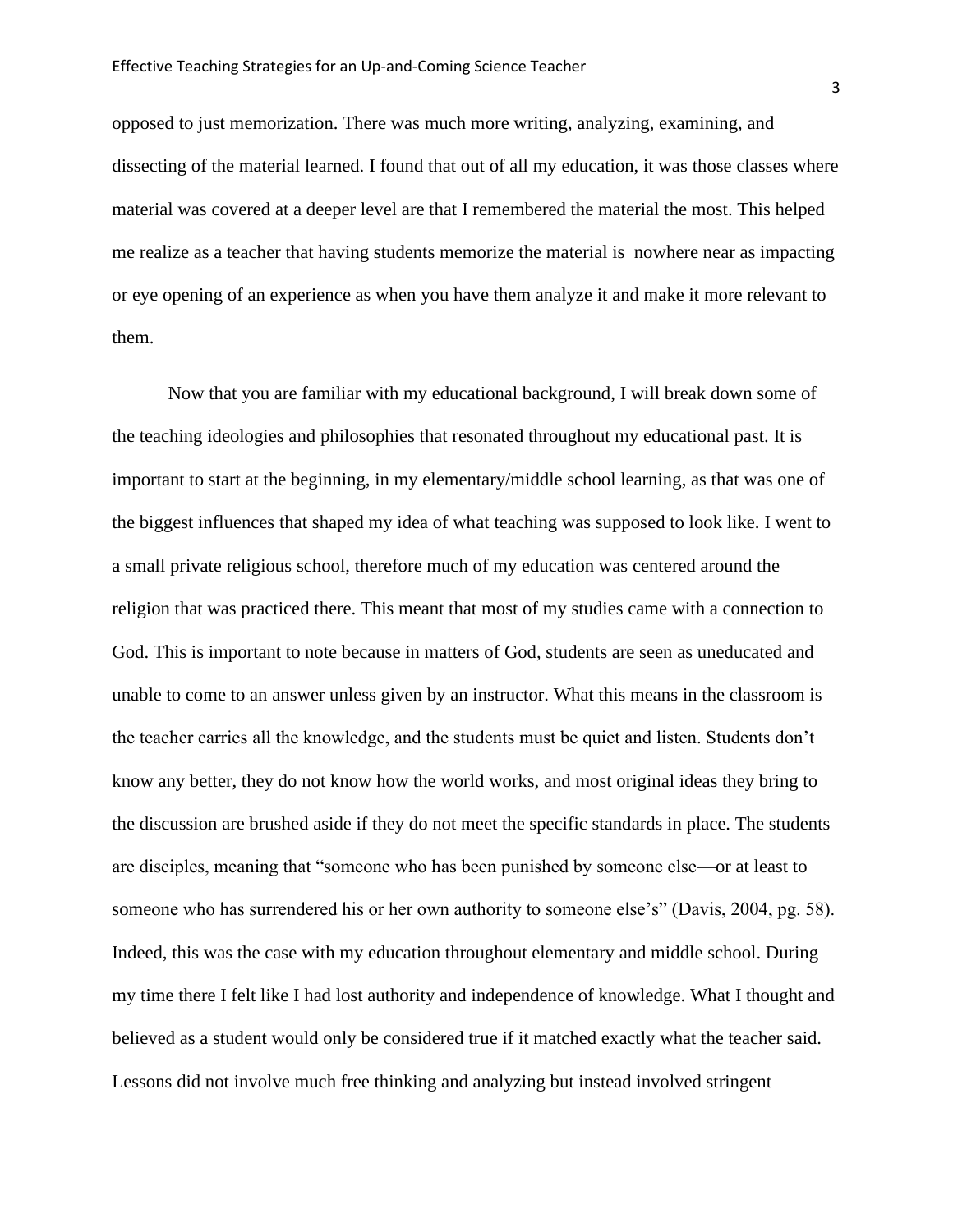opposed to just memorization. There was much more writing, analyzing, examining, and dissecting of the material learned. I found that out of all my education, it was those classes where material was covered at a deeper level are that I remembered the material the most. This helped me realize as a teacher that having students memorize the material is nowhere near as impacting or eye opening of an experience as when you have them analyze it and make it more relevant to them.

Now that you are familiar with my educational background, I will break down some of the teaching ideologies and philosophies that resonated throughout my educational past. It is important to start at the beginning, in my elementary/middle school learning, as that was one of the biggest influences that shaped my idea of what teaching was supposed to look like. I went to a small private religious school, therefore much of my education was centered around the religion that was practiced there. This meant that most of my studies came with a connection to God. This is important to note because in matters of God, students are seen as uneducated and unable to come to an answer unless given by an instructor. What this means in the classroom is the teacher carries all the knowledge, and the students must be quiet and listen. Students don't know any better, they do not know how the world works, and most original ideas they bring to the discussion are brushed aside if they do not meet the specific standards in place. The students are disciples, meaning that "someone who has been punished by someone else—or at least to someone who has surrendered his or her own authority to someone else's" (Davis, 2004, pg. 58). Indeed, this was the case with my education throughout elementary and middle school. During my time there I felt like I had lost authority and independence of knowledge. What I thought and believed as a student would only be considered true if it matched exactly what the teacher said. Lessons did not involve much free thinking and analyzing but instead involved stringent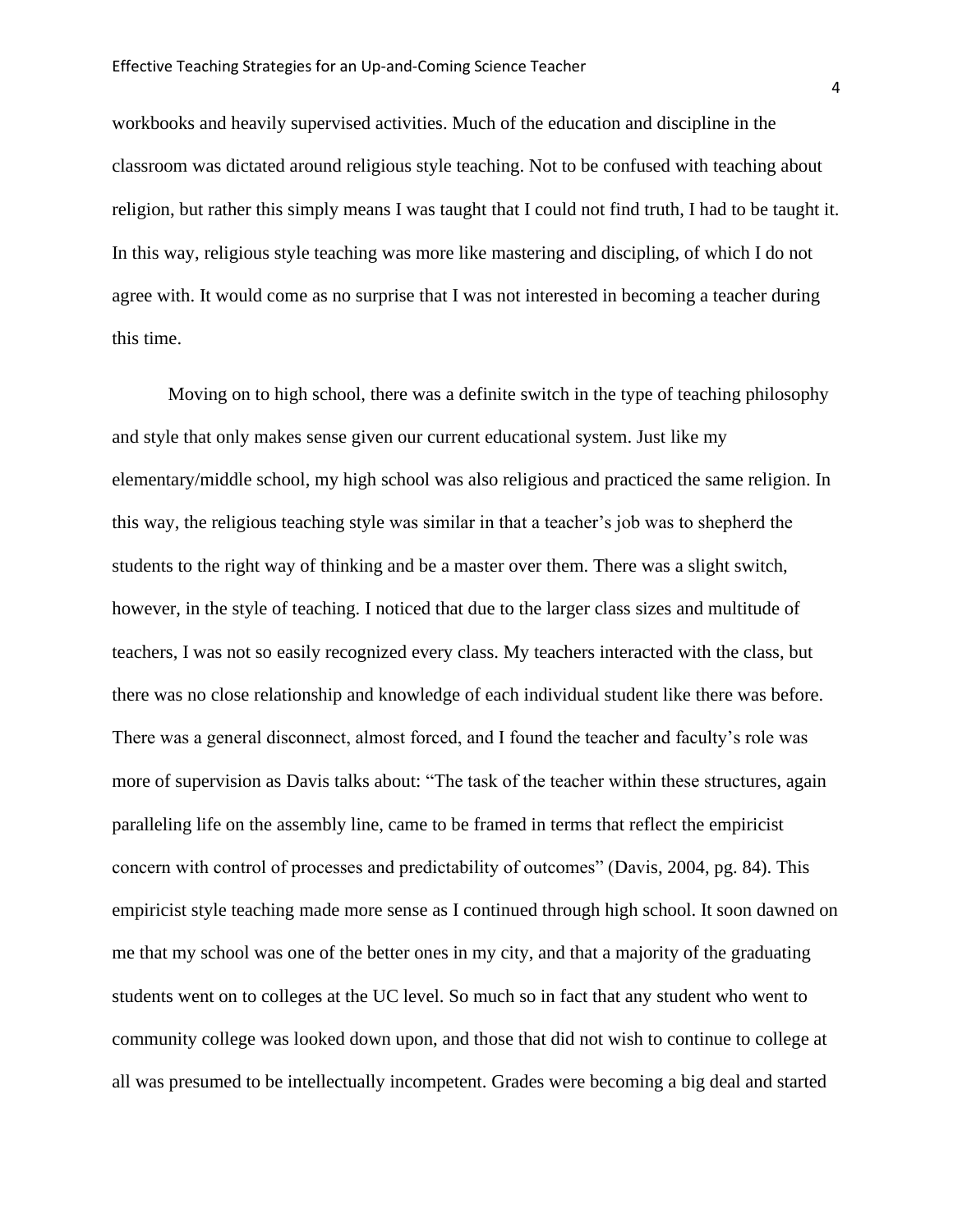workbooks and heavily supervised activities. Much of the education and discipline in the classroom was dictated around religious style teaching. Not to be confused with teaching about religion, but rather this simply means I was taught that I could not find truth, I had to be taught it. In this way, religious style teaching was more like mastering and discipling, of which I do not agree with. It would come as no surprise that I was not interested in becoming a teacher during this time.

Moving on to high school, there was a definite switch in the type of teaching philosophy and style that only makes sense given our current educational system. Just like my elementary/middle school, my high school was also religious and practiced the same religion. In this way, the religious teaching style was similar in that a teacher's job was to shepherd the students to the right way of thinking and be a master over them. There was a slight switch, however, in the style of teaching. I noticed that due to the larger class sizes and multitude of teachers, I was not so easily recognized every class. My teachers interacted with the class, but there was no close relationship and knowledge of each individual student like there was before. There was a general disconnect, almost forced, and I found the teacher and faculty's role was more of supervision as Davis talks about: "The task of the teacher within these structures, again paralleling life on the assembly line, came to be framed in terms that reflect the empiricist concern with control of processes and predictability of outcomes" (Davis, 2004, pg. 84). This empiricist style teaching made more sense as I continued through high school. It soon dawned on me that my school was one of the better ones in my city, and that a majority of the graduating students went on to colleges at the UC level. So much so in fact that any student who went to community college was looked down upon, and those that did not wish to continue to college at all was presumed to be intellectually incompetent. Grades were becoming a big deal and started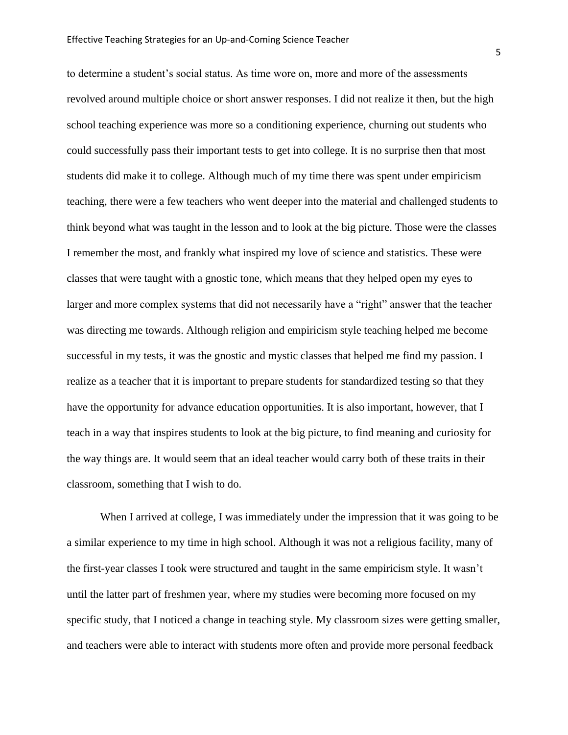to determine a student's social status. As time wore on, more and more of the assessments revolved around multiple choice or short answer responses. I did not realize it then, but the high school teaching experience was more so a conditioning experience, churning out students who could successfully pass their important tests to get into college. It is no surprise then that most students did make it to college. Although much of my time there was spent under empiricism teaching, there were a few teachers who went deeper into the material and challenged students to think beyond what was taught in the lesson and to look at the big picture. Those were the classes I remember the most, and frankly what inspired my love of science and statistics. These were classes that were taught with a gnostic tone, which means that they helped open my eyes to larger and more complex systems that did not necessarily have a "right" answer that the teacher was directing me towards. Although religion and empiricism style teaching helped me become successful in my tests, it was the gnostic and mystic classes that helped me find my passion. I realize as a teacher that it is important to prepare students for standardized testing so that they have the opportunity for advance education opportunities. It is also important, however, that I teach in a way that inspires students to look at the big picture, to find meaning and curiosity for the way things are. It would seem that an ideal teacher would carry both of these traits in their classroom, something that I wish to do.

When I arrived at college, I was immediately under the impression that it was going to be a similar experience to my time in high school. Although it was not a religious facility, many of the first-year classes I took were structured and taught in the same empiricism style. It wasn't until the latter part of freshmen year, where my studies were becoming more focused on my specific study, that I noticed a change in teaching style. My classroom sizes were getting smaller, and teachers were able to interact with students more often and provide more personal feedback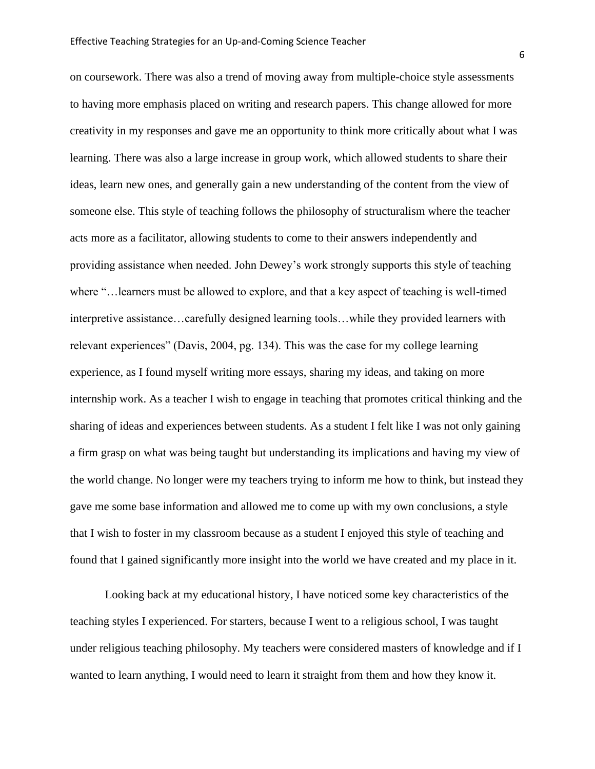on coursework. There was also a trend of moving away from multiple-choice style assessments to having more emphasis placed on writing and research papers. This change allowed for more creativity in my responses and gave me an opportunity to think more critically about what I was learning. There was also a large increase in group work, which allowed students to share their ideas, learn new ones, and generally gain a new understanding of the content from the view of someone else. This style of teaching follows the philosophy of structuralism where the teacher acts more as a facilitator, allowing students to come to their answers independently and providing assistance when needed. John Dewey's work strongly supports this style of teaching where "…learners must be allowed to explore, and that a key aspect of teaching is well-timed interpretive assistance…carefully designed learning tools…while they provided learners with relevant experiences" (Davis, 2004, pg. 134). This was the case for my college learning experience, as I found myself writing more essays, sharing my ideas, and taking on more internship work. As a teacher I wish to engage in teaching that promotes critical thinking and the sharing of ideas and experiences between students. As a student I felt like I was not only gaining a firm grasp on what was being taught but understanding its implications and having my view of the world change. No longer were my teachers trying to inform me how to think, but instead they gave me some base information and allowed me to come up with my own conclusions, a style that I wish to foster in my classroom because as a student I enjoyed this style of teaching and found that I gained significantly more insight into the world we have created and my place in it.

Looking back at my educational history, I have noticed some key characteristics of the teaching styles I experienced. For starters, because I went to a religious school, I was taught under religious teaching philosophy. My teachers were considered masters of knowledge and if I wanted to learn anything, I would need to learn it straight from them and how they know it.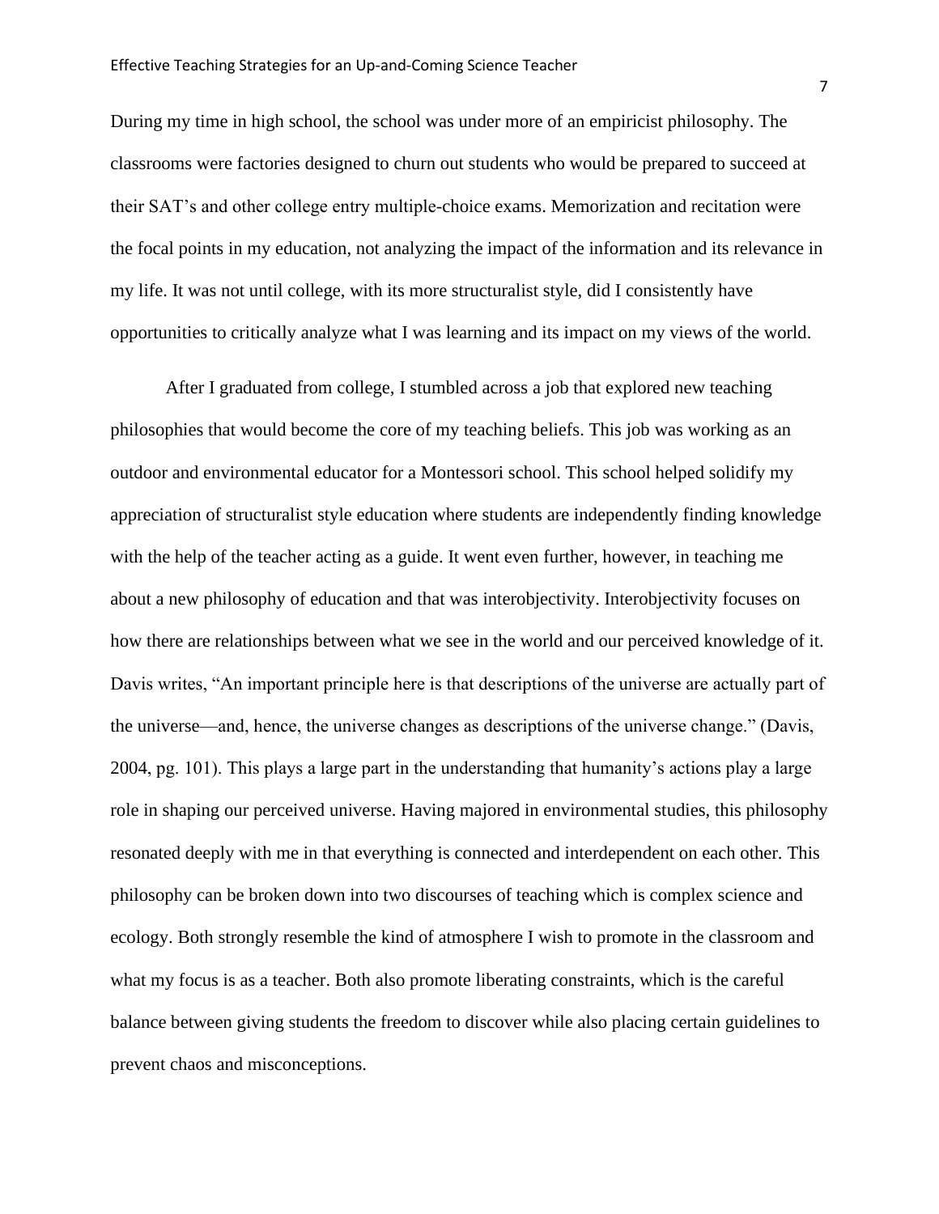During my time in high school, the school was under more of an empiricist philosophy. The classrooms were factories designed to churn out students who would be prepared to succeed at their SAT's and other college entry multiple-choice exams. Memorization and recitation were the focal points in my education, not analyzing the impact of the information and its relevance in my life. It was not until college, with its more structuralist style, did I consistently have opportunities to critically analyze what I was learning and its impact on my views of the world.

After I graduated from college, I stumbled across a job that explored new teaching philosophies that would become the core of my teaching beliefs. This job was working as an outdoor and environmental educator for a Montessori school. This school helped solidify my appreciation of structuralist style education where students are independently finding knowledge with the help of the teacher acting as a guide. It went even further, however, in teaching me about a new philosophy of education and that was interobjectivity. Interobjectivity focuses on how there are relationships between what we see in the world and our perceived knowledge of it. Davis writes, "An important principle here is that descriptions of the universe are actually part of the universe—and, hence, the universe changes as descriptions of the universe change." (Davis, 2004, pg. 101). This plays a large part in the understanding that humanity's actions play a large role in shaping our perceived universe. Having majored in environmental studies, this philosophy resonated deeply with me in that everything is connected and interdependent on each other. This philosophy can be broken down into two discourses of teaching which is complex science and ecology. Both strongly resemble the kind of atmosphere I wish to promote in the classroom and what my focus is as a teacher. Both also promote liberating constraints, which is the careful balance between giving students the freedom to discover while also placing certain guidelines to prevent chaos and misconceptions.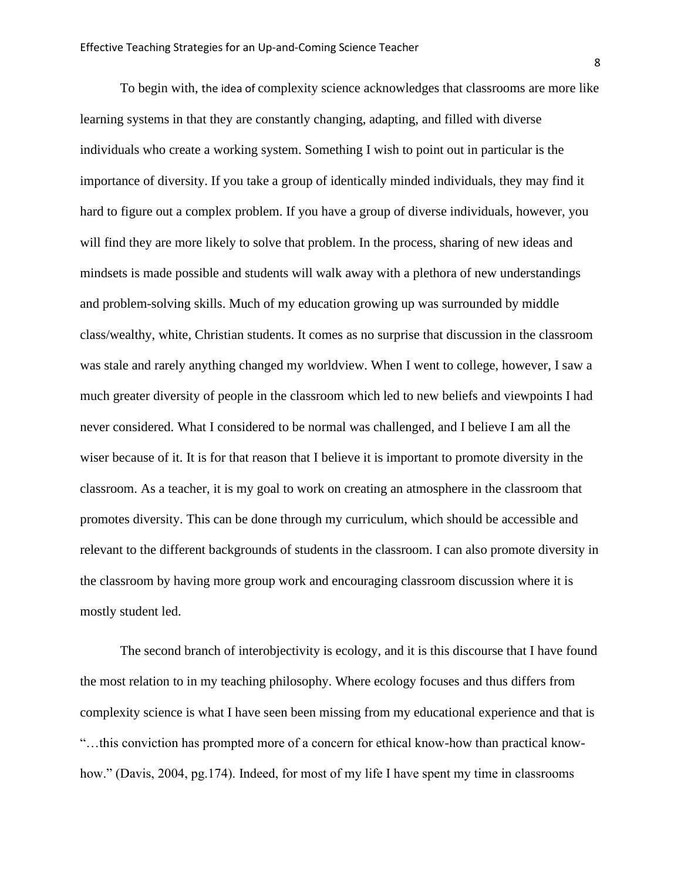To begin with, the idea of complexity science acknowledges that classrooms are more like learning systems in that they are constantly changing, adapting, and filled with diverse individuals who create a working system. Something I wish to point out in particular is the importance of diversity. If you take a group of identically minded individuals, they may find it hard to figure out a complex problem. If you have a group of diverse individuals, however, you will find they are more likely to solve that problem. In the process, sharing of new ideas and mindsets is made possible and students will walk away with a plethora of new understandings and problem-solving skills. Much of my education growing up was surrounded by middle class/wealthy, white, Christian students. It comes as no surprise that discussion in the classroom was stale and rarely anything changed my worldview. When I went to college, however, I saw a much greater diversity of people in the classroom which led to new beliefs and viewpoints I had never considered. What I considered to be normal was challenged, and I believe I am all the wiser because of it. It is for that reason that I believe it is important to promote diversity in the classroom. As a teacher, it is my goal to work on creating an atmosphere in the classroom that promotes diversity. This can be done through my curriculum, which should be accessible and relevant to the different backgrounds of students in the classroom. I can also promote diversity in the classroom by having more group work and encouraging classroom discussion where it is mostly student led.

The second branch of interobjectivity is ecology, and it is this discourse that I have found the most relation to in my teaching philosophy. Where ecology focuses and thus differs from complexity science is what I have seen been missing from my educational experience and that is "…this conviction has prompted more of a concern for ethical know-how than practical know-how." (Davis, 2004, pg.174). Indeed, for most of my life I have spent my time in classrooms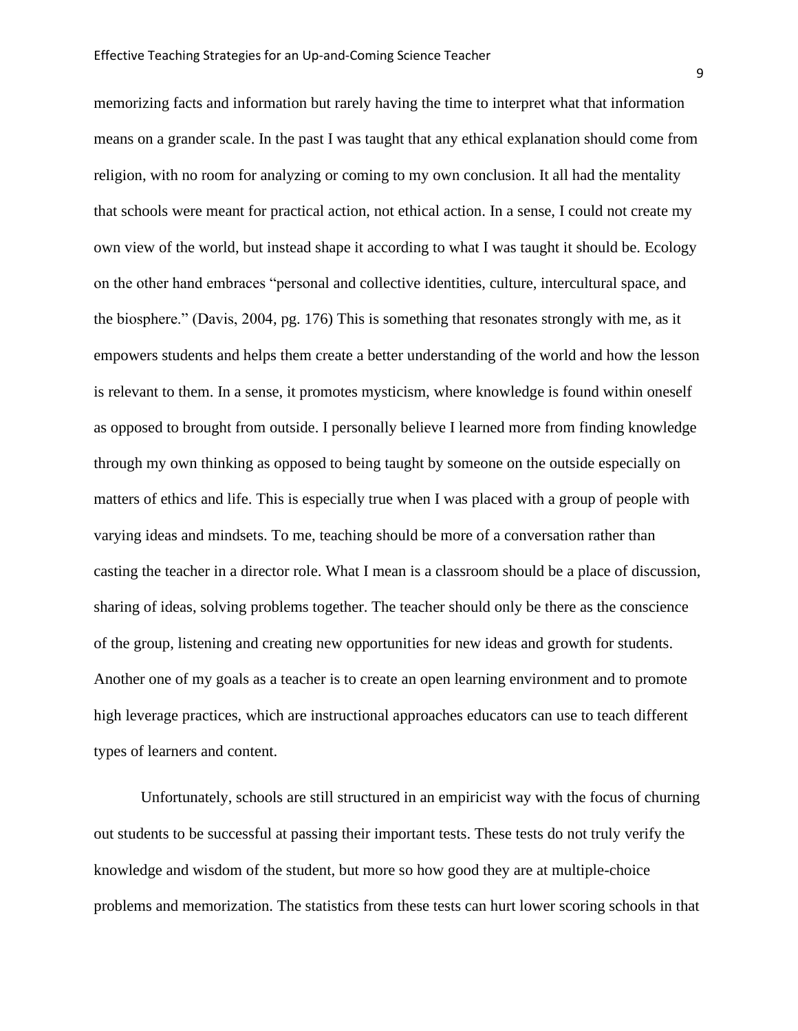memorizing facts and information but rarely having the time to interpret what that information means on a grander scale. In the past I was taught that any ethical explanation should come from religion, with no room for analyzing or coming to my own conclusion. It all had the mentality that schools were meant for practical action, not ethical action. In a sense, I could not create my own view of the world, but instead shape it according to what I was taught it should be. Ecology on the other hand embraces "personal and collective identities, culture, intercultural space, and the biosphere." (Davis, 2004, pg. 176) This is something that resonates strongly with me, as it empowers students and helps them create a better understanding of the world and how the lesson is relevant to them. In a sense, it promotes mysticism, where knowledge is found within oneself as opposed to brought from outside. I personally believe I learned more from finding knowledge through my own thinking as opposed to being taught by someone on the outside especially on matters of ethics and life. This is especially true when I was placed with a group of people with varying ideas and mindsets. To me, teaching should be more of a conversation rather than casting the teacher in a director role. What I mean is a classroom should be a place of discussion, sharing of ideas, solving problems together. The teacher should only be there as the conscience of the group, listening and creating new opportunities for new ideas and growth for students. Another one of my goals as a teacher is to create an open learning environment and to promote high leverage practices, which are instructional approaches educators can use to teach different types of learners and content.

Unfortunately, schools are still structured in an empiricist way with the focus of churning out students to be successful at passing their important tests. These tests do not truly verify the knowledge and wisdom of the student, but more so how good they are at multiple-choice problems and memorization. The statistics from these tests can hurt lower scoring schools in that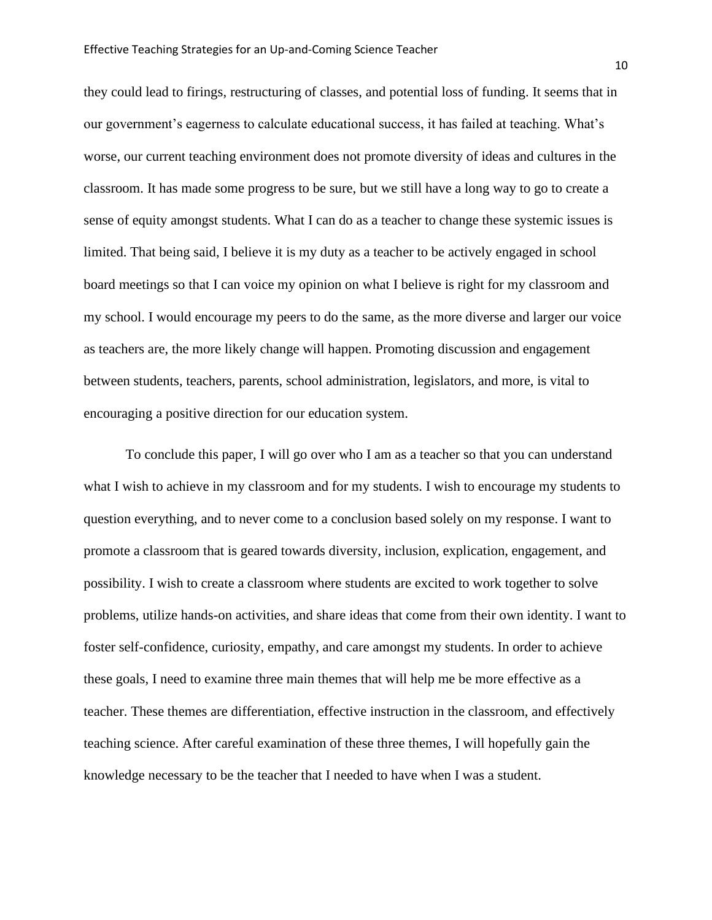they could lead to firings, restructuring of classes, and potential loss of funding. It seems that in our government's eagerness to calculate educational success, it has failed at teaching. What's worse, our current teaching environment does not promote diversity of ideas and cultures in the classroom. It has made some progress to be sure, but we still have a long way to go to create a sense of equity amongst students. What I can do as a teacher to change these systemic issues is limited. That being said, I believe it is my duty as a teacher to be actively engaged in school board meetings so that I can voice my opinion on what I believe is right for my classroom and my school. I would encourage my peers to do the same, as the more diverse and larger our voice as teachers are, the more likely change will happen. Promoting discussion and engagement between students, teachers, parents, school administration, legislators, and more, is vital to encouraging a positive direction for our education system.

To conclude this paper, I will go over who I am as a teacher so that you can understand what I wish to achieve in my classroom and for my students. I wish to encourage my students to question everything, and to never come to a conclusion based solely on my response. I want to promote a classroom that is geared towards diversity, inclusion, explication, engagement, and possibility. I wish to create a classroom where students are excited to work together to solve problems, utilize hands-on activities, and share ideas that come from their own identity. I want to foster self-confidence, curiosity, empathy, and care amongst my students. In order to achieve these goals, I need to examine three main themes that will help me be more effective as a teacher. These themes are differentiation, effective instruction in the classroom, and effectively teaching science. After careful examination of these three themes, I will hopefully gain the knowledge necessary to be the teacher that I needed to have when I was a student.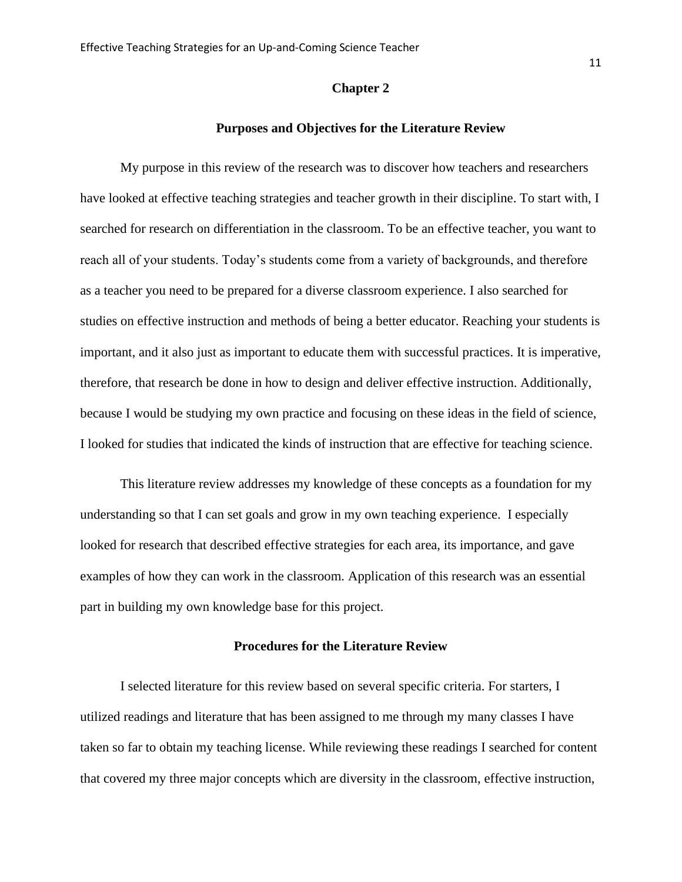# Chapter 2

## Purposes and Objectives for the Literature Review

My purpose in this review of the research was to discover how teachers and researchers have looked at effective teaching strategies and teacher growth in their discipline. To start with, I searched for research on differentiation in the classroom. To be an effective teacher, you want to reach all of your students. Today's students come from a variety of backgrounds, and therefore as a teacher you need to be prepared for a diverse classroom experience. I also searched for studies on effective instruction and methods of being a better educator. Reaching your students is important, and it also just as important to educate them with successful practices. It is imperative, therefore, that research be done in how to design and deliver effective instruction. Additionally, because I would be studying my own practice and focusing on these ideas in the field of science, I looked for studies that indicated the kinds of instruction that are effective for teaching science.

This literature review addresses my knowledge of these concepts as a foundation for my understanding so that I can set goals and grow in my own teaching experience. I especially looked for research that described effective strategies for each area, its importance, and gave examples of how they can work in the classroom. Application of this research was an essential part in building my own knowledge base for this project.

## Procedures for the Literature Review

I selected literature for this review based on several specific criteria. For starters, I utilized readings and literature that has been assigned to me through my many classes I have taken so far to obtain my teaching license. While reviewing these readings I searched for content that covered my three major concepts which are diversity in the classroom, effective instruction,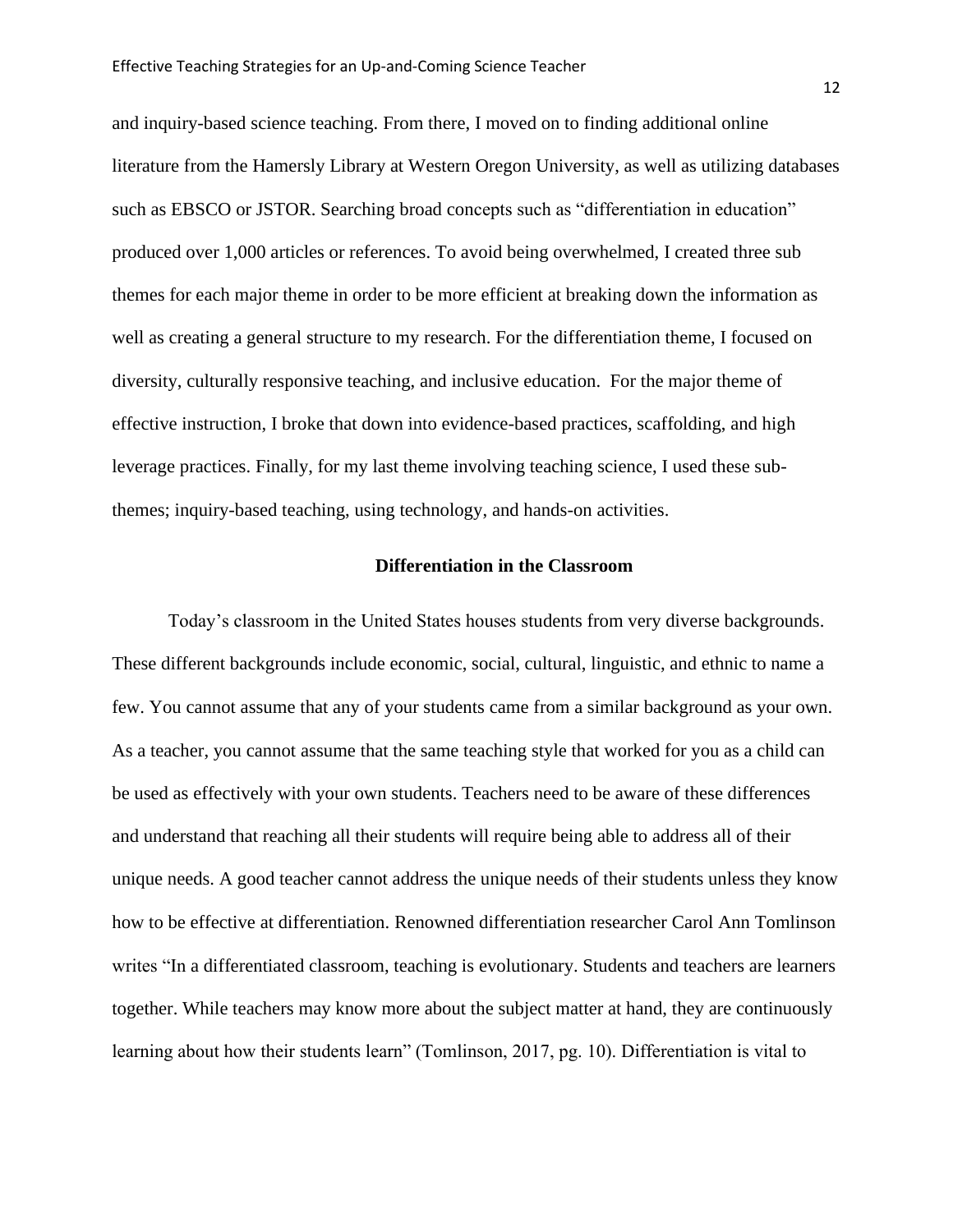and inquiry-based science teaching. From there, I moved on to finding additional online literature from the Hamersly Library at Western Oregon University, as well as utilizing databases such as EBSCO or JSTOR. Searching broad concepts such as "differentiation in education" produced over 1,000 articles or references. To avoid being overwhelmed, I created three sub themes for each major theme in order to be more efficient at breaking down the information as well as creating a general structure to my research. For the differentiation theme, I focused on diversity, culturally responsive teaching, and inclusive education. For the major theme of effective instruction, I broke that down into evidence-based practices, scaffolding, and high leverage practices. Finally, for my last theme involving teaching science, I used these sub-themes; inquiry-based teaching, using technology, and hands-on activities.

## Differentiation in the Classroom

Today's classroom in the United States houses students from very diverse backgrounds. These different backgrounds include economic, social, cultural, linguistic, and ethnic to name a few. You cannot assume that any of your students came from a similar background as your own. As a teacher, you cannot assume that the same teaching style that worked for you as a child can be used as effectively with your own students. Teachers need to be aware of these differences and understand that reaching all their students will require being able to address all of their unique needs. A good teacher cannot address the unique needs of their students unless they know how to be effective at differentiation. Renowned differentiation researcher Carol Ann Tomlinson writes "In a differentiated classroom, teaching is evolutionary. Students and teachers are learners together. While teachers may know more about the subject matter at hand, they are continuously learning about how their students learn" (Tomlinson, 2017, pg. 10). Differentiation is vital to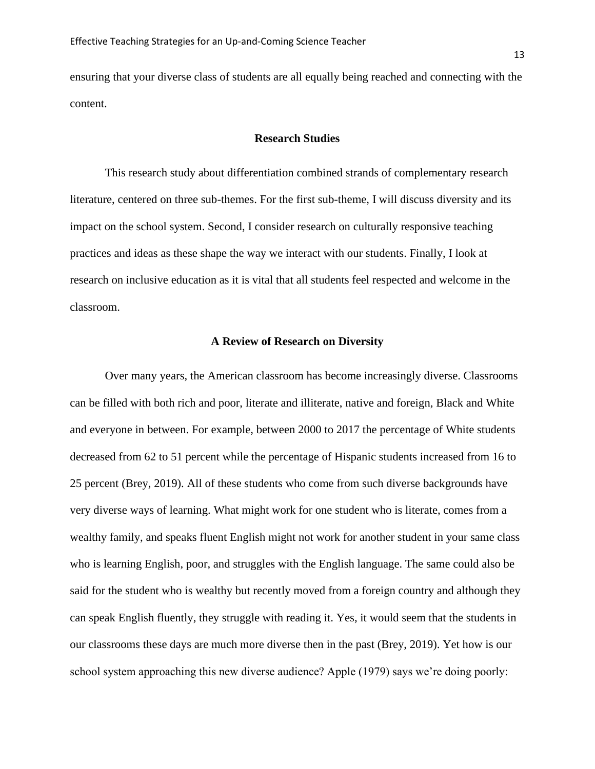ensuring that your diverse class of students are all equally being reached and connecting with the content.

## Research Studies

This research study about differentiation combined strands of complementary research literature, centered on three sub-themes. For the first sub-theme, I will discuss diversity and its impact on the school system. Second, I consider research on culturally responsive teaching practices and ideas as these shape the way we interact with our students. Finally, I look at research on inclusive education as it is vital that all students feel respected and welcome in the classroom.

## A Review of Research on Diversity

Over many years, the American classroom has become increasingly diverse. Classrooms can be filled with both rich and poor, literate and illiterate, native and foreign, Black and White and everyone in between. For example, between 2000 to 2017 the percentage of White students decreased from 62 to 51 percent while the percentage of Hispanic students increased from 16 to 25 percent (Brey, 2019). All of these students who come from such diverse backgrounds have very diverse ways of learning. What might work for one student who is literate, comes from a wealthy family, and speaks fluent English might not work for another student in your same class who is learning English, poor, and struggles with the English language. The same could also be said for the student who is wealthy but recently moved from a foreign country and although they can speak English fluently, they struggle with reading it. Yes, it would seem that the students in our classrooms these days are much more diverse then in the past (Brey, 2019). Yet how is our school system approaching this new diverse audience? Apple (1979) says we're doing poorly: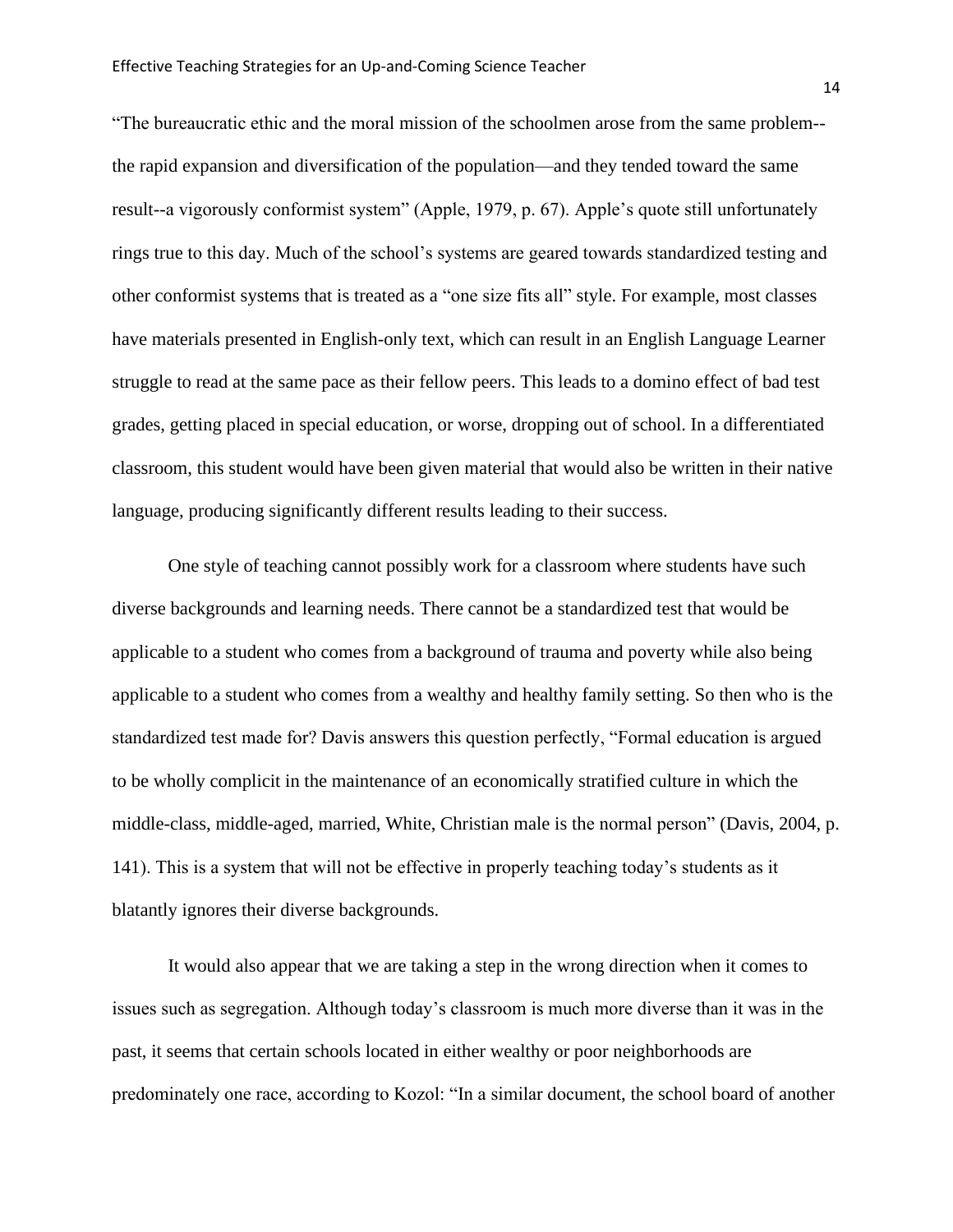"The bureaucratic ethic and the moral mission of the schoolmen arose from the same problem--the rapid expansion and diversification of the population—and they tended toward the same result--a vigorously conformist system" (Apple, 1979, p. 67). Apple's quote still unfortunately rings true to this day. Much of the school's systems are geared towards standardized testing and other conformist systems that is treated as a "one size fits all" style. For example, most classes have materials presented in English-only text, which can result in an English Language Learner struggle to read at the same pace as their fellow peers. This leads to a domino effect of bad test grades, getting placed in special education, or worse, dropping out of school. In a differentiated classroom, this student would have been given material that would also be written in their native language, producing significantly different results leading to their success.

One style of teaching cannot possibly work for a classroom where students have such diverse backgrounds and learning needs. There cannot be a standardized test that would be applicable to a student who comes from a background of trauma and poverty while also being applicable to a student who comes from a wealthy and healthy family setting. So then who is the standardized test made for? Davis answers this question perfectly, "Formal education is argued to be wholly complicit in the maintenance of an economically stratified culture in which the middle-class, middle-aged, married, White, Christian male is the normal person" (Davis, 2004, p. 141). This is a system that will not be effective in properly teaching today's students as it blatantly ignores their diverse backgrounds.

It would also appear that we are taking a step in the wrong direction when it comes to issues such as segregation. Although today's classroom is much more diverse than it was in the past, it seems that certain schools located in either wealthy or poor neighborhoods are predominately one race, according to Kozol: "In a similar document, the school board of another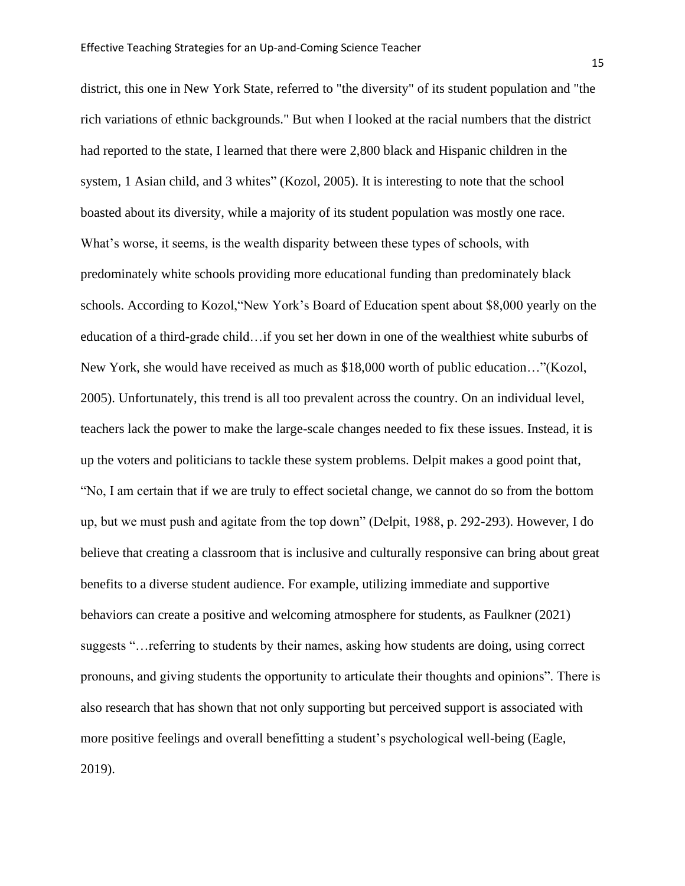district, this one in New York State, referred to "the diversity" of its student population and "the rich variations of ethnic backgrounds." But when I looked at the racial numbers that the district had reported to the state, I learned that there were 2,800 black and Hispanic children in the system, 1 Asian child, and 3 whites" (Kozol, 2005). It is interesting to note that the school boasted about its diversity, while a majority of its student population was mostly one race. What's worse, it seems, is the wealth disparity between these types of schools, with predominately white schools providing more educational funding than predominately black schools. According to Kozol,"New York's Board of Education spent about $8,000 yearly on the education of a third-grade child…if you set her down in one of the wealthiest white suburbs of New York, she would have received as much as $18,000 worth of public education…"(Kozol, 2005). Unfortunately, this trend is all too prevalent across the country. On an individual level, teachers lack the power to make the large-scale changes needed to fix these issues. Instead, it is up the voters and politicians to tackle these system problems. Delpit makes a good point that, "No, I am certain that if we are truly to effect societal change, we cannot do so from the bottom up, but we must push and agitate from the top down" (Delpit, 1988, p. 292-293). However, I do believe that creating a classroom that is inclusive and culturally responsive can bring about great benefits to a diverse student audience. For example, utilizing immediate and supportive behaviors can create a positive and welcoming atmosphere for students, as Faulkner (2021) suggests "…referring to students by their names, asking how students are doing, using correct pronouns, and giving students the opportunity to articulate their thoughts and opinions". There is also research that has shown that not only supporting but perceived support is associated with more positive feelings and overall benefitting a student's psychological well-being (Eagle, 2019).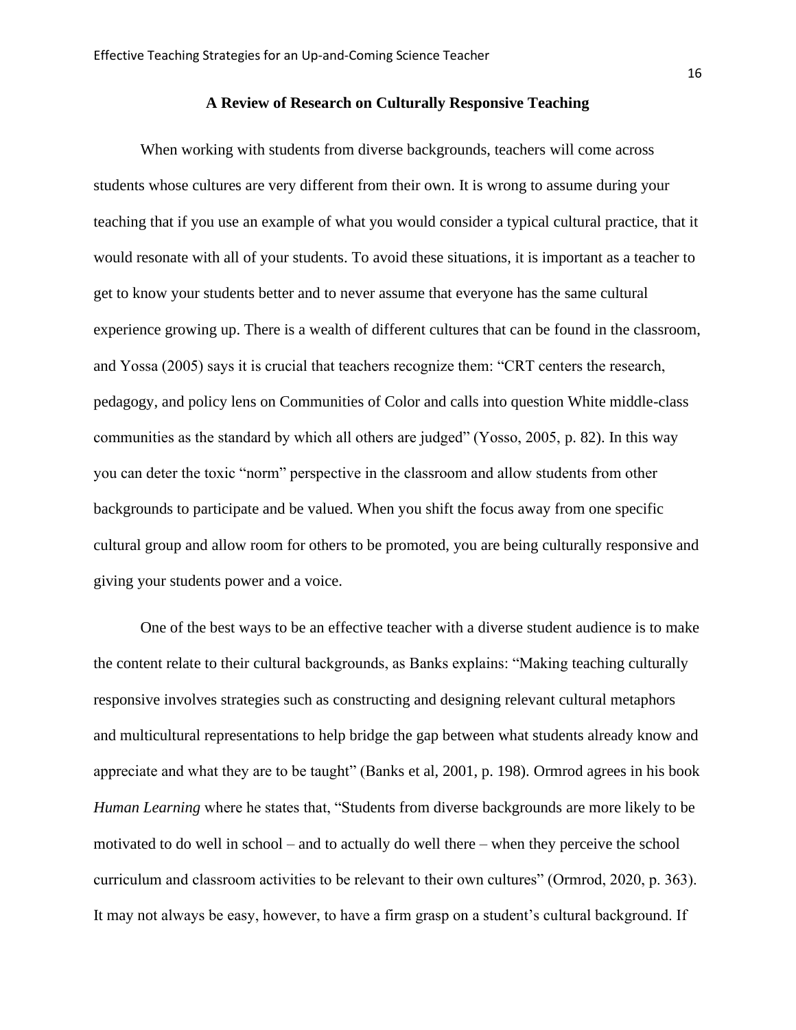## A Review of Research on Culturally Responsive Teaching

When working with students from diverse backgrounds, teachers will come across students whose cultures are very different from their own. It is wrong to assume during your teaching that if you use an example of what you would consider a typical cultural practice, that it would resonate with all of your students. To avoid these situations, it is important as a teacher to get to know your students better and to never assume that everyone has the same cultural experience growing up. There is a wealth of different cultures that can be found in the classroom, and Yossa (2005) says it is crucial that teachers recognize them: "CRT centers the research, pedagogy, and policy lens on Communities of Color and calls into question White middle-class communities as the standard by which all others are judged" (Yosso, 2005, p. 82). In this way you can deter the toxic "norm" perspective in the classroom and allow students from other backgrounds to participate and be valued. When you shift the focus away from one specific cultural group and allow room for others to be promoted, you are being culturally responsive and giving your students power and a voice.

One of the best ways to be an effective teacher with a diverse student audience is to make the content relate to their cultural backgrounds, as Banks explains: "Making teaching culturally responsive involves strategies such as constructing and designing relevant cultural metaphors and multicultural representations to help bridge the gap between what students already know and appreciate and what they are to be taught" (Banks et al, 2001, p. 198). Ormrod agrees in his book *Human Learning* where he states that, "Students from diverse backgrounds are more likely to be motivated to do well in school – and to actually do well there – when they perceive the school curriculum and classroom activities to be relevant to their own cultures" (Ormrod, 2020, p. 363). It may not always be easy, however, to have a firm grasp on a student's cultural background. If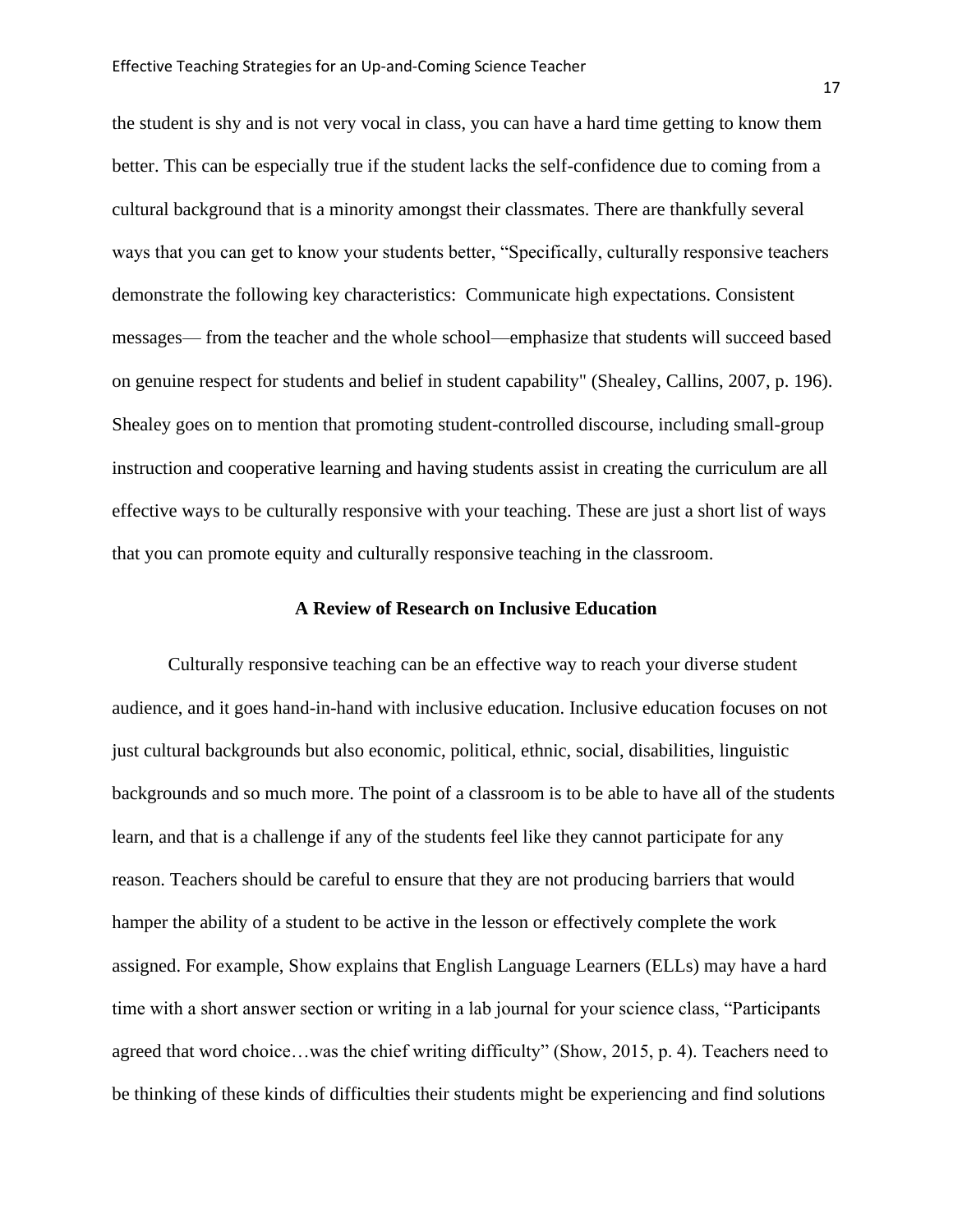the student is shy and is not very vocal in class, you can have a hard time getting to know them better. This can be especially true if the student lacks the self-confidence due to coming from a cultural background that is a minority amongst their classmates. There are thankfully several ways that you can get to know your students better, "Specifically, culturally responsive teachers demonstrate the following key characteristics:  Communicate high expectations. Consistent messages— from the teacher and the whole school—emphasize that students will succeed based on genuine respect for students and belief in student capability" (Shealey, Callins, 2007, p. 196). Shealey goes on to mention that promoting student-controlled discourse, including small-group instruction and cooperative learning and having students assist in creating the curriculum are all effective ways to be culturally responsive with your teaching. These are just a short list of ways that you can promote equity and culturally responsive teaching in the classroom.

## A Review of Research on Inclusive Education

Culturally responsive teaching can be an effective way to reach your diverse student audience, and it goes hand-in-hand with inclusive education. Inclusive education focuses on not just cultural backgrounds but also economic, political, ethnic, social, disabilities, linguistic backgrounds and so much more. The point of a classroom is to be able to have all of the students learn, and that is a challenge if any of the students feel like they cannot participate for any reason. Teachers should be careful to ensure that they are not producing barriers that would hamper the ability of a student to be active in the lesson or effectively complete the work assigned. For example, Show explains that English Language Learners (ELLs) may have a hard time with a short answer section or writing in a lab journal for your science class, "Participants agreed that word choice…was the chief writing difficulty" (Show, 2015, p. 4). Teachers need to be thinking of these kinds of difficulties their students might be experiencing and find solutions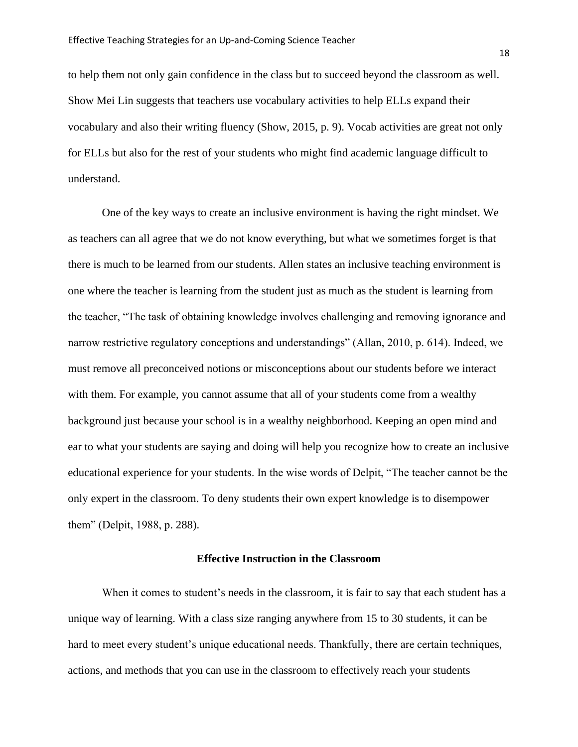to help them not only gain confidence in the class but to succeed beyond the classroom as well. Show Mei Lin suggests that teachers use vocabulary activities to help ELLs expand their vocabulary and also their writing fluency (Show, 2015, p. 9). Vocab activities are great not only for ELLs but also for the rest of your students who might find academic language difficult to understand.

One of the key ways to create an inclusive environment is having the right mindset. We as teachers can all agree that we do not know everything, but what we sometimes forget is that there is much to be learned from our students. Allen states an inclusive teaching environment is one where the teacher is learning from the student just as much as the student is learning from the teacher, "The task of obtaining knowledge involves challenging and removing ignorance and narrow restrictive regulatory conceptions and understandings" (Allan, 2010, p. 614). Indeed, we must remove all preconceived notions or misconceptions about our students before we interact with them. For example, you cannot assume that all of your students come from a wealthy background just because your school is in a wealthy neighborhood. Keeping an open mind and ear to what your students are saying and doing will help you recognize how to create an inclusive educational experience for your students. In the wise words of Delpit, "The teacher cannot be the only expert in the classroom. To deny students their own expert knowledge is to disempower them" (Delpit, 1988, p. 288).

## Effective Instruction in the Classroom

When it comes to student's needs in the classroom, it is fair to say that each student has a unique way of learning. With a class size ranging anywhere from 15 to 30 students, it can be hard to meet every student's unique educational needs. Thankfully, there are certain techniques, actions, and methods that you can use in the classroom to effectively reach your students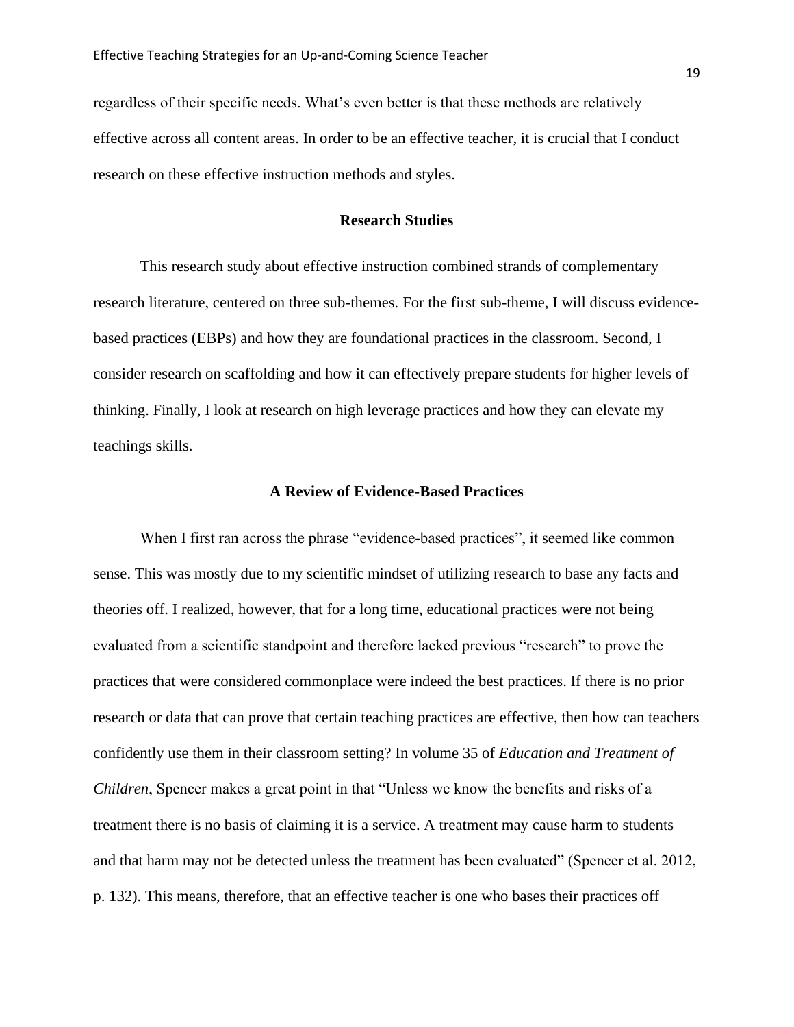regardless of their specific needs. What's even better is that these methods are relatively effective across all content areas. In order to be an effective teacher, it is crucial that I conduct research on these effective instruction methods and styles.

## Research Studies

This research study about effective instruction combined strands of complementary research literature, centered on three sub-themes. For the first sub-theme, I will discuss evidence-based practices (EBPs) and how they are foundational practices in the classroom. Second, I consider research on scaffolding and how it can effectively prepare students for higher levels of thinking. Finally, I look at research on high leverage practices and how they can elevate my teachings skills.

## A Review of Evidence-Based Practices

When I first ran across the phrase "evidence-based practices", it seemed like common sense. This was mostly due to my scientific mindset of utilizing research to base any facts and theories off. I realized, however, that for a long time, educational practices were not being evaluated from a scientific standpoint and therefore lacked previous "research" to prove the practices that were considered commonplace were indeed the best practices. If there is no prior research or data that can prove that certain teaching practices are effective, then how can teachers confidently use them in their classroom setting? In volume 35 of *Education and Treatment of Children*, Spencer makes a great point in that "Unless we know the benefits and risks of a treatment there is no basis of claiming it is a service. A treatment may cause harm to students and that harm may not be detected unless the treatment has been evaluated" (Spencer et al. 2012, p. 132). This means, therefore, that an effective teacher is one who bases their practices off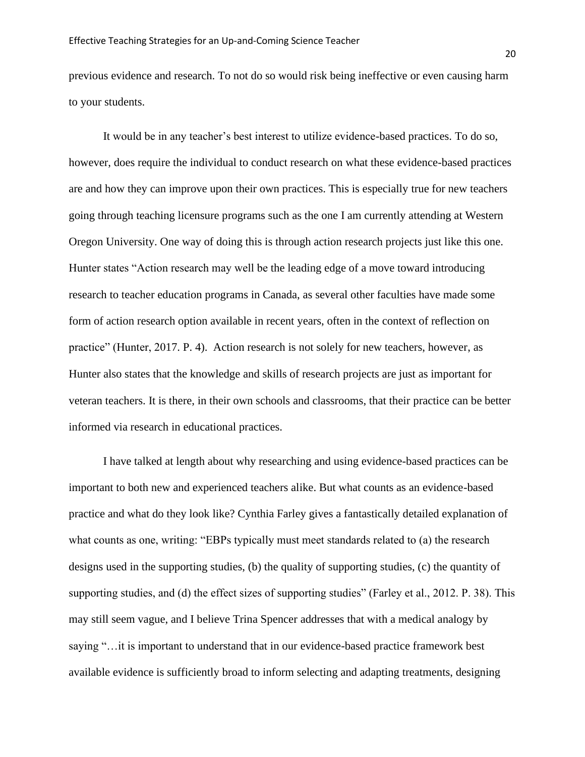previous evidence and research. To not do so would risk being ineffective or even causing harm to your students.

It would be in any teacher's best interest to utilize evidence-based practices. To do so, however, does require the individual to conduct research on what these evidence-based practices are and how they can improve upon their own practices. This is especially true for new teachers going through teaching licensure programs such as the one I am currently attending at Western Oregon University. One way of doing this is through action research projects just like this one. Hunter states "Action research may well be the leading edge of a move toward introducing research to teacher education programs in Canada, as several other faculties have made some form of action research option available in recent years, often in the context of reflection on practice" (Hunter, 2017. P. 4). Action research is not solely for new teachers, however, as Hunter also states that the knowledge and skills of research projects are just as important for veteran teachers. It is there, in their own schools and classrooms, that their practice can be better informed via research in educational practices.

I have talked at length about why researching and using evidence-based practices can be important to both new and experienced teachers alike. But what counts as an evidence-based practice and what do they look like? Cynthia Farley gives a fantastically detailed explanation of what counts as one, writing: "EBPs typically must meet standards related to (a) the research designs used in the supporting studies, (b) the quality of supporting studies, (c) the quantity of supporting studies, and (d) the effect sizes of supporting studies" (Farley et al., 2012. P. 38). This may still seem vague, and I believe Trina Spencer addresses that with a medical analogy by saying "…it is important to understand that in our evidence-based practice framework best available evidence is sufficiently broad to inform selecting and adapting treatments, designing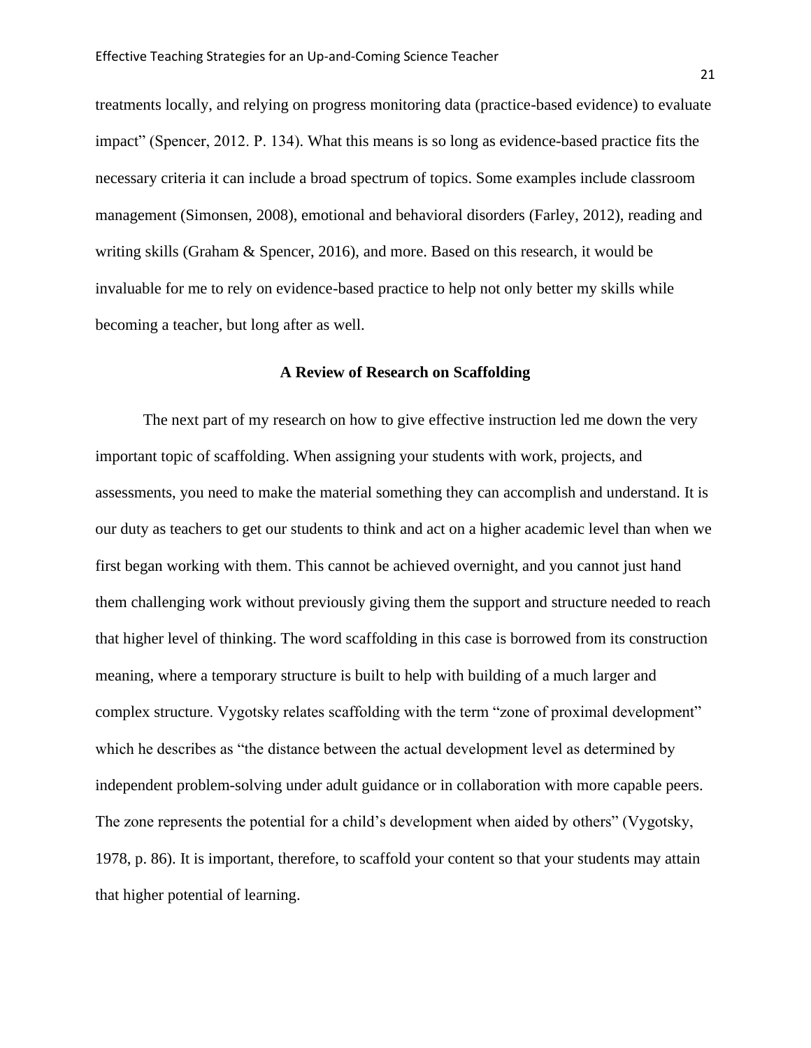treatments locally, and relying on progress monitoring data (practice-based evidence) to evaluate impact" (Spencer, 2012. P. 134). What this means is so long as evidence-based practice fits the necessary criteria it can include a broad spectrum of topics. Some examples include classroom management (Simonsen, 2008), emotional and behavioral disorders (Farley, 2012), reading and writing skills (Graham & Spencer, 2016), and more. Based on this research, it would be invaluable for me to rely on evidence-based practice to help not only better my skills while becoming a teacher, but long after as well.

## A Review of Research on Scaffolding

The next part of my research on how to give effective instruction led me down the very important topic of scaffolding. When assigning your students with work, projects, and assessments, you need to make the material something they can accomplish and understand. It is our duty as teachers to get our students to think and act on a higher academic level than when we first began working with them. This cannot be achieved overnight, and you cannot just hand them challenging work without previously giving them the support and structure needed to reach that higher level of thinking. The word scaffolding in this case is borrowed from its construction meaning, where a temporary structure is built to help with building of a much larger and complex structure. Vygotsky relates scaffolding with the term "zone of proximal development" which he describes as "the distance between the actual development level as determined by independent problem-solving under adult guidance or in collaboration with more capable peers. The zone represents the potential for a child's development when aided by others" (Vygotsky, 1978, p. 86). It is important, therefore, to scaffold your content so that your students may attain that higher potential of learning.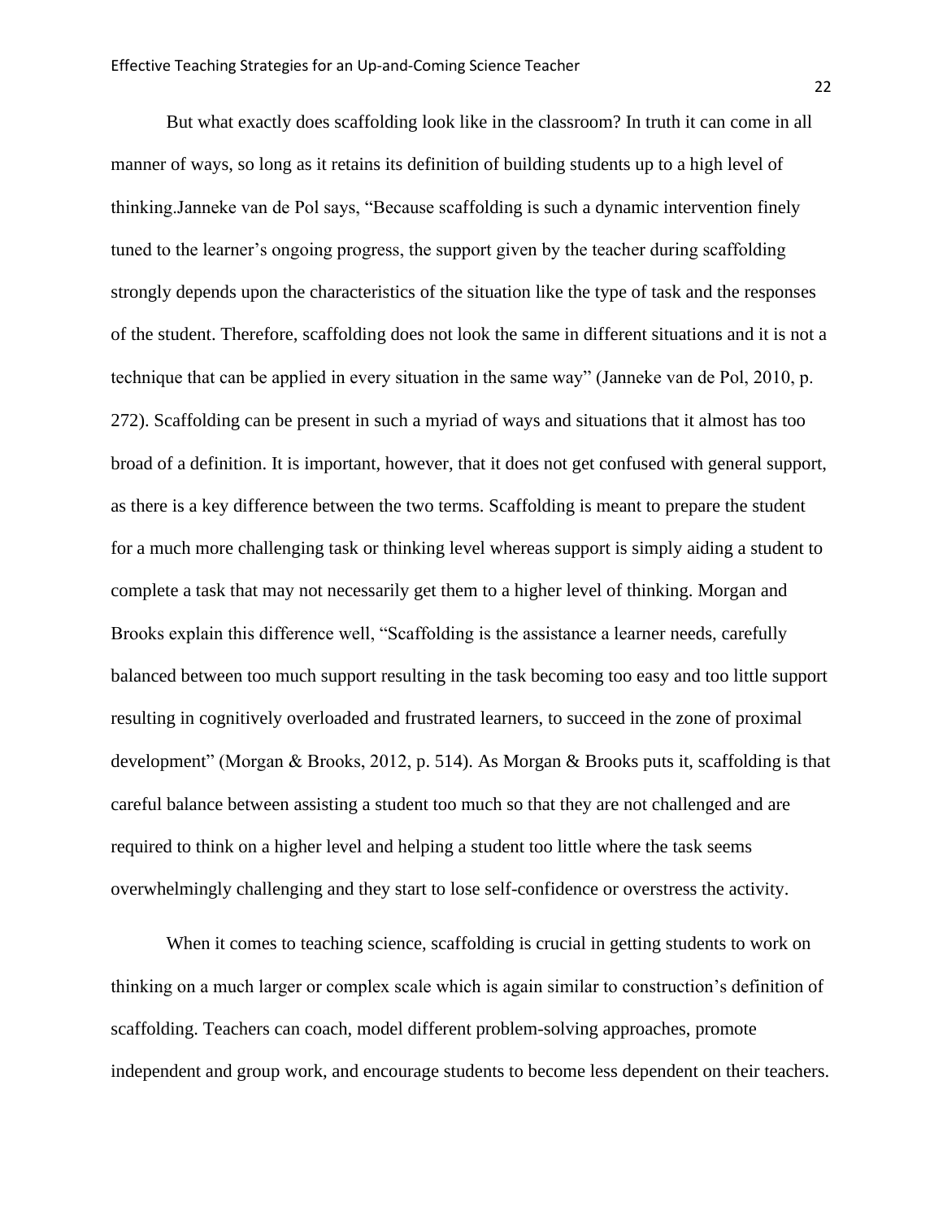But what exactly does scaffolding look like in the classroom? In truth it can come in all manner of ways, so long as it retains its definition of building students up to a high level of thinking.Janneke van de Pol says, "Because scaffolding is such a dynamic intervention finely tuned to the learner's ongoing progress, the support given by the teacher during scaffolding strongly depends upon the characteristics of the situation like the type of task and the responses of the student. Therefore, scaffolding does not look the same in different situations and it is not a technique that can be applied in every situation in the same way" (Janneke van de Pol, 2010, p. 272). Scaffolding can be present in such a myriad of ways and situations that it almost has too broad of a definition. It is important, however, that it does not get confused with general support, as there is a key difference between the two terms. Scaffolding is meant to prepare the student for a much more challenging task or thinking level whereas support is simply aiding a student to complete a task that may not necessarily get them to a higher level of thinking. Morgan and Brooks explain this difference well, "Scaffolding is the assistance a learner needs, carefully balanced between too much support resulting in the task becoming too easy and too little support resulting in cognitively overloaded and frustrated learners, to succeed in the zone of proximal development" (Morgan & Brooks, 2012, p. 514). As Morgan & Brooks puts it, scaffolding is that careful balance between assisting a student too much so that they are not challenged and are required to think on a higher level and helping a student too little where the task seems overwhelmingly challenging and they start to lose self-confidence or overstress the activity.

When it comes to teaching science, scaffolding is crucial in getting students to work on thinking on a much larger or complex scale which is again similar to construction's definition of scaffolding. Teachers can coach, model different problem-solving approaches, promote independent and group work, and encourage students to become less dependent on their teachers.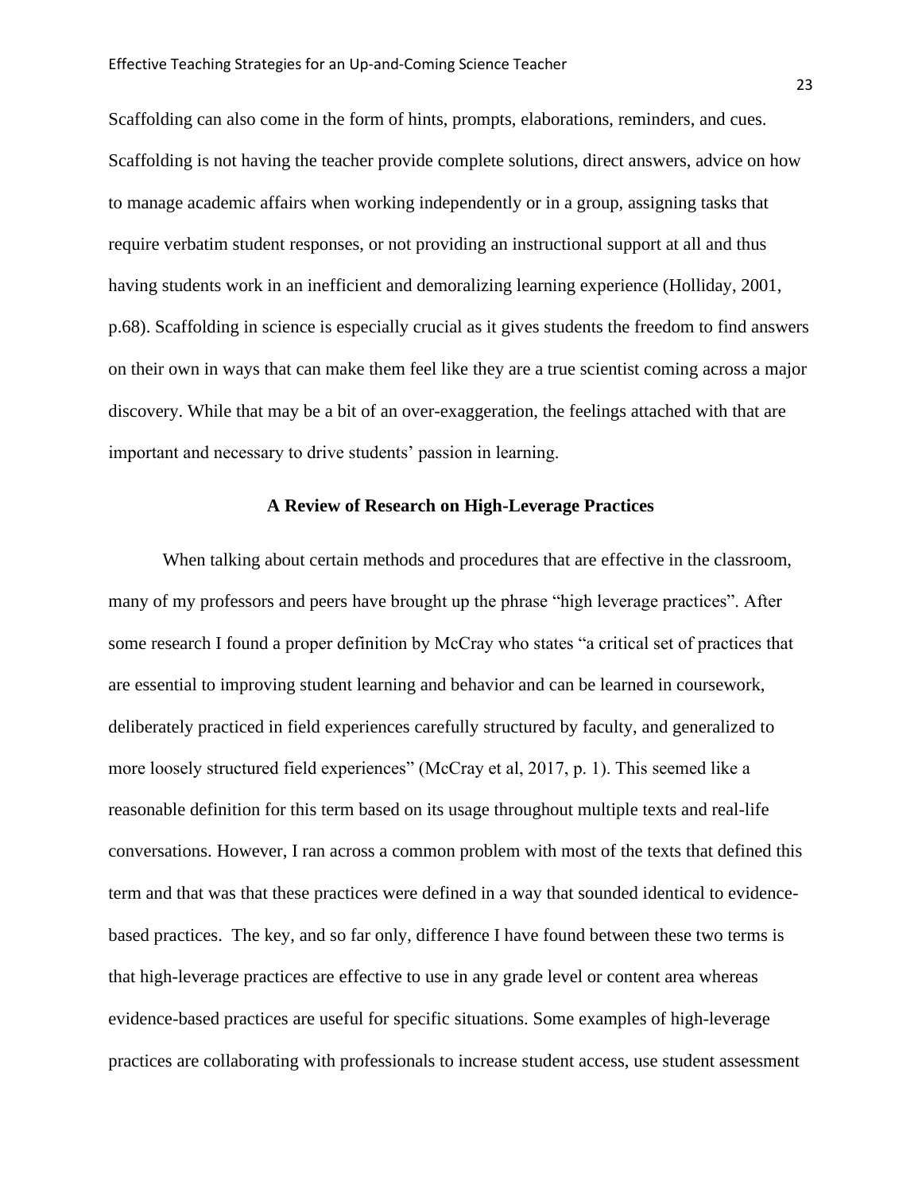Scaffolding can also come in the form of hints, prompts, elaborations, reminders, and cues. Scaffolding is not having the teacher provide complete solutions, direct answers, advice on how to manage academic affairs when working independently or in a group, assigning tasks that require verbatim student responses, or not providing an instructional support at all and thus having students work in an inefficient and demoralizing learning experience (Holliday, 2001, p.68). Scaffolding in science is especially crucial as it gives students the freedom to find answers on their own in ways that can make them feel like they are a true scientist coming across a major discovery. While that may be a bit of an over-exaggeration, the feelings attached with that are important and necessary to drive students' passion in learning.

## A Review of Research on High-Leverage Practices

When talking about certain methods and procedures that are effective in the classroom, many of my professors and peers have brought up the phrase "high leverage practices". After some research I found a proper definition by McCray who states "a critical set of practices that are essential to improving student learning and behavior and can be learned in coursework, deliberately practiced in field experiences carefully structured by faculty, and generalized to more loosely structured field experiences" (McCray et al, 2017, p. 1). This seemed like a reasonable definition for this term based on its usage throughout multiple texts and real-life conversations. However, I ran across a common problem with most of the texts that defined this term and that was that these practices were defined in a way that sounded identical to evidence-based practices. The key, and so far only, difference I have found between these two terms is that high-leverage practices are effective to use in any grade level or content area whereas evidence-based practices are useful for specific situations. Some examples of high-leverage practices are collaborating with professionals to increase student access, use student assessment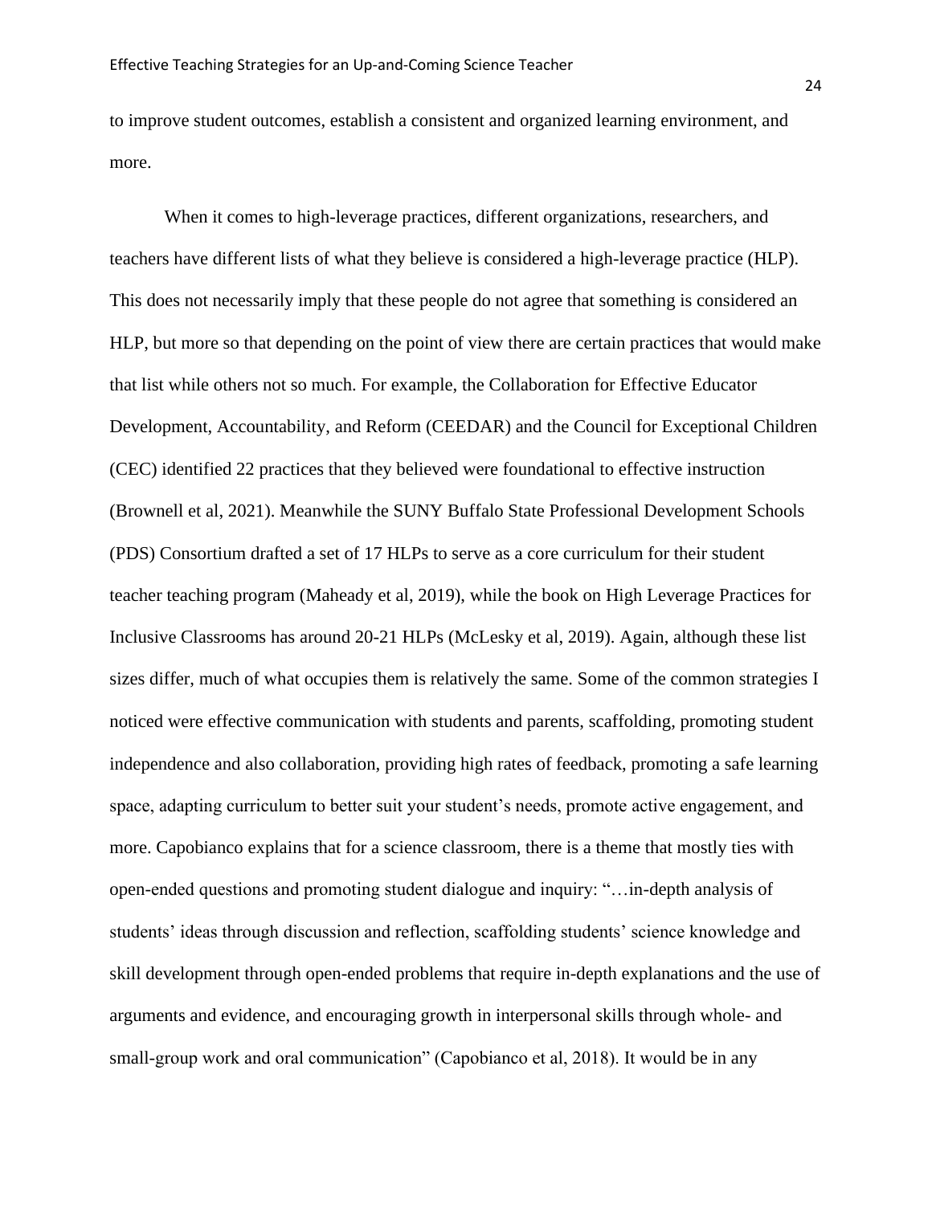to improve student outcomes, establish a consistent and organized learning environment, and more.

When it comes to high-leverage practices, different organizations, researchers, and teachers have different lists of what they believe is considered a high-leverage practice (HLP). This does not necessarily imply that these people do not agree that something is considered an HLP, but more so that depending on the point of view there are certain practices that would make that list while others not so much. For example, the Collaboration for Effective Educator Development, Accountability, and Reform (CEEDAR) and the Council for Exceptional Children (CEC) identified 22 practices that they believed were foundational to effective instruction (Brownell et al, 2021). Meanwhile the SUNY Buffalo State Professional Development Schools (PDS) Consortium drafted a set of 17 HLPs to serve as a core curriculum for their student teacher teaching program (Maheady et al, 2019), while the book on High Leverage Practices for Inclusive Classrooms has around 20-21 HLPs (McLesky et al, 2019). Again, although these list sizes differ, much of what occupies them is relatively the same. Some of the common strategies I noticed were effective communication with students and parents, scaffolding, promoting student independence and also collaboration, providing high rates of feedback, promoting a safe learning space, adapting curriculum to better suit your student's needs, promote active engagement, and more. Capobianco explains that for a science classroom, there is a theme that mostly ties with open-ended questions and promoting student dialogue and inquiry: "…in-depth analysis of students' ideas through discussion and reflection, scaffolding students' science knowledge and skill development through open-ended problems that require in-depth explanations and the use of arguments and evidence, and encouraging growth in interpersonal skills through whole- and small-group work and oral communication" (Capobianco et al, 2018). It would be in any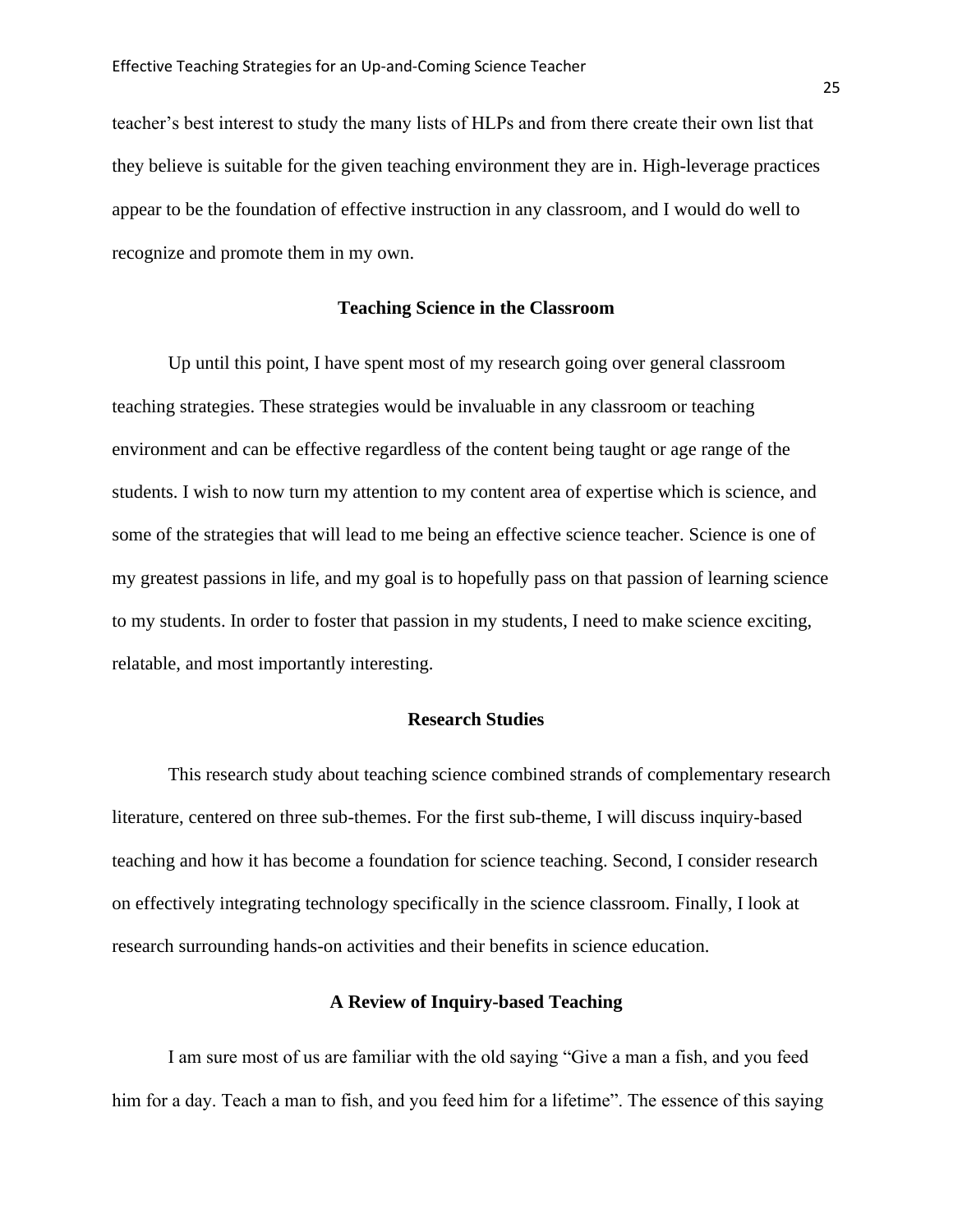teacher's best interest to study the many lists of HLPs and from there create their own list that they believe is suitable for the given teaching environment they are in. High-leverage practices appear to be the foundation of effective instruction in any classroom, and I would do well to recognize and promote them in my own.

## Teaching Science in the Classroom

Up until this point, I have spent most of my research going over general classroom teaching strategies. These strategies would be invaluable in any classroom or teaching environment and can be effective regardless of the content being taught or age range of the students. I wish to now turn my attention to my content area of expertise which is science, and some of the strategies that will lead to me being an effective science teacher. Science is one of my greatest passions in life, and my goal is to hopefully pass on that passion of learning science to my students. In order to foster that passion in my students, I need to make science exciting, relatable, and most importantly interesting.

## Research Studies

This research study about teaching science combined strands of complementary research literature, centered on three sub-themes. For the first sub-theme, I will discuss inquiry-based teaching and how it has become a foundation for science teaching. Second, I consider research on effectively integrating technology specifically in the science classroom. Finally, I look at research surrounding hands-on activities and their benefits in science education.

## A Review of Inquiry-based Teaching

I am sure most of us are familiar with the old saying "Give a man a fish, and you feed him for a day. Teach a man to fish, and you feed him for a lifetime". The essence of this saying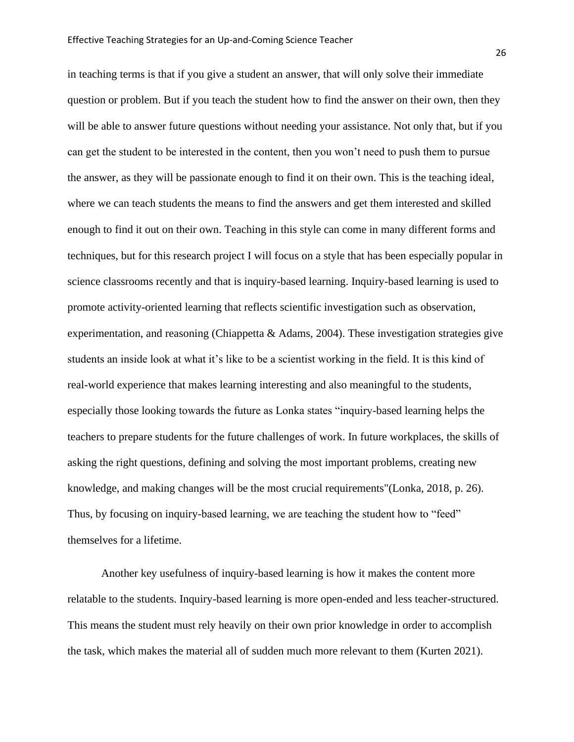in teaching terms is that if you give a student an answer, that will only solve their immediate question or problem. But if you teach the student how to find the answer on their own, then they will be able to answer future questions without needing your assistance. Not only that, but if you can get the student to be interested in the content, then you won't need to push them to pursue the answer, as they will be passionate enough to find it on their own. This is the teaching ideal, where we can teach students the means to find the answers and get them interested and skilled enough to find it out on their own. Teaching in this style can come in many different forms and techniques, but for this research project I will focus on a style that has been especially popular in science classrooms recently and that is inquiry-based learning. Inquiry-based learning is used to promote activity-oriented learning that reflects scientific investigation such as observation, experimentation, and reasoning (Chiappetta & Adams, 2004). These investigation strategies give students an inside look at what it's like to be a scientist working in the field. It is this kind of real-world experience that makes learning interesting and also meaningful to the students, especially those looking towards the future as Lonka states "inquiry-based learning helps the teachers to prepare students for the future challenges of work. In future workplaces, the skills of asking the right questions, defining and solving the most important problems, creating new knowledge, and making changes will be the most crucial requirements"(Lonka, 2018, p. 26). Thus, by focusing on inquiry-based learning, we are teaching the student how to "feed" themselves for a lifetime.

Another key usefulness of inquiry-based learning is how it makes the content more relatable to the students. Inquiry-based learning is more open-ended and less teacher-structured. This means the student must rely heavily on their own prior knowledge in order to accomplish the task, which makes the material all of sudden much more relevant to them (Kurten 2021).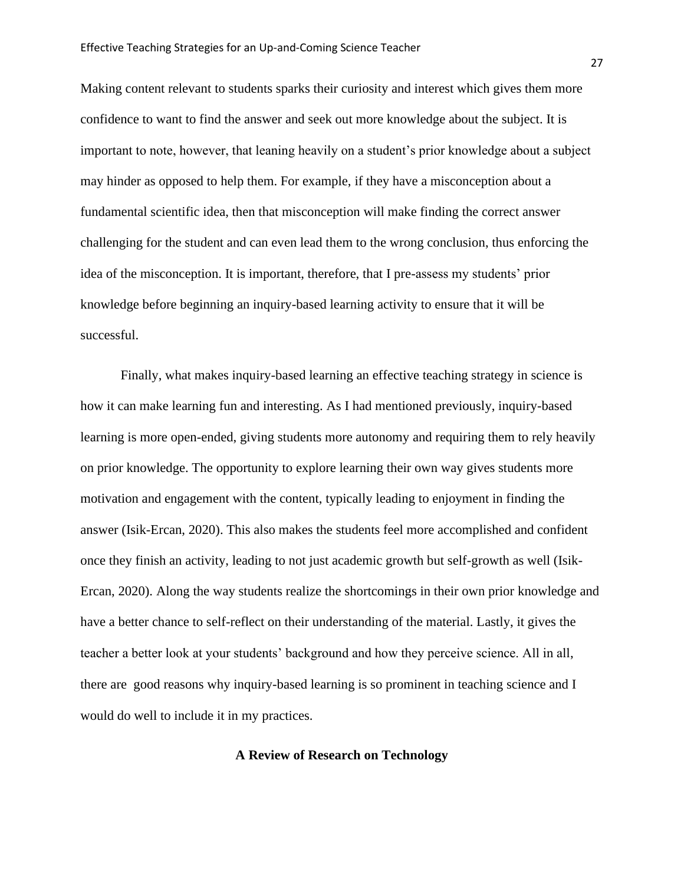Making content relevant to students sparks their curiosity and interest which gives them more confidence to want to find the answer and seek out more knowledge about the subject. It is important to note, however, that leaning heavily on a student's prior knowledge about a subject may hinder as opposed to help them. For example, if they have a misconception about a fundamental scientific idea, then that misconception will make finding the correct answer challenging for the student and can even lead them to the wrong conclusion, thus enforcing the idea of the misconception. It is important, therefore, that I pre-assess my students' prior knowledge before beginning an inquiry-based learning activity to ensure that it will be successful.

Finally, what makes inquiry-based learning an effective teaching strategy in science is how it can make learning fun and interesting. As I had mentioned previously, inquiry-based learning is more open-ended, giving students more autonomy and requiring them to rely heavily on prior knowledge. The opportunity to explore learning their own way gives students more motivation and engagement with the content, typically leading to enjoyment in finding the answer (Isik-Ercan, 2020). This also makes the students feel more accomplished and confident once they finish an activity, leading to not just academic growth but self-growth as well (Isik-Ercan, 2020). Along the way students realize the shortcomings in their own prior knowledge and have a better chance to self-reflect on their understanding of the material. Lastly, it gives the teacher a better look at your students' background and how they perceive science. All in all, there are good reasons why inquiry-based learning is so prominent in teaching science and I would do well to include it in my practices.

## A Review of Research on Technology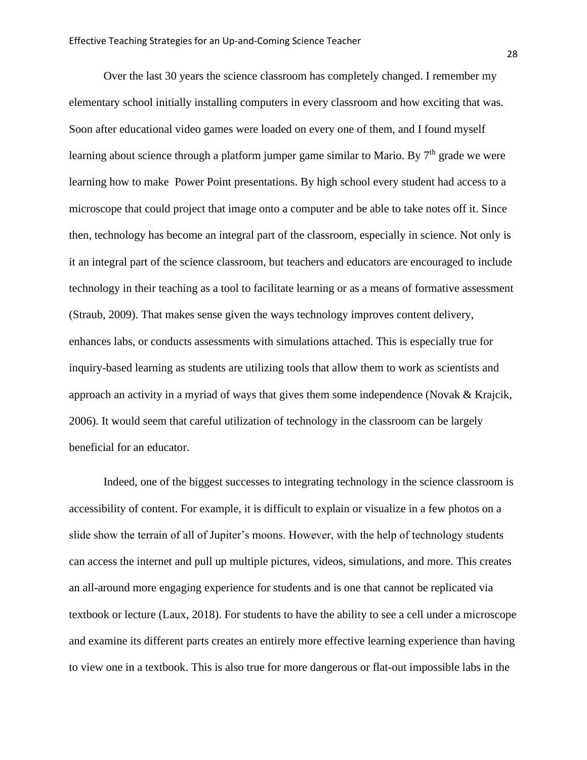Over the last 30 years the science classroom has completely changed. I remember my elementary school initially installing computers in every classroom and how exciting that was. Soon after educational video games were loaded on every one of them, and I found myself learning about science through a platform jumper game similar to Mario. By 7th grade we were learning how to make  Power Point presentations. By high school every student had access to a microscope that could project that image onto a computer and be able to take notes off it. Since then, technology has become an integral part of the classroom, especially in science. Not only is it an integral part of the science classroom, but teachers and educators are encouraged to include technology in their teaching as a tool to facilitate learning or as a means of formative assessment (Straub, 2009). That makes sense given the ways technology improves content delivery, enhances labs, or conducts assessments with simulations attached. This is especially true for inquiry-based learning as students are utilizing tools that allow them to work as scientists and approach an activity in a myriad of ways that gives them some independence (Novak & Krajcik, 2006). It would seem that careful utilization of technology in the classroom can be largely beneficial for an educator.

Indeed, one of the biggest successes to integrating technology in the science classroom is accessibility of content. For example, it is difficult to explain or visualize in a few photos on a slide show the terrain of all of Jupiter's moons. However, with the help of technology students can access the internet and pull up multiple pictures, videos, simulations, and more. This creates an all-around more engaging experience for students and is one that cannot be replicated via textbook or lecture (Laux, 2018). For students to have the ability to see a cell under a microscope and examine its different parts creates an entirely more effective learning experience than having to view one in a textbook. This is also true for more dangerous or flat-out impossible labs in the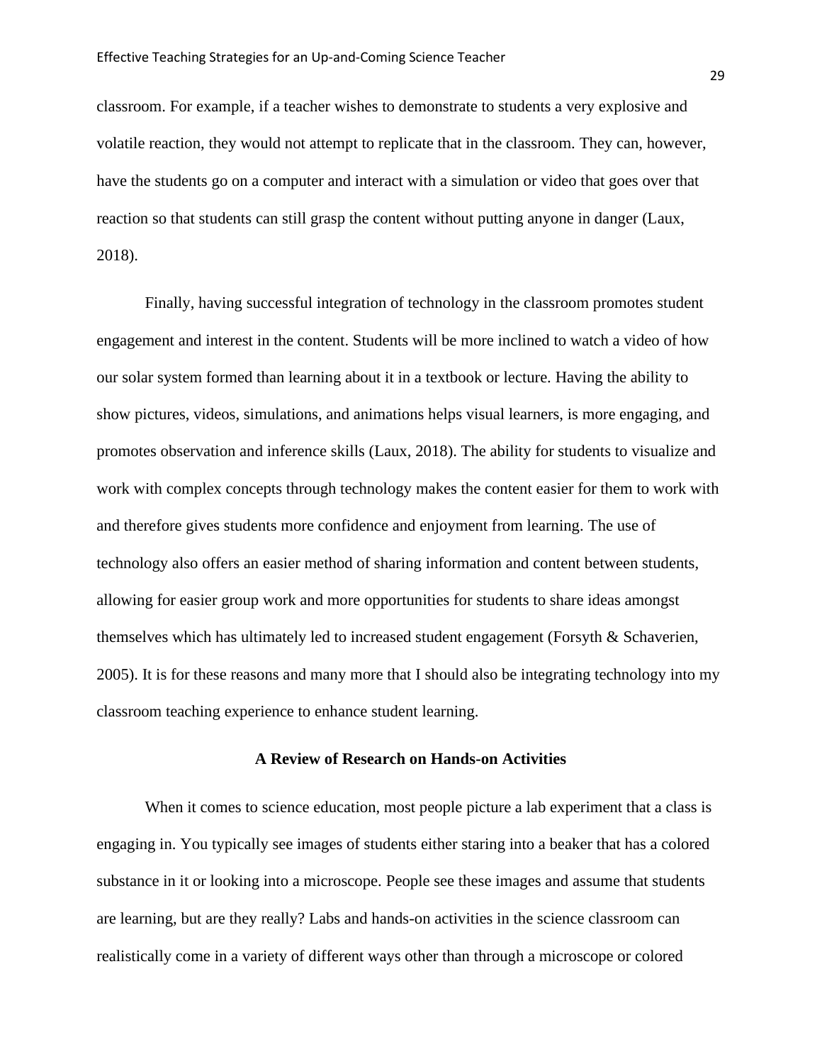classroom. For example, if a teacher wishes to demonstrate to students a very explosive and volatile reaction, they would not attempt to replicate that in the classroom. They can, however, have the students go on a computer and interact with a simulation or video that goes over that reaction so that students can still grasp the content without putting anyone in danger (Laux, 2018).

Finally, having successful integration of technology in the classroom promotes student engagement and interest in the content. Students will be more inclined to watch a video of how our solar system formed than learning about it in a textbook or lecture. Having the ability to show pictures, videos, simulations, and animations helps visual learners, is more engaging, and promotes observation and inference skills (Laux, 2018). The ability for students to visualize and work with complex concepts through technology makes the content easier for them to work with and therefore gives students more confidence and enjoyment from learning. The use of technology also offers an easier method of sharing information and content between students, allowing for easier group work and more opportunities for students to share ideas amongst themselves which has ultimately led to increased student engagement (Forsyth & Schaverien, 2005). It is for these reasons and many more that I should also be integrating technology into my classroom teaching experience to enhance student learning.

## A Review of Research on Hands-on Activities

When it comes to science education, most people picture a lab experiment that a class is engaging in. You typically see images of students either staring into a beaker that has a colored substance in it or looking into a microscope. People see these images and assume that students are learning, but are they really? Labs and hands-on activities in the science classroom can realistically come in a variety of different ways other than through a microscope or colored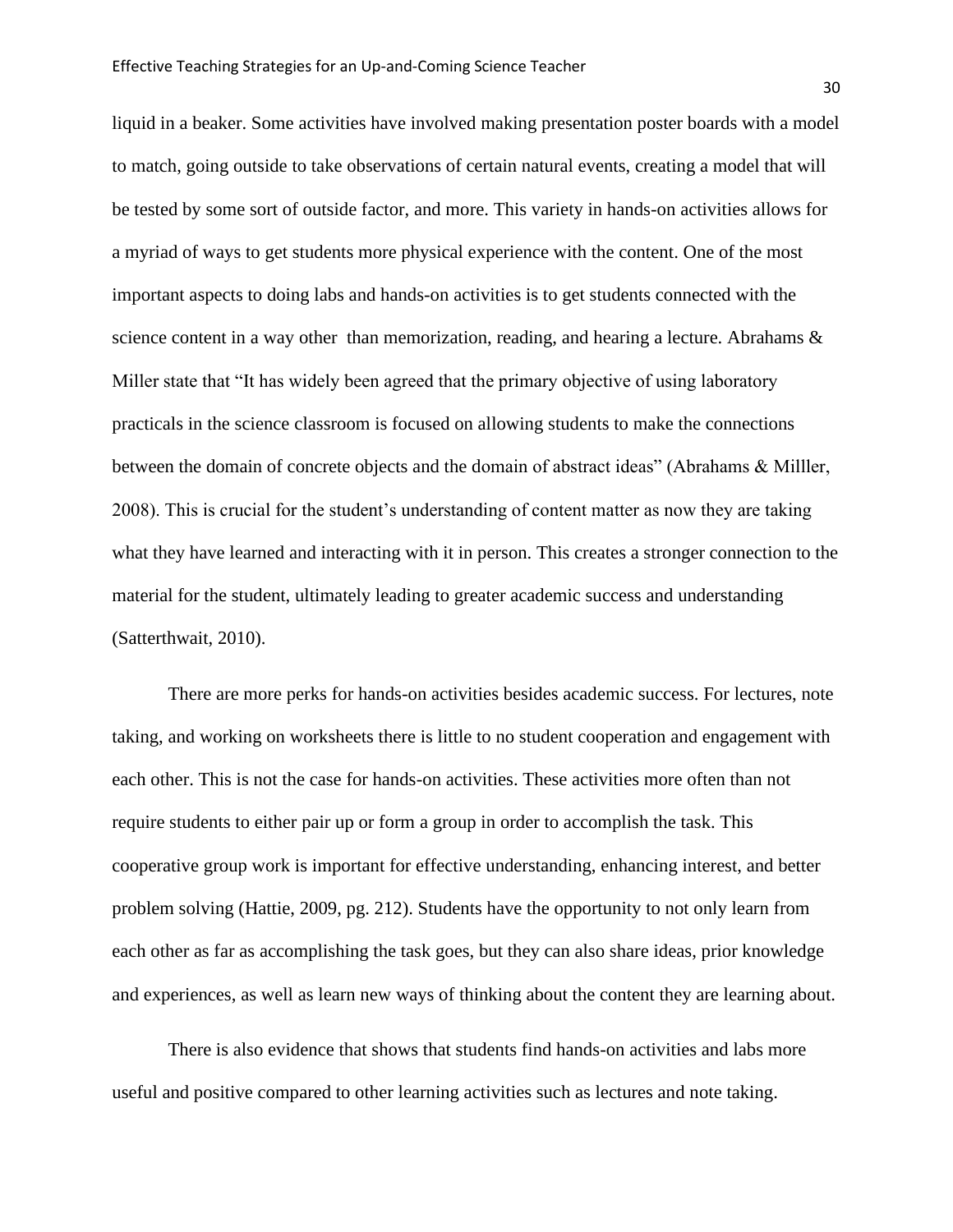liquid in a beaker. Some activities have involved making presentation poster boards with a model to match, going outside to take observations of certain natural events, creating a model that will be tested by some sort of outside factor, and more. This variety in hands-on activities allows for a myriad of ways to get students more physical experience with the content. One of the most important aspects to doing labs and hands-on activities is to get students connected with the science content in a way other than memorization, reading, and hearing a lecture. Abrahams & Miller state that "It has widely been agreed that the primary objective of using laboratory practicals in the science classroom is focused on allowing students to make the connections between the domain of concrete objects and the domain of abstract ideas" (Abrahams & Milller, 2008). This is crucial for the student's understanding of content matter as now they are taking what they have learned and interacting with it in person. This creates a stronger connection to the material for the student, ultimately leading to greater academic success and understanding (Satterthwait, 2010).

There are more perks for hands-on activities besides academic success. For lectures, note taking, and working on worksheets there is little to no student cooperation and engagement with each other. This is not the case for hands-on activities. These activities more often than not require students to either pair up or form a group in order to accomplish the task. This cooperative group work is important for effective understanding, enhancing interest, and better problem solving (Hattie, 2009, pg. 212). Students have the opportunity to not only learn from each other as far as accomplishing the task goes, but they can also share ideas, prior knowledge and experiences, as well as learn new ways of thinking about the content they are learning about.

There is also evidence that shows that students find hands-on activities and labs more useful and positive compared to other learning activities such as lectures and note taking.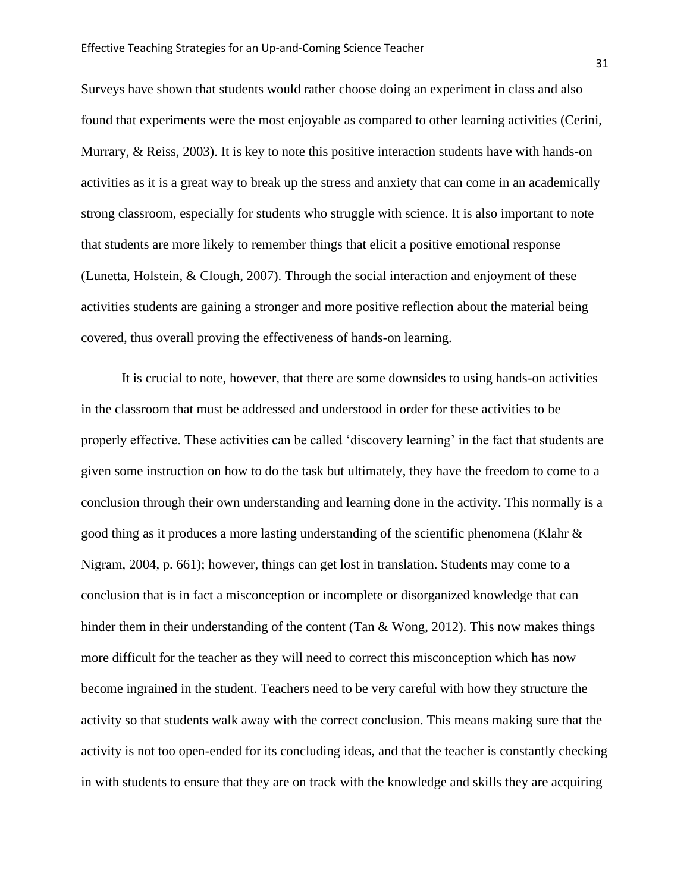Surveys have shown that students would rather choose doing an experiment in class and also found that experiments were the most enjoyable as compared to other learning activities (Cerini, Murrary, & Reiss, 2003). It is key to note this positive interaction students have with hands-on activities as it is a great way to break up the stress and anxiety that can come in an academically strong classroom, especially for students who struggle with science. It is also important to note that students are more likely to remember things that elicit a positive emotional response (Lunetta, Holstein, & Clough, 2007). Through the social interaction and enjoyment of these activities students are gaining a stronger and more positive reflection about the material being covered, thus overall proving the effectiveness of hands-on learning.

It is crucial to note, however, that there are some downsides to using hands-on activities in the classroom that must be addressed and understood in order for these activities to be properly effective. These activities can be called 'discovery learning' in the fact that students are given some instruction on how to do the task but ultimately, they have the freedom to come to a conclusion through their own understanding and learning done in the activity. This normally is a good thing as it produces a more lasting understanding of the scientific phenomena (Klahr & Nigram, 2004, p. 661); however, things can get lost in translation. Students may come to a conclusion that is in fact a misconception or incomplete or disorganized knowledge that can hinder them in their understanding of the content (Tan & Wong, 2012). This now makes things more difficult for the teacher as they will need to correct this misconception which has now become ingrained in the student. Teachers need to be very careful with how they structure the activity so that students walk away with the correct conclusion. This means making sure that the activity is not too open-ended for its concluding ideas, and that the teacher is constantly checking in with students to ensure that they are on track with the knowledge and skills they are acquiring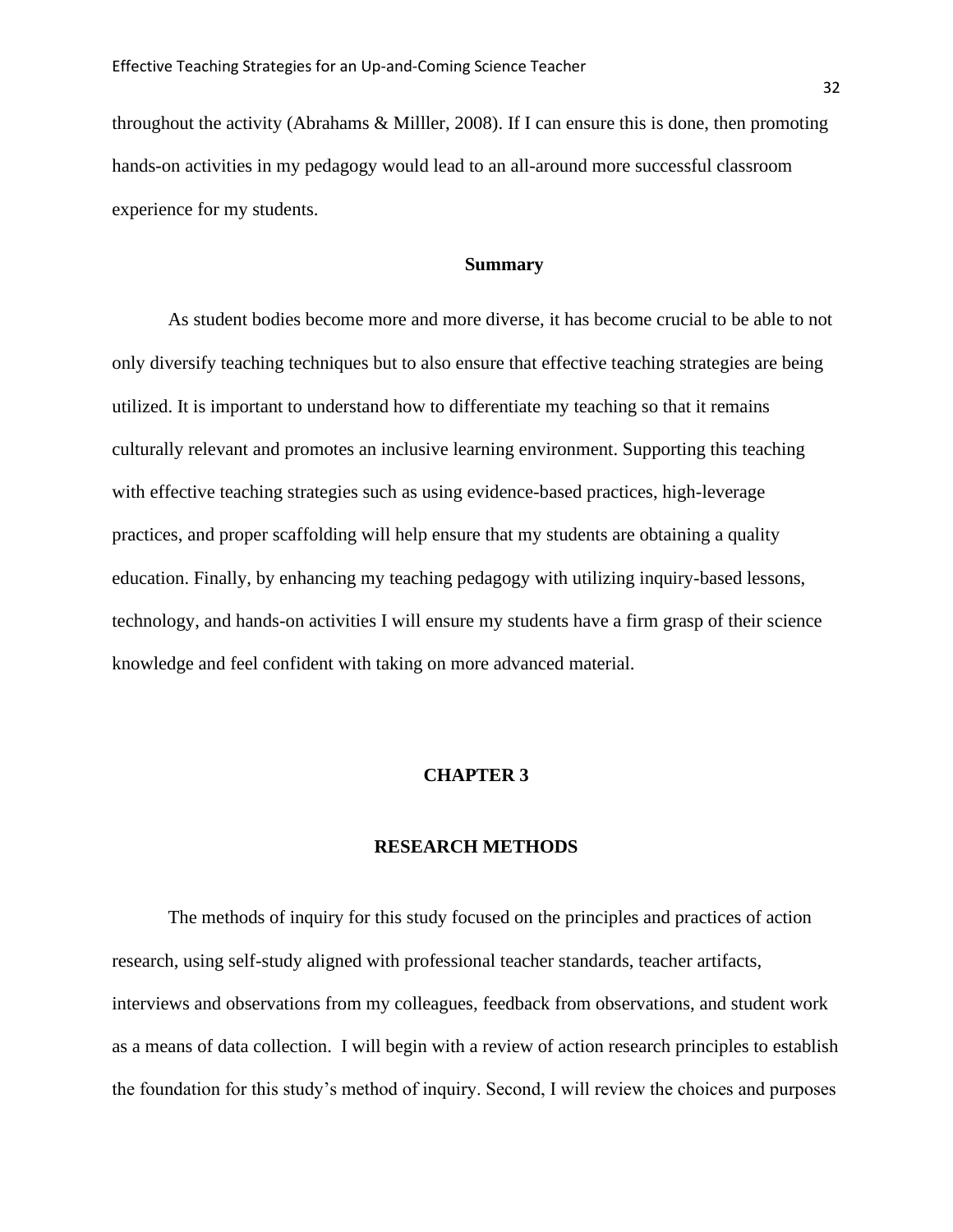throughout the activity (Abrahams & Milller, 2008). If I can ensure this is done, then promoting hands-on activities in my pedagogy would lead to an all-around more successful classroom experience for my students.

## Summary

As student bodies become more and more diverse, it has become crucial to be able to not only diversify teaching techniques but to also ensure that effective teaching strategies are being utilized. It is important to understand how to differentiate my teaching so that it remains culturally relevant and promotes an inclusive learning environment. Supporting this teaching with effective teaching strategies such as using evidence-based practices, high-leverage practices, and proper scaffolding will help ensure that my students are obtaining a quality education. Finally, by enhancing my teaching pedagogy with utilizing inquiry-based lessons, technology, and hands-on activities I will ensure my students have a firm grasp of their science knowledge and feel confident with taking on more advanced material.

# CHAPTER 3

# RESEARCH METHODS

The methods of inquiry for this study focused on the principles and practices of action research, using self-study aligned with professional teacher standards, teacher artifacts, interviews and observations from my colleagues, feedback from observations, and student work as a means of data collection. I will begin with a review of action research principles to establish the foundation for this study's method of inquiry. Second, I will review the choices and purposes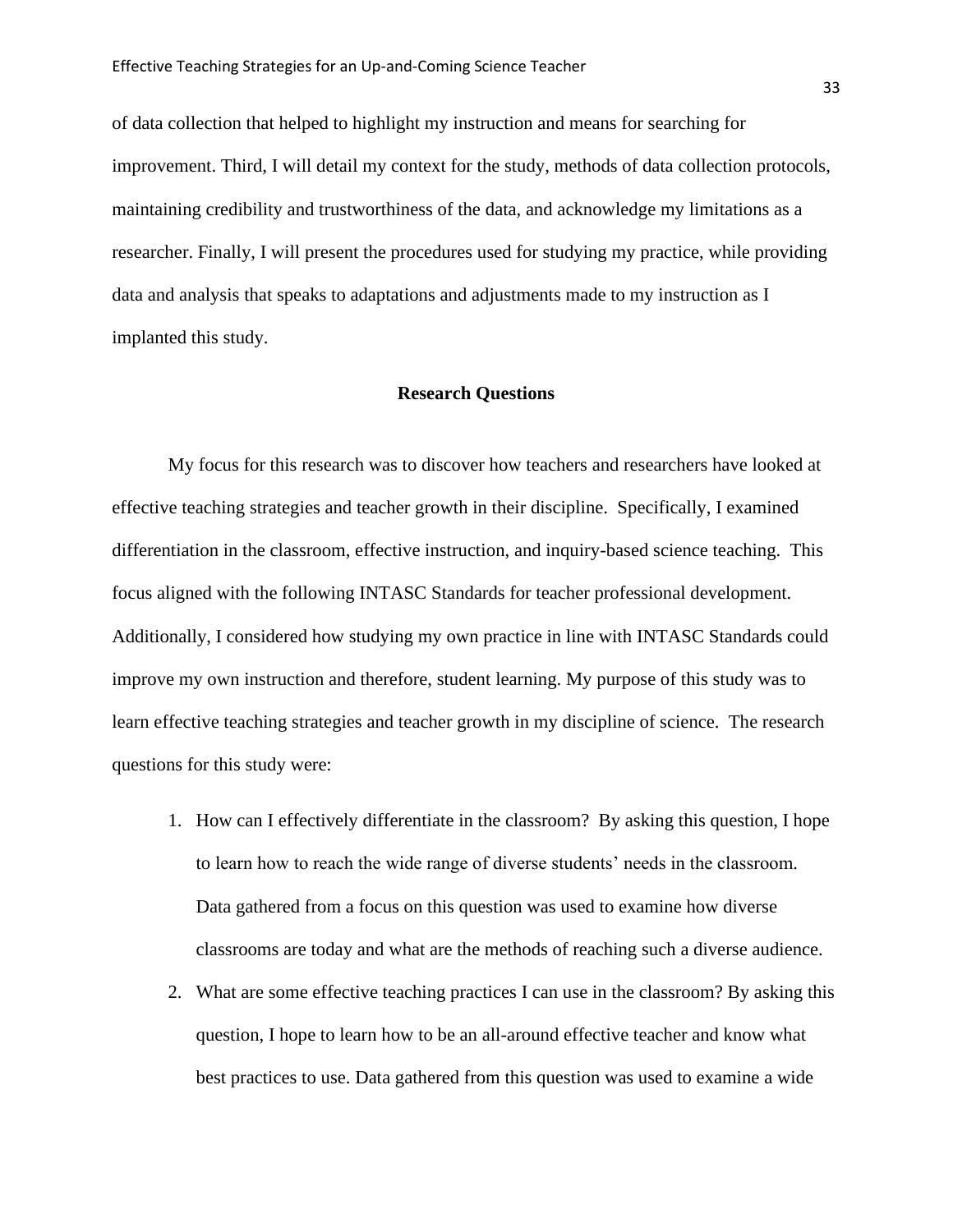of data collection that helped to highlight my instruction and means for searching for improvement. Third, I will detail my context for the study, methods of data collection protocols, maintaining credibility and trustworthiness of the data, and acknowledge my limitations as a researcher. Finally, I will present the procedures used for studying my practice, while providing data and analysis that speaks to adaptations and adjustments made to my instruction as I implanted this study.

## Research Questions

My focus for this research was to discover how teachers and researchers have looked at effective teaching strategies and teacher growth in their discipline. Specifically, I examined differentiation in the classroom, effective instruction, and inquiry-based science teaching. This focus aligned with the following INTASC Standards for teacher professional development. Additionally, I considered how studying my own practice in line with INTASC Standards could improve my own instruction and therefore, student learning. My purpose of this study was to learn effective teaching strategies and teacher growth in my discipline of science. The research questions for this study were:

1. How can I effectively differentiate in the classroom? By asking this question, I hope to learn how to reach the wide range of diverse students' needs in the classroom. Data gathered from a focus on this question was used to examine how diverse classrooms are today and what are the methods of reaching such a diverse audience.
2. What are some effective teaching practices I can use in the classroom? By asking this question, I hope to learn how to be an all-around effective teacher and know what best practices to use. Data gathered from this question was used to examine a wide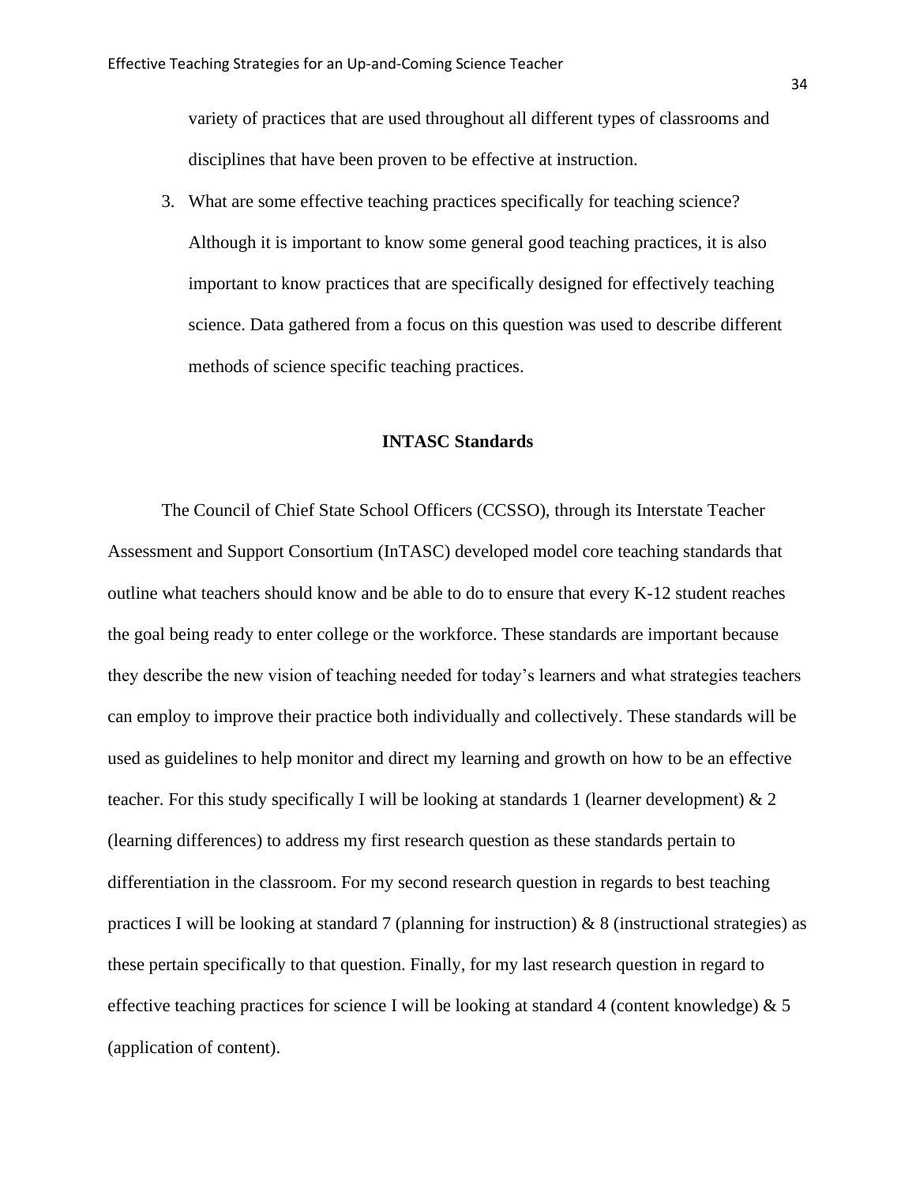variety of practices that are used throughout all different types of classrooms and disciplines that have been proven to be effective at instruction.

3. What are some effective teaching practices specifically for teaching science? Although it is important to know some general good teaching practices, it is also important to know practices that are specifically designed for effectively teaching science. Data gathered from a focus on this question was used to describe different methods of science specific teaching practices.

## INTASC Standards

The Council of Chief State School Officers (CCSSO), through its Interstate Teacher Assessment and Support Consortium (InTASC) developed model core teaching standards that outline what teachers should know and be able to do to ensure that every K-12 student reaches the goal being ready to enter college or the workforce. These standards are important because they describe the new vision of teaching needed for today's learners and what strategies teachers can employ to improve their practice both individually and collectively. These standards will be used as guidelines to help monitor and direct my learning and growth on how to be an effective teacher. For this study specifically I will be looking at standards 1 (learner development) & 2 (learning differences) to address my first research question as these standards pertain to differentiation in the classroom. For my second research question in regards to best teaching practices I will be looking at standard 7 (planning for instruction) & 8 (instructional strategies) as these pertain specifically to that question. Finally, for my last research question in regard to effective teaching practices for science I will be looking at standard 4 (content knowledge) & 5 (application of content).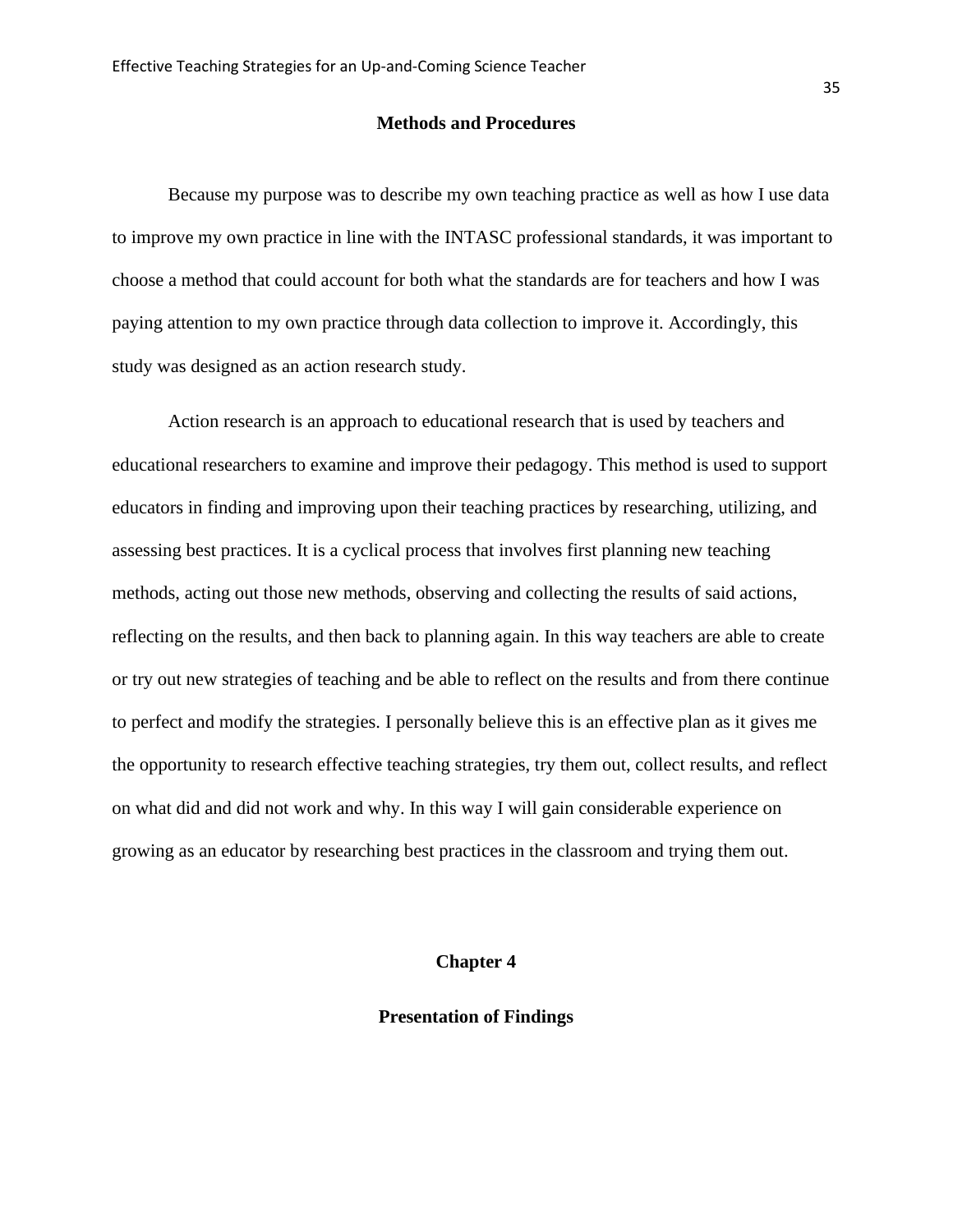## Methods and Procedures

Because my purpose was to describe my own teaching practice as well as how I use data to improve my own practice in line with the INTASC professional standards, it was important to choose a method that could account for both what the standards are for teachers and how I was paying attention to my own practice through data collection to improve it. Accordingly, this study was designed as an action research study.

Action research is an approach to educational research that is used by teachers and educational researchers to examine and improve their pedagogy. This method is used to support educators in finding and improving upon their teaching practices by researching, utilizing, and assessing best practices. It is a cyclical process that involves first planning new teaching methods, acting out those new methods, observing and collecting the results of said actions, reflecting on the results, and then back to planning again. In this way teachers are able to create or try out new strategies of teaching and be able to reflect on the results and from there continue to perfect and modify the strategies. I personally believe this is an effective plan as it gives me the opportunity to research effective teaching strategies, try them out, collect results, and reflect on what did and did not work and why. In this way I will gain considerable experience on growing as an educator by researching best practices in the classroom and trying them out.

# Chapter 4

## Presentation of Findings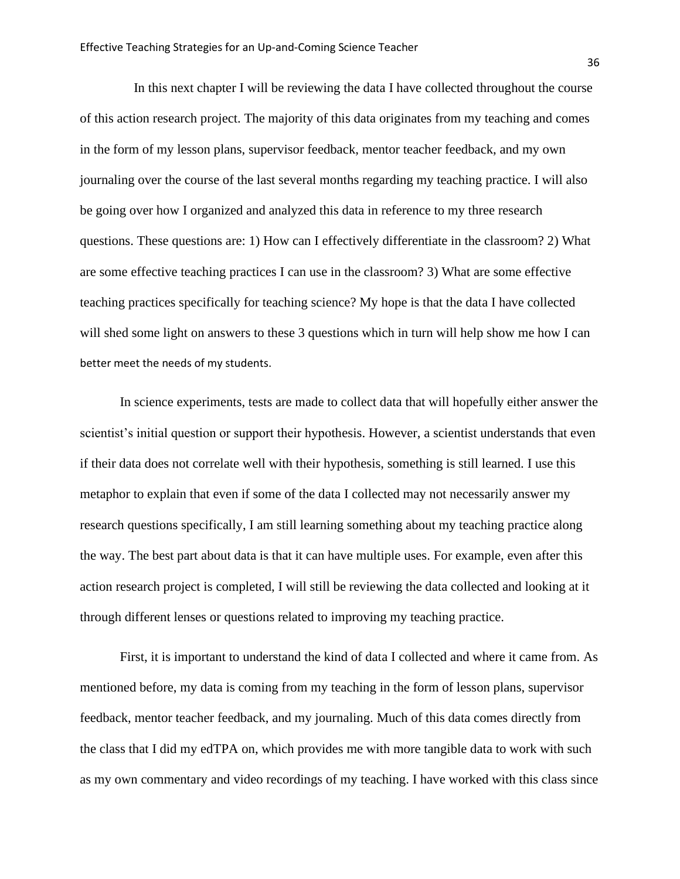In this next chapter I will be reviewing the data I have collected throughout the course of this action research project. The majority of this data originates from my teaching and comes in the form of my lesson plans, supervisor feedback, mentor teacher feedback, and my own journaling over the course of the last several months regarding my teaching practice. I will also be going over how I organized and analyzed this data in reference to my three research questions. These questions are: 1) How can I effectively differentiate in the classroom? 2) What are some effective teaching practices I can use in the classroom? 3) What are some effective teaching practices specifically for teaching science? My hope is that the data I have collected will shed some light on answers to these 3 questions which in turn will help show me how I can better meet the needs of my students.

In science experiments, tests are made to collect data that will hopefully either answer the scientist's initial question or support their hypothesis. However, a scientist understands that even if their data does not correlate well with their hypothesis, something is still learned. I use this metaphor to explain that even if some of the data I collected may not necessarily answer my research questions specifically, I am still learning something about my teaching practice along the way. The best part about data is that it can have multiple uses. For example, even after this action research project is completed, I will still be reviewing the data collected and looking at it through different lenses or questions related to improving my teaching practice.

First, it is important to understand the kind of data I collected and where it came from. As mentioned before, my data is coming from my teaching in the form of lesson plans, supervisor feedback, mentor teacher feedback, and my journaling. Much of this data comes directly from the class that I did my edTPA on, which provides me with more tangible data to work with such as my own commentary and video recordings of my teaching. I have worked with this class since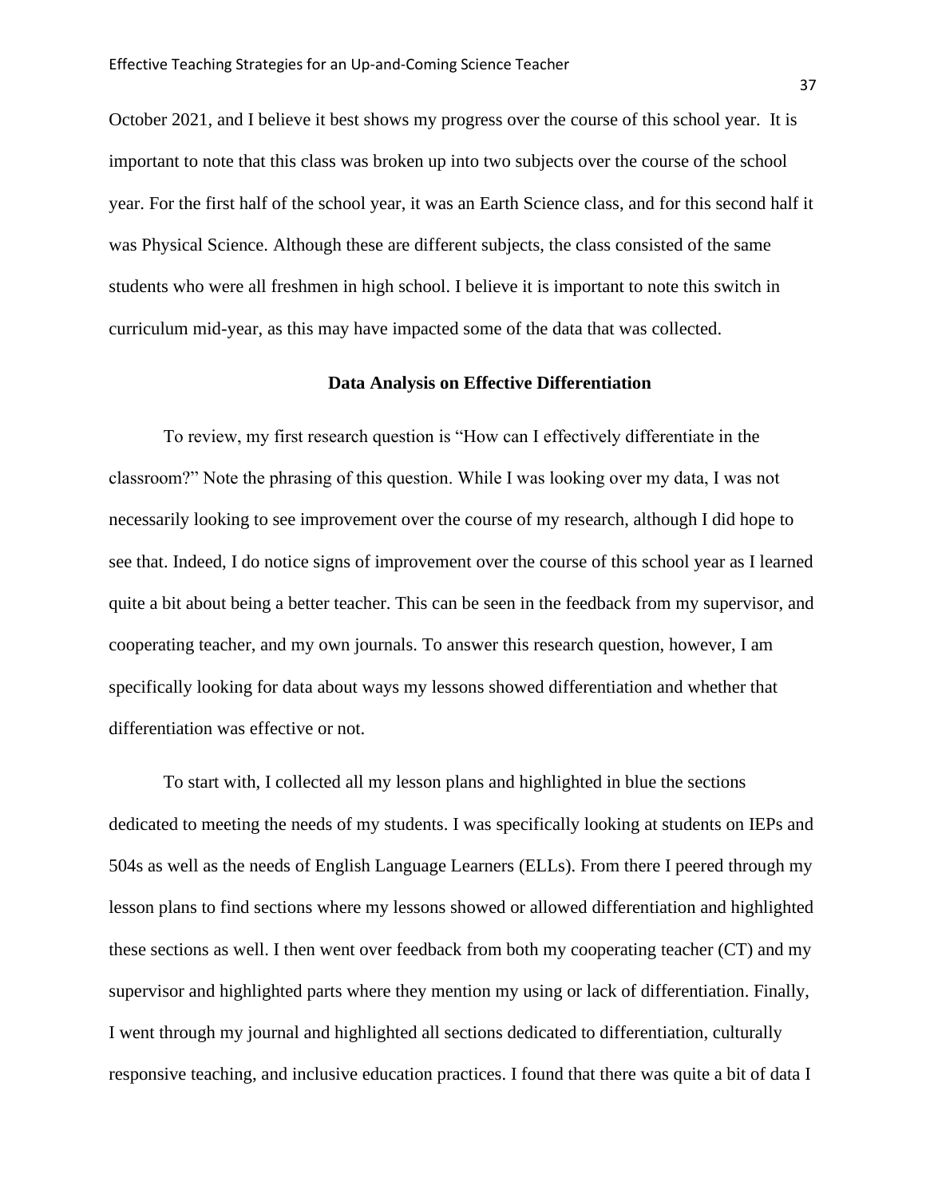October 2021, and I believe it best shows my progress over the course of this school year. It is important to note that this class was broken up into two subjects over the course of the school year. For the first half of the school year, it was an Earth Science class, and for this second half it was Physical Science. Although these are different subjects, the class consisted of the same students who were all freshmen in high school. I believe it is important to note this switch in curriculum mid-year, as this may have impacted some of the data that was collected.

## Data Analysis on Effective Differentiation

To review, my first research question is "How can I effectively differentiate in the classroom?" Note the phrasing of this question. While I was looking over my data, I was not necessarily looking to see improvement over the course of my research, although I did hope to see that. Indeed, I do notice signs of improvement over the course of this school year as I learned quite a bit about being a better teacher. This can be seen in the feedback from my supervisor, and cooperating teacher, and my own journals. To answer this research question, however, I am specifically looking for data about ways my lessons showed differentiation and whether that differentiation was effective or not.

To start with, I collected all my lesson plans and highlighted in blue the sections dedicated to meeting the needs of my students. I was specifically looking at students on IEPs and 504s as well as the needs of English Language Learners (ELLs). From there I peered through my lesson plans to find sections where my lessons showed or allowed differentiation and highlighted these sections as well. I then went over feedback from both my cooperating teacher (CT) and my supervisor and highlighted parts where they mention my using or lack of differentiation. Finally, I went through my journal and highlighted all sections dedicated to differentiation, culturally responsive teaching, and inclusive education practices. I found that there was quite a bit of data I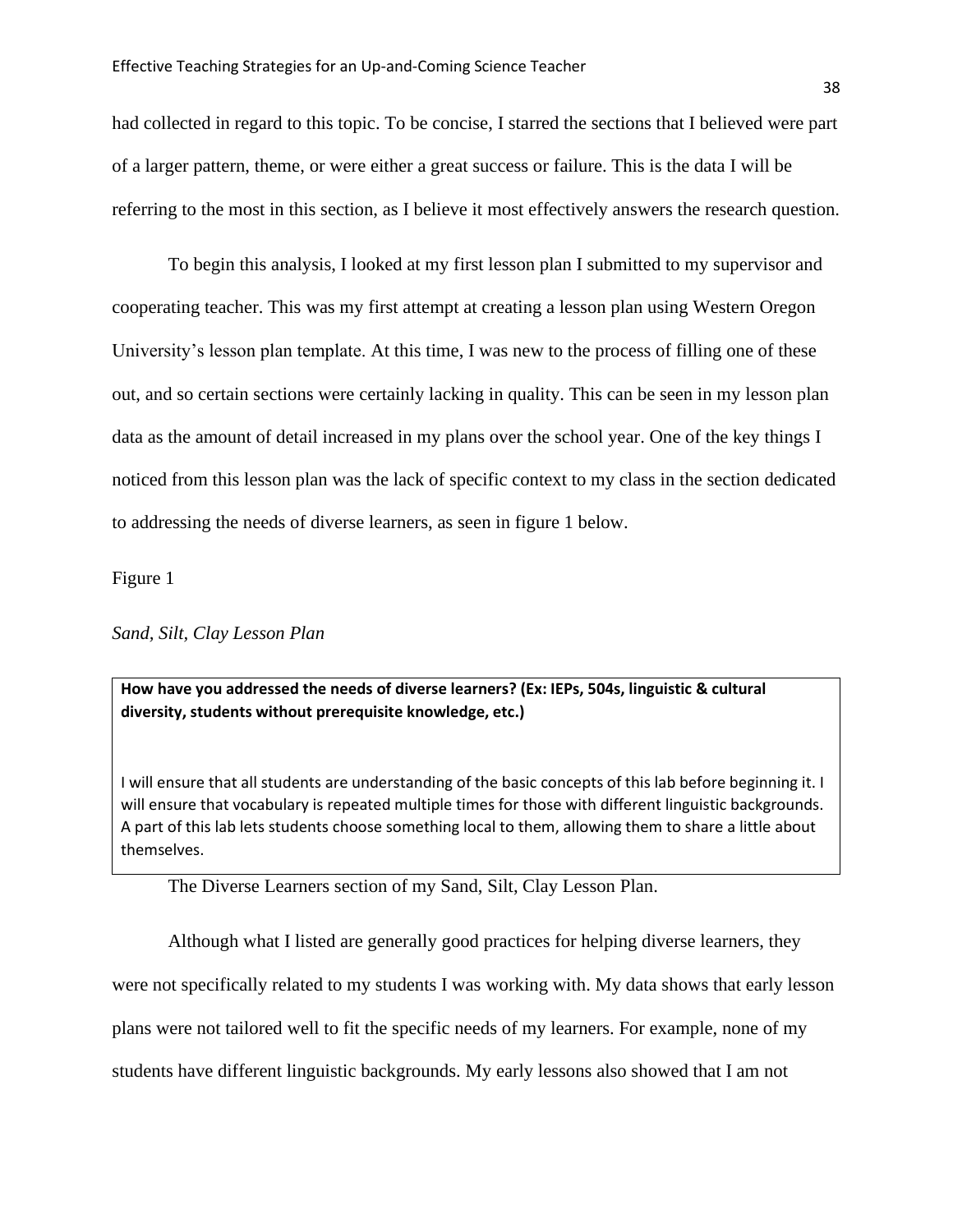had collected in regard to this topic. To be concise, I starred the sections that I believed were part of a larger pattern, theme, or were either a great success or failure. This is the data I will be referring to the most in this section, as I believe it most effectively answers the research question.

To begin this analysis, I looked at my first lesson plan I submitted to my supervisor and cooperating teacher. This was my first attempt at creating a lesson plan using Western Oregon University's lesson plan template. At this time, I was new to the process of filling one of these out, and so certain sections were certainly lacking in quality. This can be seen in my lesson plan data as the amount of detail increased in my plans over the school year. One of the key things I noticed from this lesson plan was the lack of specific context to my class in the section dedicated to addressing the needs of diverse learners, as seen in figure 1 below.

Figure 1

*Sand, Silt, Clay Lesson Plan*

| **How have you addressed the needs of diverse learners? (Ex: IEPs, 504s, linguistic & cultural diversity, students without prerequisite knowledge, etc.)** |
|---|
| I will ensure that all students are understanding of the basic concepts of this lab before beginning it. I will ensure that vocabulary is repeated multiple times for those with different linguistic backgrounds. A part of this lab lets students choose something local to them, allowing them to share a little about themselves. |

The Diverse Learners section of my Sand, Silt, Clay Lesson Plan.

Although what I listed are generally good practices for helping diverse learners, they were not specifically related to my students I was working with. My data shows that early lesson plans were not tailored well to fit the specific needs of my learners. For example, none of my students have different linguistic backgrounds. My early lessons also showed that I am not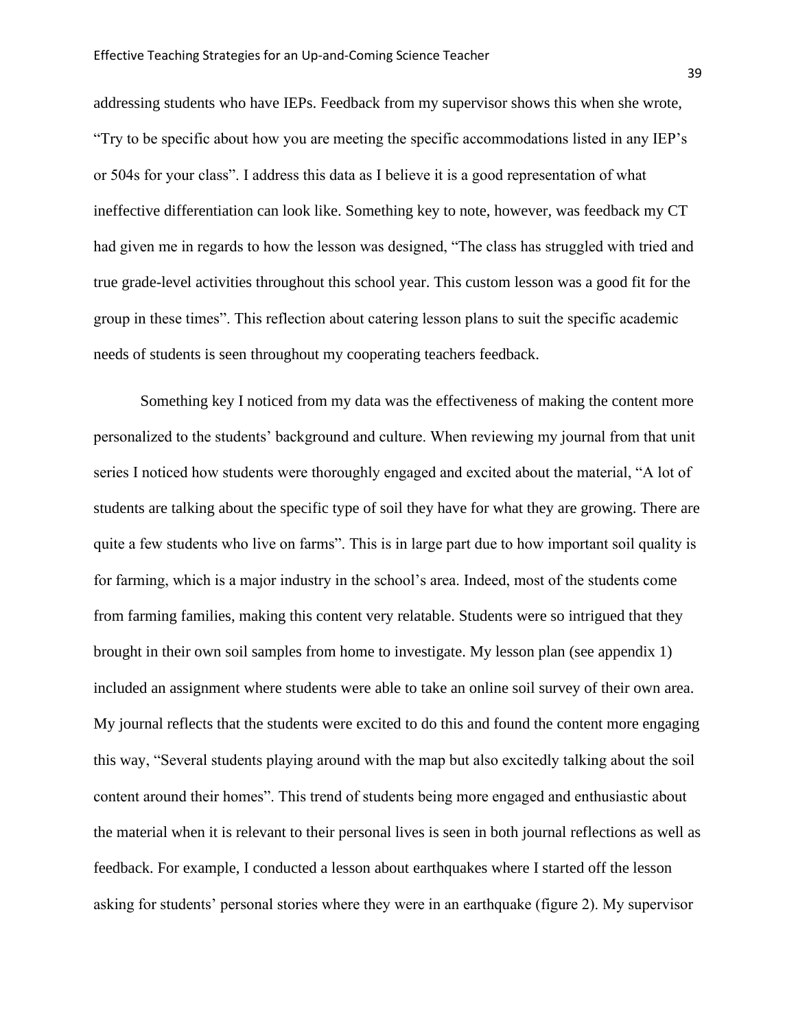addressing students who have IEPs. Feedback from my supervisor shows this when she wrote, "Try to be specific about how you are meeting the specific accommodations listed in any IEP's or 504s for your class". I address this data as I believe it is a good representation of what ineffective differentiation can look like. Something key to note, however, was feedback my CT had given me in regards to how the lesson was designed, "The class has struggled with tried and true grade-level activities throughout this school year. This custom lesson was a good fit for the group in these times". This reflection about catering lesson plans to suit the specific academic needs of students is seen throughout my cooperating teachers feedback.

Something key I noticed from my data was the effectiveness of making the content more personalized to the students' background and culture. When reviewing my journal from that unit series I noticed how students were thoroughly engaged and excited about the material, "A lot of students are talking about the specific type of soil they have for what they are growing. There are quite a few students who live on farms". This is in large part due to how important soil quality is for farming, which is a major industry in the school's area. Indeed, most of the students come from farming families, making this content very relatable. Students were so intrigued that they brought in their own soil samples from home to investigate. My lesson plan (see appendix 1) included an assignment where students were able to take an online soil survey of their own area. My journal reflects that the students were excited to do this and found the content more engaging this way, "Several students playing around with the map but also excitedly talking about the soil content around their homes". This trend of students being more engaged and enthusiastic about the material when it is relevant to their personal lives is seen in both journal reflections as well as feedback. For example, I conducted a lesson about earthquakes where I started off the lesson asking for students' personal stories where they were in an earthquake (figure 2). My supervisor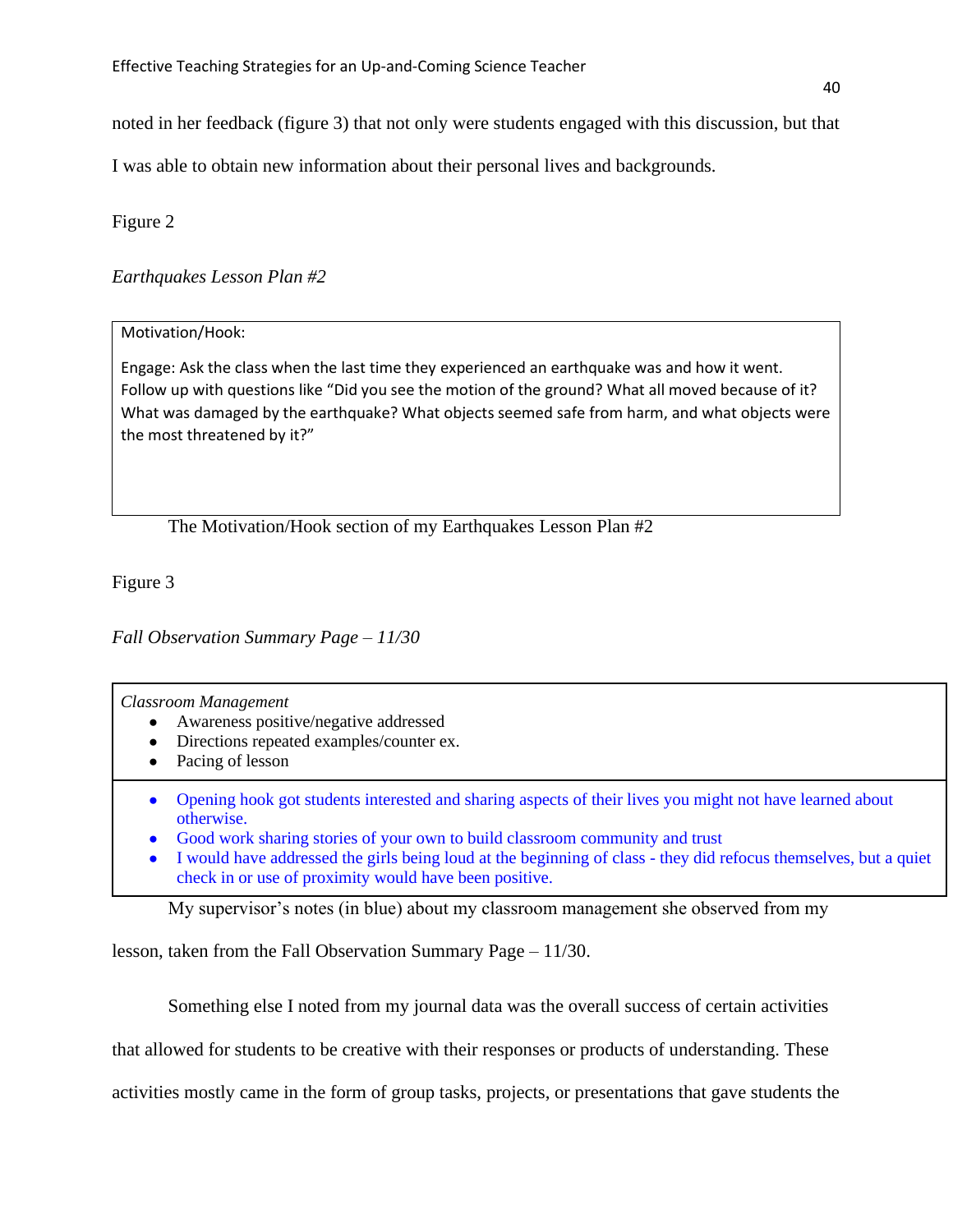noted in her feedback (figure 3) that not only were students engaged with this discussion, but that I was able to obtain new information about their personal lives and backgrounds.

Figure 2

*Earthquakes Lesson Plan #2*

| Motivation/Hook:<br><br>Engage: Ask the class when the last time they experienced an earthquake was and how it went. Follow up with questions like “Did you see the motion of the ground? What all moved because of it? What was damaged by the earthquake? What objects seemed safe from harm, and what objects were the most threatened by it?” |
|---|

The Motivation/Hook section of my Earthquakes Lesson Plan #2

Figure 3

*Fall Observation Summary Page – 11/30*

| *Classroom Management*<br>• Awareness positive/negative addressed<br>• Directions repeated examples/counter ex.<br>• Pacing of lesson |
|---|
| • Opening hook got students interested and sharing aspects of their lives you might not have learned about otherwise.<br>• Good work sharing stories of your own to build classroom community and trust<br>• I would have addressed the girls being loud at the beginning of class - they did refocus themselves, but a quiet check in or use of proximity would have been positive. |

My supervisor’s notes (in blue) about my classroom management she observed from my lesson, taken from the Fall Observation Summary Page – 11/30.

Something else I noted from my journal data was the overall success of certain activities that allowed for students to be creative with their responses or products of understanding. These activities mostly came in the form of group tasks, projects, or presentations that gave students the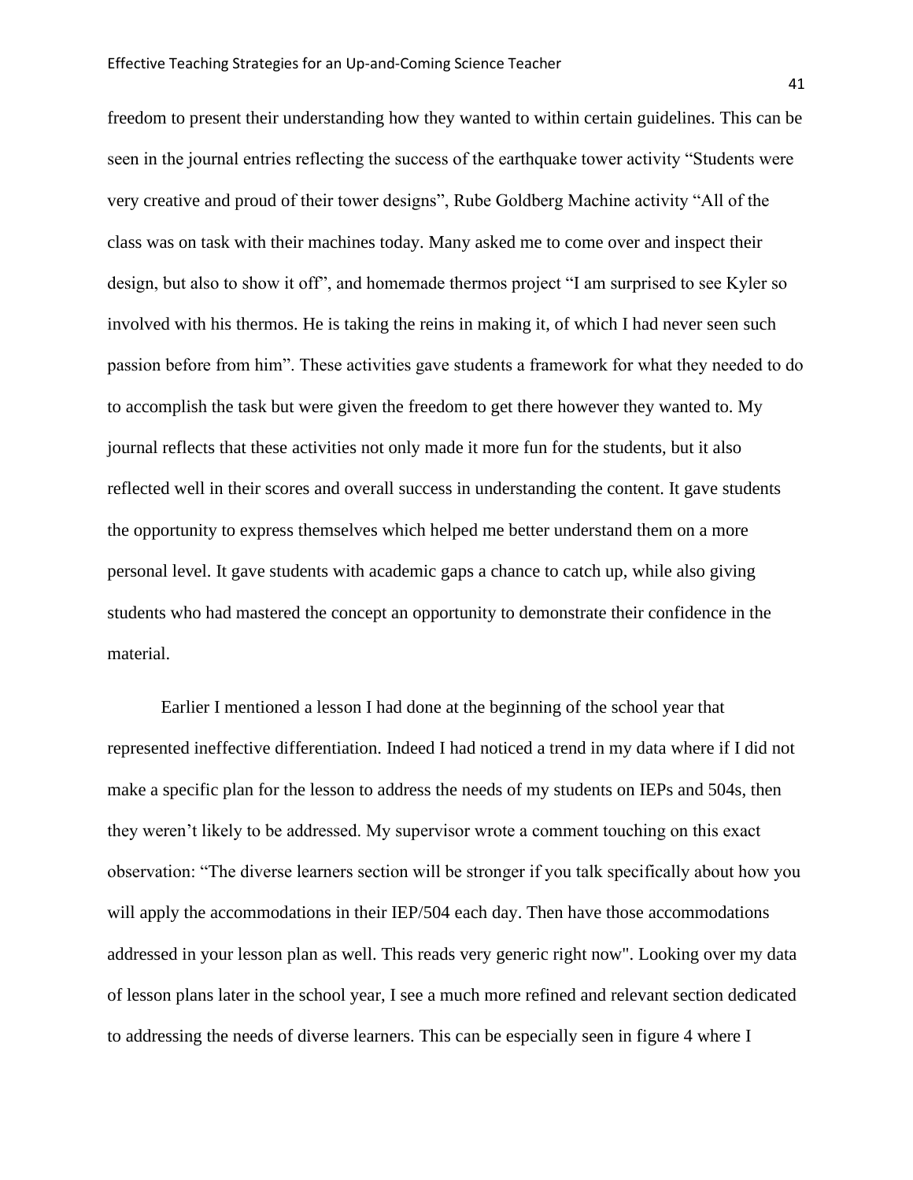freedom to present their understanding how they wanted to within certain guidelines. This can be seen in the journal entries reflecting the success of the earthquake tower activity “Students were very creative and proud of their tower designs”, Rube Goldberg Machine activity “All of the class was on task with their machines today. Many asked me to come over and inspect their design, but also to show it off”, and homemade thermos project “I am surprised to see Kyler so involved with his thermos. He is taking the reins in making it, of which I had never seen such passion before from him”. These activities gave students a framework for what they needed to do to accomplish the task but were given the freedom to get there however they wanted to. My journal reflects that these activities not only made it more fun for the students, but it also reflected well in their scores and overall success in understanding the content. It gave students the opportunity to express themselves which helped me better understand them on a more personal level. It gave students with academic gaps a chance to catch up, while also giving students who had mastered the concept an opportunity to demonstrate their confidence in the material.

Earlier I mentioned a lesson I had done at the beginning of the school year that represented ineffective differentiation. Indeed I had noticed a trend in my data where if I did not make a specific plan for the lesson to address the needs of my students on IEPs and 504s, then they weren’t likely to be addressed. My supervisor wrote a comment touching on this exact observation: “The diverse learners section will be stronger if you talk specifically about how you will apply the accommodations in their IEP/504 each day. Then have those accommodations addressed in your lesson plan as well. This reads very generic right now". Looking over my data of lesson plans later in the school year, I see a much more refined and relevant section dedicated to addressing the needs of diverse learners. This can be especially seen in figure 4 where I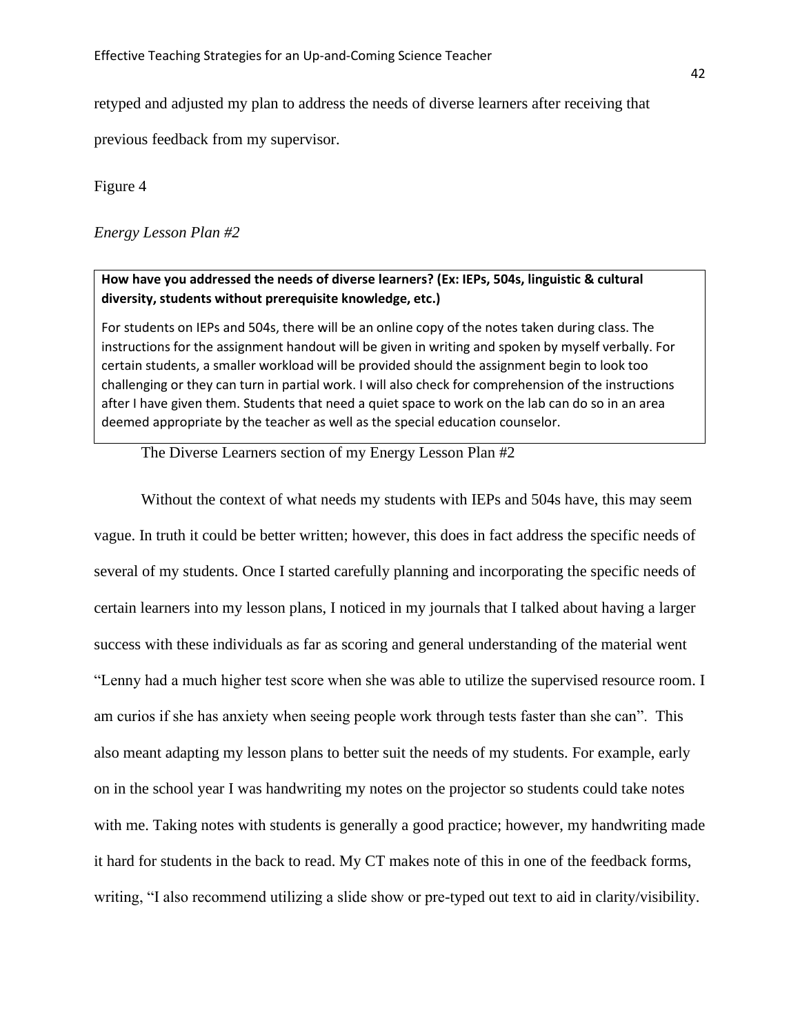retyped and adjusted my plan to address the needs of diverse learners after receiving that previous feedback from my supervisor.

Figure 4

*Energy Lesson Plan #2*

| **How have you addressed the needs of diverse learners? (Ex: IEPs, 504s, linguistic & cultural diversity, students without prerequisite knowledge, etc.)** |
| --- |
| For students on IEPs and 504s, there will be an online copy of the notes taken during class. The instructions for the assignment handout will be given in writing and spoken by myself verbally. For certain students, a smaller workload will be provided should the assignment begin to look too challenging or they can turn in partial work. I will also check for comprehension of the instructions after I have given them. Students that need a quiet space to work on the lab can do so in an area deemed appropriate by the teacher as well as the special education counselor. |

The Diverse Learners section of my Energy Lesson Plan #2

Without the context of what needs my students with IEPs and 504s have, this may seem vague. In truth it could be better written; however, this does in fact address the specific needs of several of my students. Once I started carefully planning and incorporating the specific needs of certain learners into my lesson plans, I noticed in my journals that I talked about having a larger success with these individuals as far as scoring and general understanding of the material went "Lenny had a much higher test score when she was able to utilize the supervised resource room. I am curios if she has anxiety when seeing people work through tests faster than she can". This also meant adapting my lesson plans to better suit the needs of my students. For example, early on in the school year I was handwriting my notes on the projector so students could take notes with me. Taking notes with students is generally a good practice; however, my handwriting made it hard for students in the back to read. My CT makes note of this in one of the feedback forms, writing, "I also recommend utilizing a slide show or pre-typed out text to aid in clarity/visibility.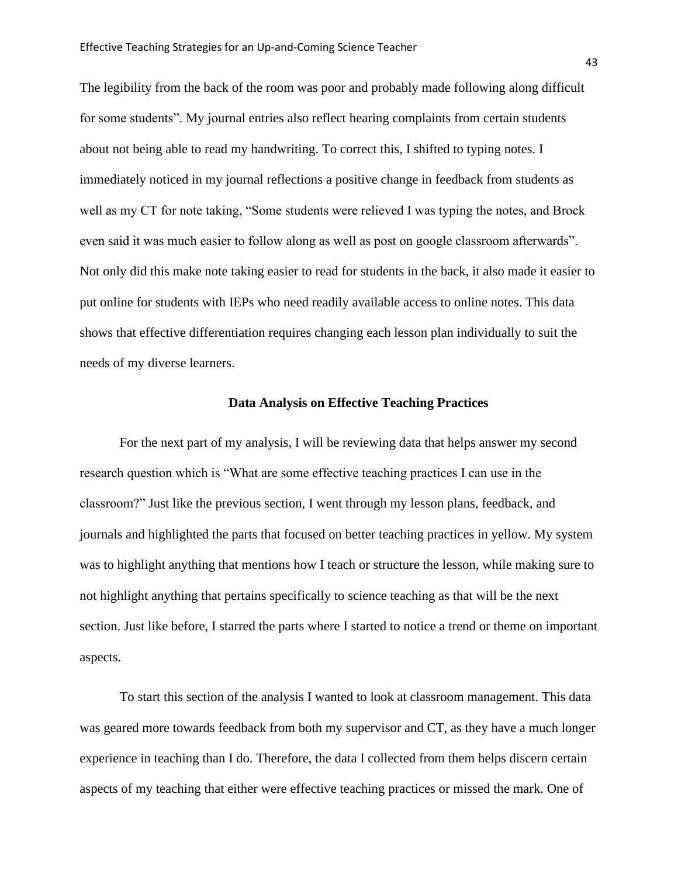The legibility from the back of the room was poor and probably made following along difficult for some students". My journal entries also reflect hearing complaints from certain students about not being able to read my handwriting. To correct this, I shifted to typing notes. I immediately noticed in my journal reflections a positive change in feedback from students as well as my CT for note taking, "Some students were relieved I was typing the notes, and Brock even said it was much easier to follow along as well as post on google classroom afterwards". Not only did this make note taking easier to read for students in the back, it also made it easier to put online for students with IEPs who need readily available access to online notes. This data shows that effective differentiation requires changing each lesson plan individually to suit the needs of my diverse learners.

## Data Analysis on Effective Teaching Practices

For the next part of my analysis, I will be reviewing data that helps answer my second research question which is "What are some effective teaching practices I can use in the classroom?" Just like the previous section, I went through my lesson plans, feedback, and journals and highlighted the parts that focused on better teaching practices in yellow. My system was to highlight anything that mentions how I teach or structure the lesson, while making sure to not highlight anything that pertains specifically to science teaching as that will be the next section. Just like before, I starred the parts where I started to notice a trend or theme on important aspects.

To start this section of the analysis I wanted to look at classroom management. This data was geared more towards feedback from both my supervisor and CT, as they have a much longer experience in teaching than I do. Therefore, the data I collected from them helps discern certain aspects of my teaching that either were effective teaching practices or missed the mark. One of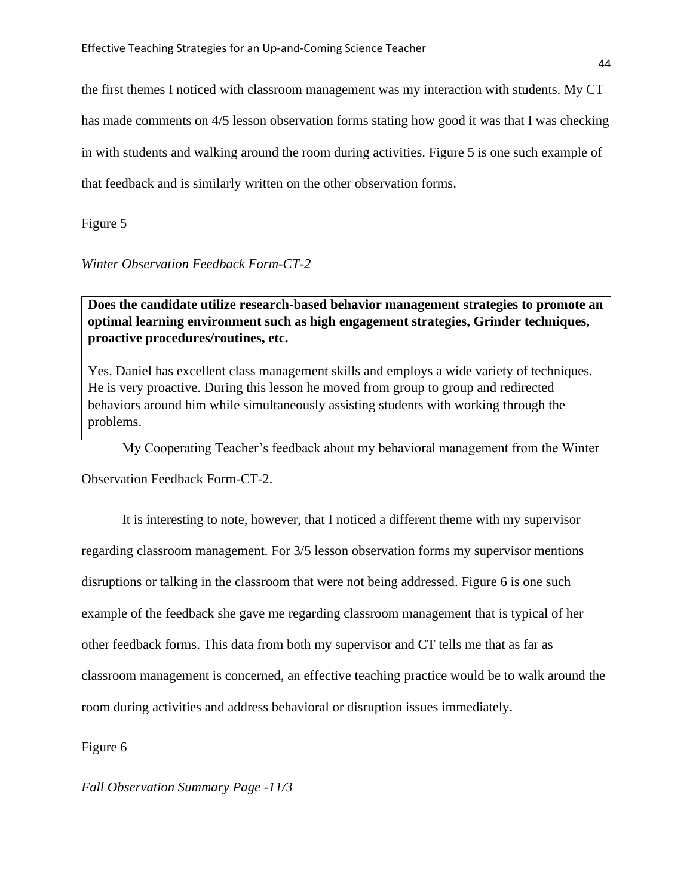the first themes I noticed with classroom management was my interaction with students. My CT has made comments on 4/5 lesson observation forms stating how good it was that I was checking in with students and walking around the room during activities. Figure 5 is one such example of that feedback and is similarly written on the other observation forms.

Figure 5

*Winter Observation Feedback Form-CT-2*

| **Does the candidate utilize research-based behavior management strategies to promote an optimal learning environment such as high engagement strategies, Grinder techniques, proactive procedures/routines, etc.** |
| --- |
| Yes. Daniel has excellent class management skills and employs a wide variety of techniques. He is very proactive. During this lesson he moved from group to group and redirected behaviors around him while simultaneously assisting students with working through the problems. |

My Cooperating Teacher's feedback about my behavioral management from the Winter Observation Feedback Form-CT-2.

It is interesting to note, however, that I noticed a different theme with my supervisor regarding classroom management. For 3/5 lesson observation forms my supervisor mentions disruptions or talking in the classroom that were not being addressed. Figure 6 is one such example of the feedback she gave me regarding classroom management that is typical of her other feedback forms. This data from both my supervisor and CT tells me that as far as classroom management is concerned, an effective teaching practice would be to walk around the room during activities and address behavioral or disruption issues immediately.

Figure 6

*Fall Observation Summary Page -11/3*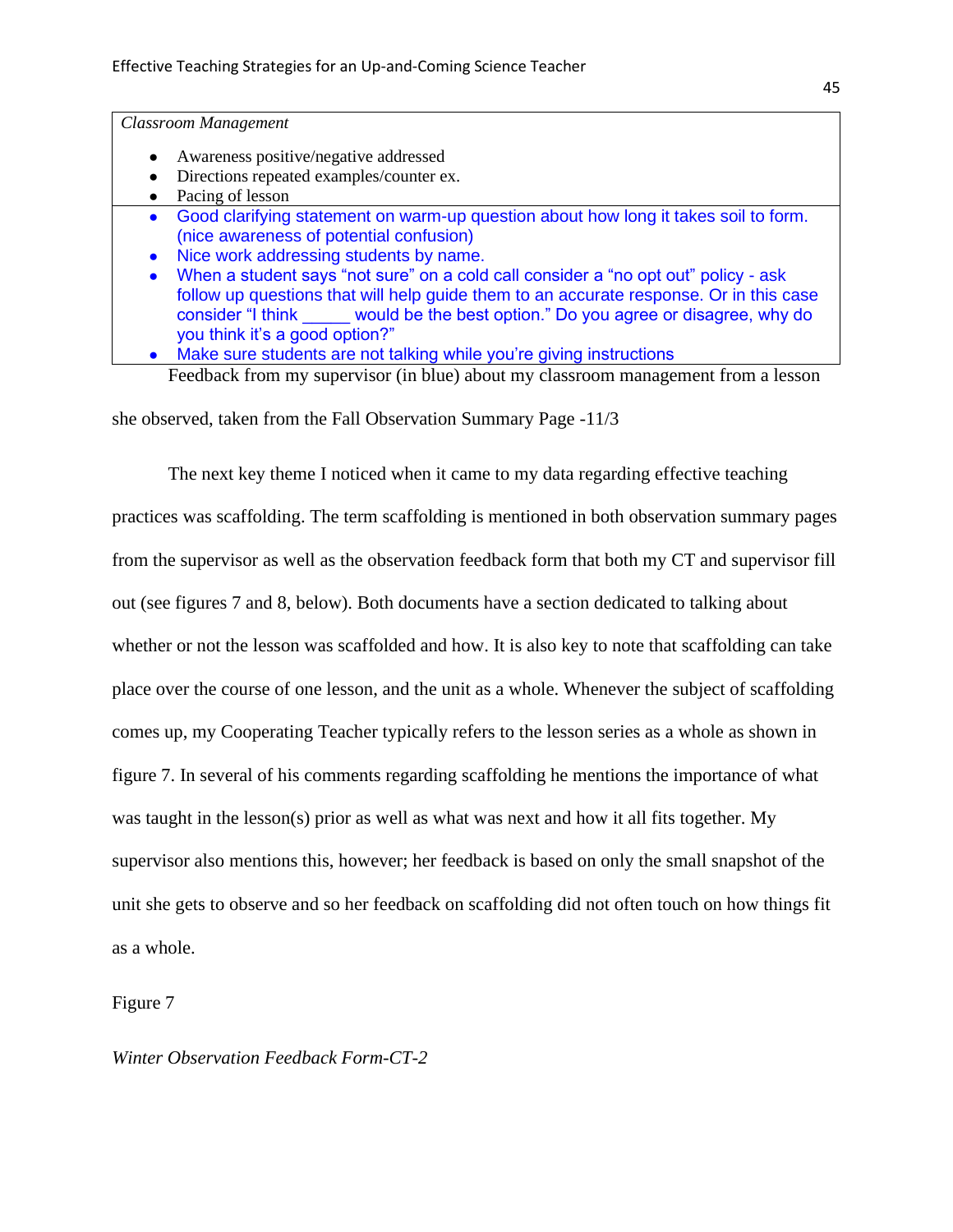| *Classroom Management* |
| --- |
| • Awareness positive/negative addressed<br>• Directions repeated examples/counter ex.<br>• Pacing of lesson |
| • Good clarifying statement on warm-up question about how long it takes soil to form. (nice awareness of potential confusion)<br>• Nice work addressing students by name.<br>• When a student says "not sure" on a cold call consider a "no opt out" policy - ask follow up questions that will help guide them to an accurate response. Or in this case consider "I think _____ would be the best option." Do you agree or disagree, why do you think it's a good option?"<br>• Make sure students are not talking while you're giving instructions |

Feedback from my supervisor (in blue) about my classroom management from a lesson she observed, taken from the Fall Observation Summary Page -11/3

The next key theme I noticed when it came to my data regarding effective teaching practices was scaffolding. The term scaffolding is mentioned in both observation summary pages from the supervisor as well as the observation feedback form that both my CT and supervisor fill out (see figures 7 and 8, below). Both documents have a section dedicated to talking about whether or not the lesson was scaffolded and how. It is also key to note that scaffolding can take place over the course of one lesson, and the unit as a whole. Whenever the subject of scaffolding comes up, my Cooperating Teacher typically refers to the lesson series as a whole as shown in figure 7. In several of his comments regarding scaffolding he mentions the importance of what was taught in the lesson(s) prior as well as what was next and how it all fits together. My supervisor also mentions this, however; her feedback is based on only the small snapshot of the unit she gets to observe and so her feedback on scaffolding did not often touch on how things fit as a whole.

Figure 7

*Winter Observation Feedback Form-CT-2*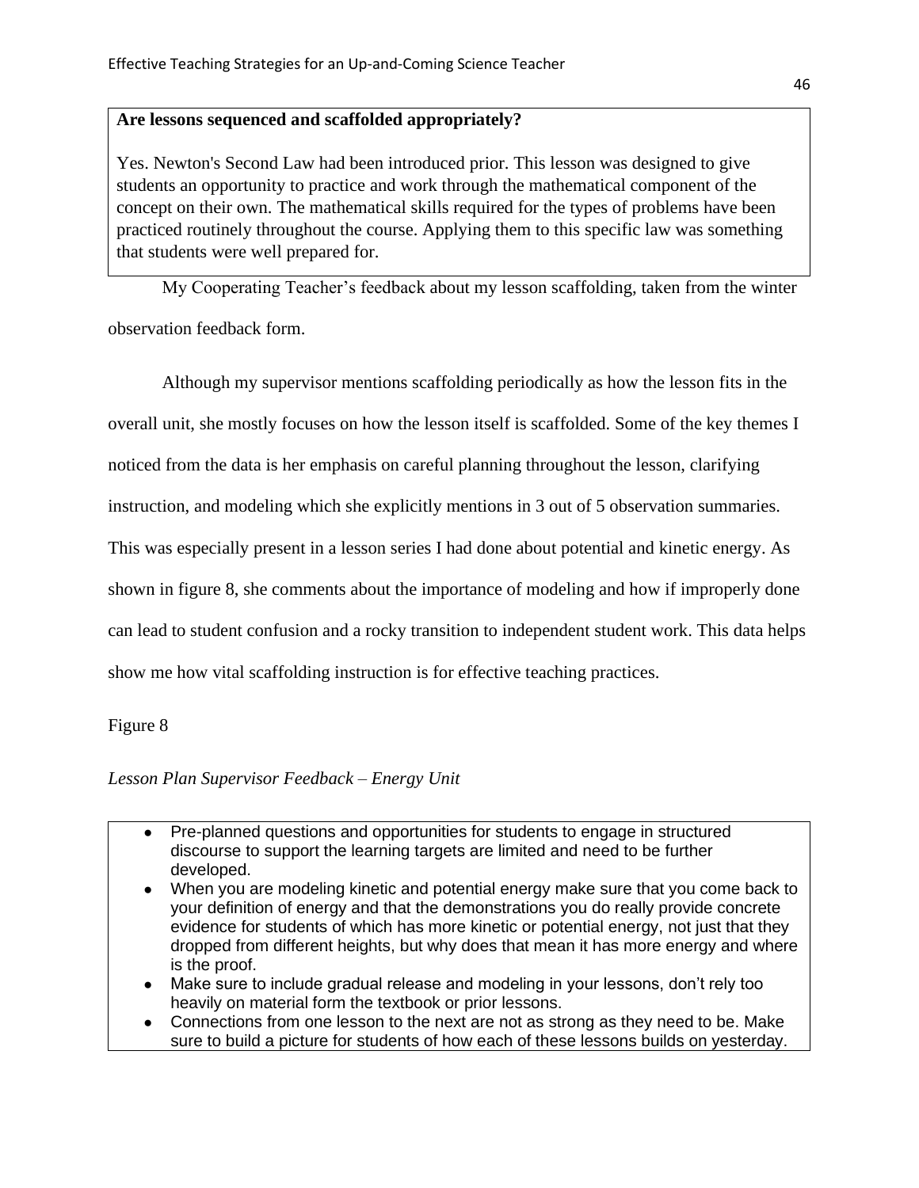**Are lessons sequenced and scaffolded appropriately?**

Yes. Newton's Second Law had been introduced prior. This lesson was designed to give students an opportunity to practice and work through the mathematical component of the concept on their own. The mathematical skills required for the types of problems have been practiced routinely throughout the course. Applying them to this specific law was something that students were well prepared for.

My Cooperating Teacher's feedback about my lesson scaffolding, taken from the winter observation feedback form.

Although my supervisor mentions scaffolding periodically as how the lesson fits in the overall unit, she mostly focuses on how the lesson itself is scaffolded. Some of the key themes I noticed from the data is her emphasis on careful planning throughout the lesson, clarifying instruction, and modeling which she explicitly mentions in 3 out of 5 observation summaries. This was especially present in a lesson series I had done about potential and kinetic energy. As shown in figure 8, she comments about the importance of modeling and how if improperly done can lead to student confusion and a rocky transition to independent student work. This data helps show me how vital scaffolding instruction is for effective teaching practices.

Figure 8

*Lesson Plan Supervisor Feedback – Energy Unit*

- Pre-planned questions and opportunities for students to engage in structured discourse to support the learning targets are limited and need to be further developed.
- When you are modeling kinetic and potential energy make sure that you come back to your definition of energy and that the demonstrations you do really provide concrete evidence for students of which has more kinetic or potential energy, not just that they dropped from different heights, but why does that mean it has more energy and where is the proof.
- Make sure to include gradual release and modeling in your lessons, don't rely too heavily on material form the textbook or prior lessons.
- Connections from one lesson to the next are not as strong as they need to be. Make sure to build a picture for students of how each of these lessons builds on yesterday.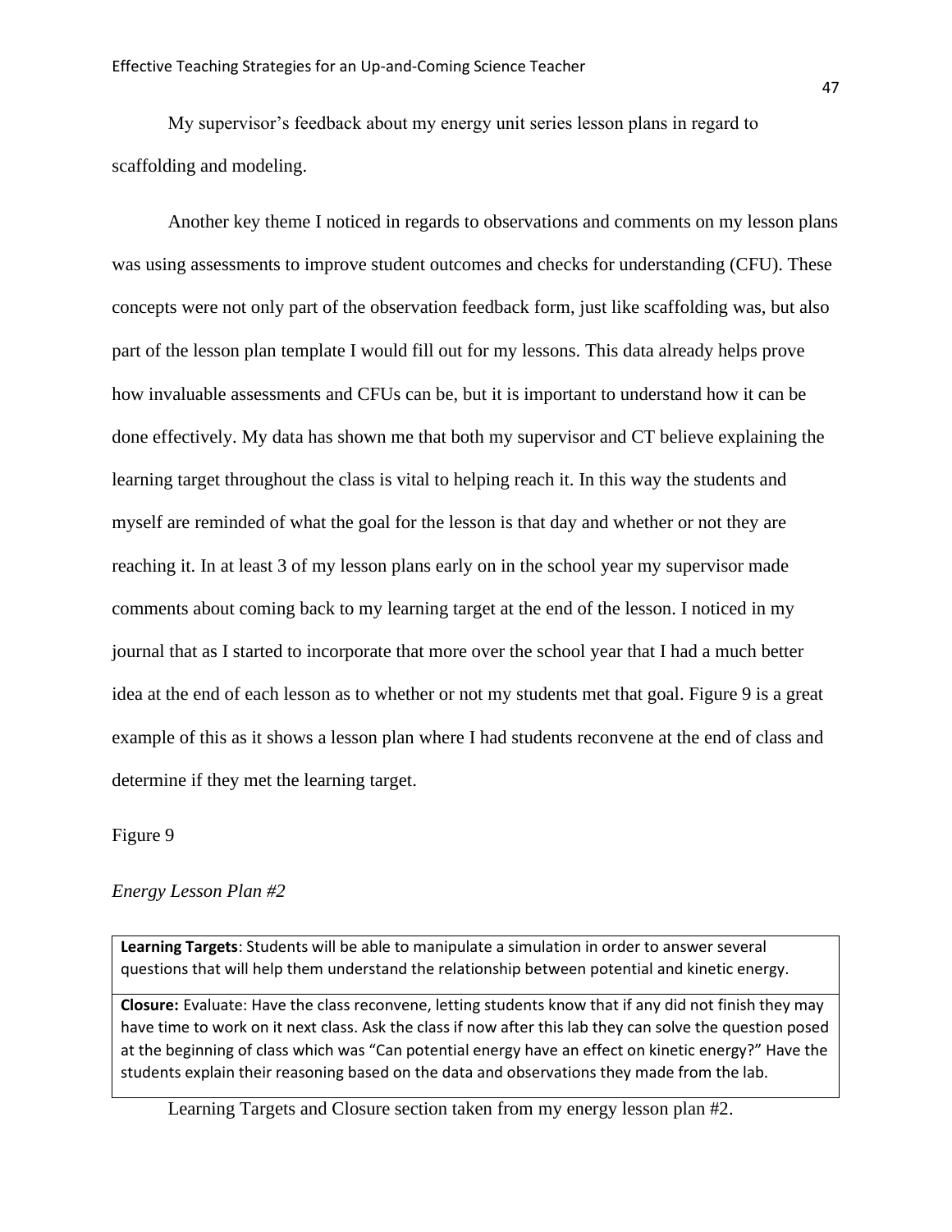My supervisor's feedback about my energy unit series lesson plans in regard to scaffolding and modeling.

Another key theme I noticed in regards to observations and comments on my lesson plans was using assessments to improve student outcomes and checks for understanding (CFU). These concepts were not only part of the observation feedback form, just like scaffolding was, but also part of the lesson plan template I would fill out for my lessons. This data already helps prove how invaluable assessments and CFUs can be, but it is important to understand how it can be done effectively. My data has shown me that both my supervisor and CT believe explaining the learning target throughout the class is vital to helping reach it. In this way the students and myself are reminded of what the goal for the lesson is that day and whether or not they are reaching it. In at least 3 of my lesson plans early on in the school year my supervisor made comments about coming back to my learning target at the end of the lesson. I noticed in my journal that as I started to incorporate that more over the school year that I had a much better idea at the end of each lesson as to whether or not my students met that goal. Figure 9 is a great example of this as it shows a lesson plan where I had students reconvene at the end of class and determine if they met the learning target.

Figure 9

*Energy Lesson Plan #2*

| **Learning Targets**: Students will be able to manipulate a simulation in order to answer several questions that will help them understand the relationship between potential and kinetic energy. |
|---|
| **Closure:** Evaluate: Have the class reconvene, letting students know that if any did not finish they may have time to work on it next class. Ask the class if now after this lab they can solve the question posed at the beginning of class which was "Can potential energy have an effect on kinetic energy?" Have the students explain their reasoning based on the data and observations they made from the lab. |

Learning Targets and Closure section taken from my energy lesson plan #2.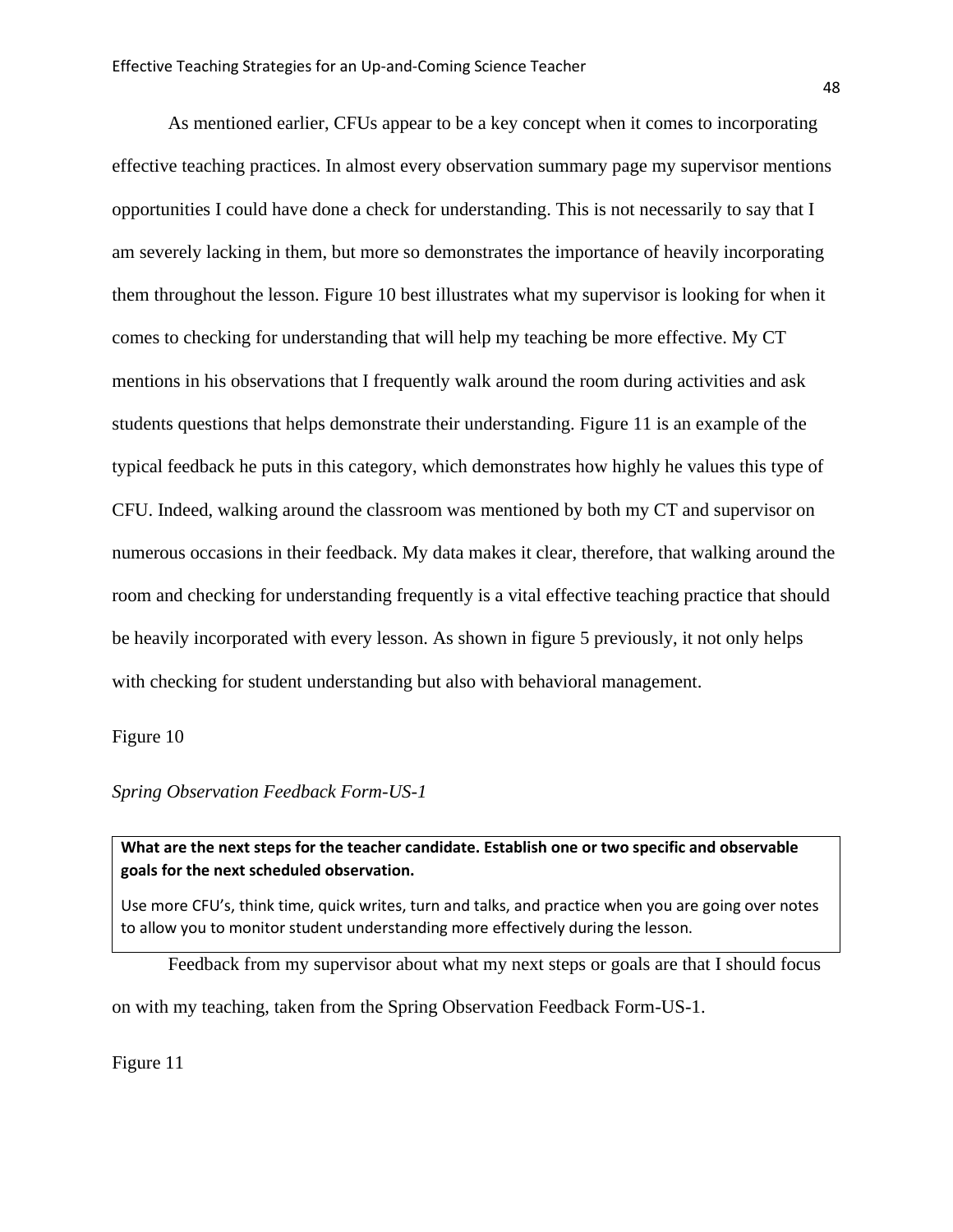As mentioned earlier, CFUs appear to be a key concept when it comes to incorporating effective teaching practices. In almost every observation summary page my supervisor mentions opportunities I could have done a check for understanding. This is not necessarily to say that I am severely lacking in them, but more so demonstrates the importance of heavily incorporating them throughout the lesson. Figure 10 best illustrates what my supervisor is looking for when it comes to checking for understanding that will help my teaching be more effective. My CT mentions in his observations that I frequently walk around the room during activities and ask students questions that helps demonstrate their understanding. Figure 11 is an example of the typical feedback he puts in this category, which demonstrates how highly he values this type of CFU. Indeed, walking around the classroom was mentioned by both my CT and supervisor on numerous occasions in their feedback. My data makes it clear, therefore, that walking around the room and checking for understanding frequently is a vital effective teaching practice that should be heavily incorporated with every lesson. As shown in figure 5 previously, it not only helps with checking for student understanding but also with behavioral management.

Figure 10

*Spring Observation Feedback Form-US-1*

| **What are the next steps for the teacher candidate. Establish one or two specific and observable goals for the next scheduled observation.** |
|---|
| Use more CFU's, think time, quick writes, turn and talks, and practice when you are going over notes to allow you to monitor student understanding more effectively during the lesson. |

Feedback from my supervisor about what my next steps or goals are that I should focus on with my teaching, taken from the Spring Observation Feedback Form-US-1.

Figure 11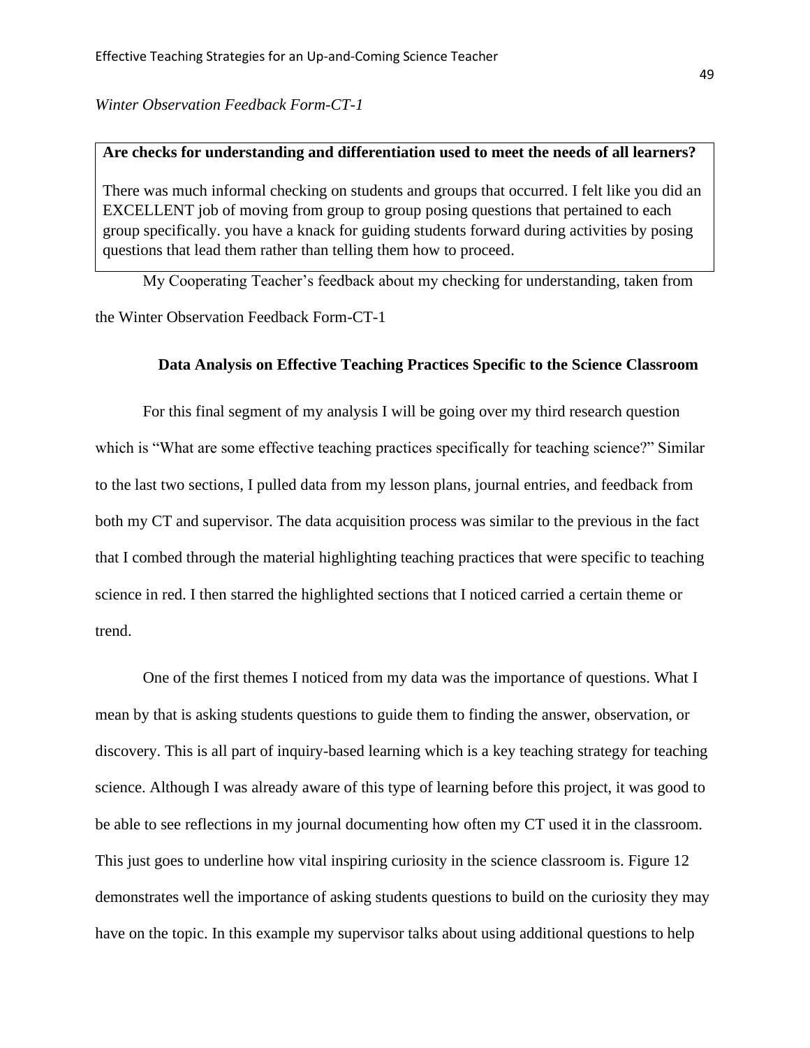*Winter Observation Feedback Form-CT-1*

| **Are checks for understanding and differentiation used to meet the needs of all learners?** |
|---|
| There was much informal checking on students and groups that occurred. I felt like you did an EXCELLENT job of moving from group to group posing questions that pertained to each group specifically. you have a knack for guiding students forward during activities by posing questions that lead them rather than telling them how to proceed. |

My Cooperating Teacher's feedback about my checking for understanding, taken from the Winter Observation Feedback Form-CT-1

### Data Analysis on Effective Teaching Practices Specific to the Science Classroom

For this final segment of my analysis I will be going over my third research question which is "What are some effective teaching practices specifically for teaching science?" Similar to the last two sections, I pulled data from my lesson plans, journal entries, and feedback from both my CT and supervisor. The data acquisition process was similar to the previous in the fact that I combed through the material highlighting teaching practices that were specific to teaching science in red. I then starred the highlighted sections that I noticed carried a certain theme or trend.

One of the first themes I noticed from my data was the importance of questions. What I mean by that is asking students questions to guide them to finding the answer, observation, or discovery. This is all part of inquiry-based learning which is a key teaching strategy for teaching science. Although I was already aware of this type of learning before this project, it was good to be able to see reflections in my journal documenting how often my CT used it in the classroom. This just goes to underline how vital inspiring curiosity in the science classroom is. Figure 12 demonstrates well the importance of asking students questions to build on the curiosity they may have on the topic. In this example my supervisor talks about using additional questions to help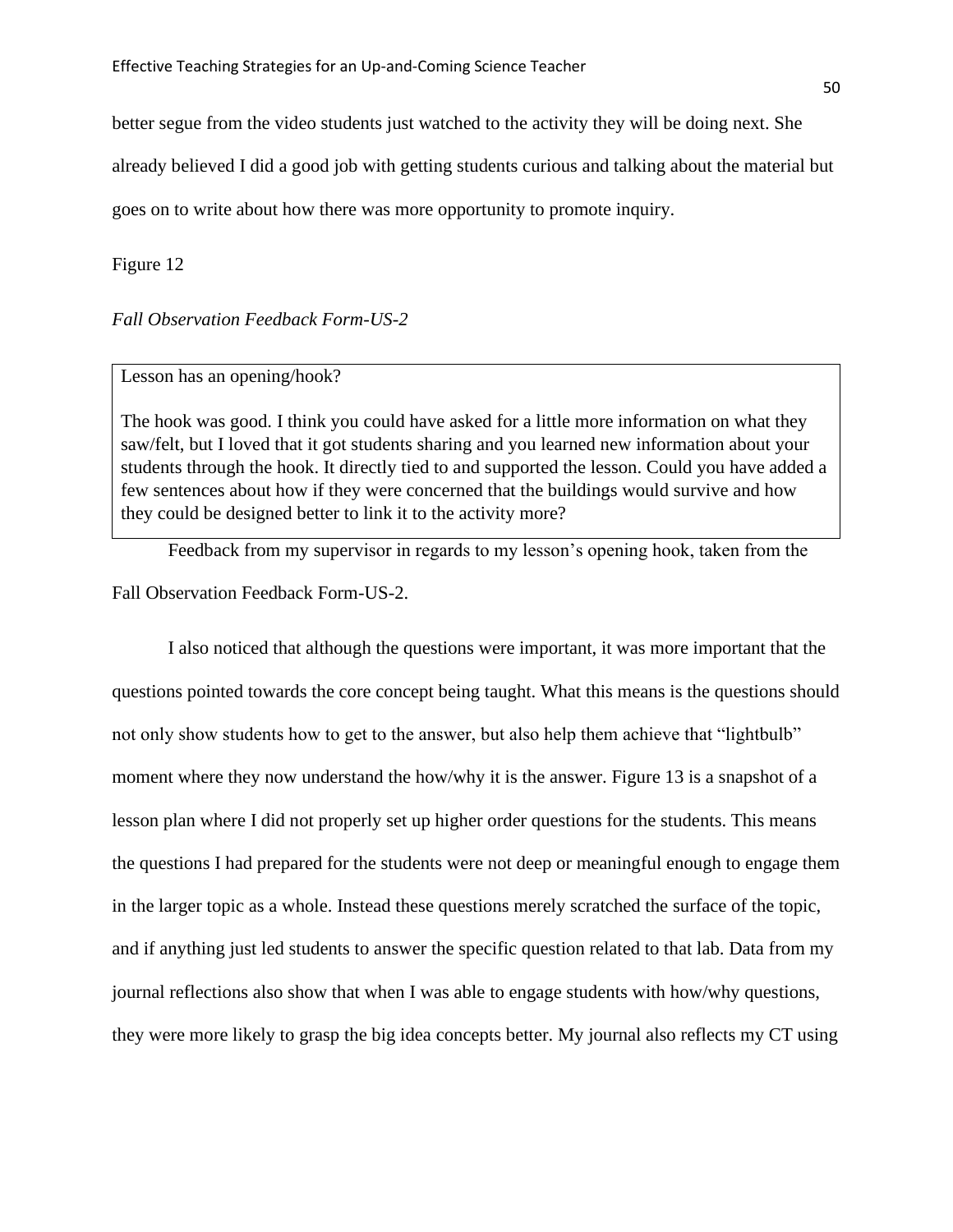better segue from the video students just watched to the activity they will be doing next. She already believed I did a good job with getting students curious and talking about the material but goes on to write about how there was more opportunity to promote inquiry.

Figure 12

*Fall Observation Feedback Form-US-2*

| Lesson has an opening/hook? The hook was good. I think you could have asked for a little more information on what they saw/felt, but I loved that it got students sharing and you learned new information about your students through the hook. It directly tied to and supported the lesson. Could you have added a few sentences about how if they were concerned that the buildings would survive and how they could be designed better to link it to the activity more? |
|---|

Feedback from my supervisor in regards to my lesson's opening hook, taken from the Fall Observation Feedback Form-US-2.

I also noticed that although the questions were important, it was more important that the questions pointed towards the core concept being taught. What this means is the questions should not only show students how to get to the answer, but also help them achieve that "lightbulb" moment where they now understand the how/why it is the answer. Figure 13 is a snapshot of a lesson plan where I did not properly set up higher order questions for the students. This means the questions I had prepared for the students were not deep or meaningful enough to engage them in the larger topic as a whole. Instead these questions merely scratched the surface of the topic, and if anything just led students to answer the specific question related to that lab. Data from my journal reflections also show that when I was able to engage students with how/why questions, they were more likely to grasp the big idea concepts better. My journal also reflects my CT using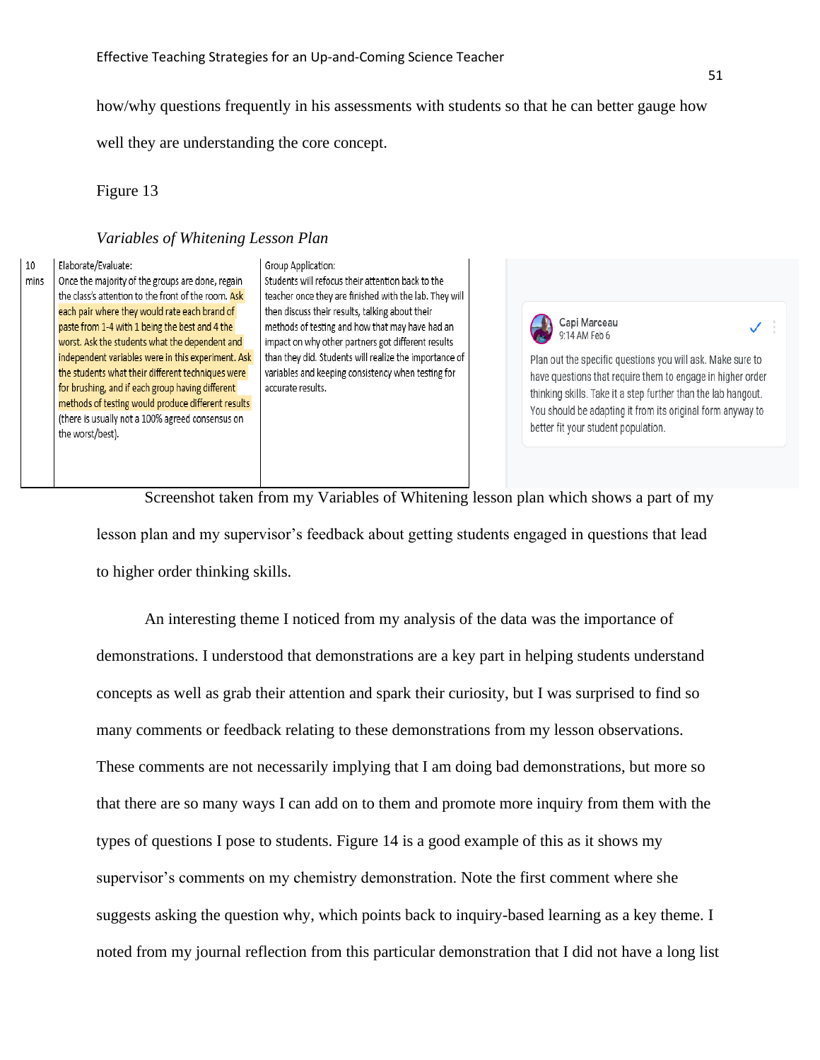how/why questions frequently in his assessments with students so that he can better gauge how well they are understanding the core concept.

Figure 13

*Variables of Whitening Lesson Plan*

| | | |
|---|---|---|
| 10 mins | Elaborate/Evaluate: Once the majority of the groups are done, regain the class's attention to the front of the room. Ask each pair where they would rate each brand of paste from 1-4 with 1 being the best and 4 the worst. Ask the students what the dependent and independent variables were in this experiment. Ask the students what their different techniques were for brushing, and if each group having different methods of testing would produce different results (there is usually not a 100% agreed consensus on the worst/best). | Group Application: Students will refocus their attention back to the teacher once they are finished with the lab. They will then discuss their results, talking about their methods of testing and how that may have had an impact on why other partners got different results than they did. Students will realize the importance of variables and keeping consistency when testing for accurate results. |

Capi Marceau
9:14 AM Feb 6

Plan out the specific questions you will ask. Make sure to have questions that require them to engage in higher order thinking skills. Take it a step further than the lab hangout. You should be adapting it from its original form anyway to better fit your student population.

Screenshot taken from my Variables of Whitening lesson plan which shows a part of my lesson plan and my supervisor's feedback about getting students engaged in questions that lead to higher order thinking skills.

An interesting theme I noticed from my analysis of the data was the importance of demonstrations. I understood that demonstrations are a key part in helping students understand concepts as well as grab their attention and spark their curiosity, but I was surprised to find so many comments or feedback relating to these demonstrations from my lesson observations. These comments are not necessarily implying that I am doing bad demonstrations, but more so that there are so many ways I can add on to them and promote more inquiry from them with the types of questions I pose to students. Figure 14 is a good example of this as it shows my supervisor's comments on my chemistry demonstration. Note the first comment where she suggests asking the question why, which points back to inquiry-based learning as a key theme. I noted from my journal reflection from this particular demonstration that I did not have a long list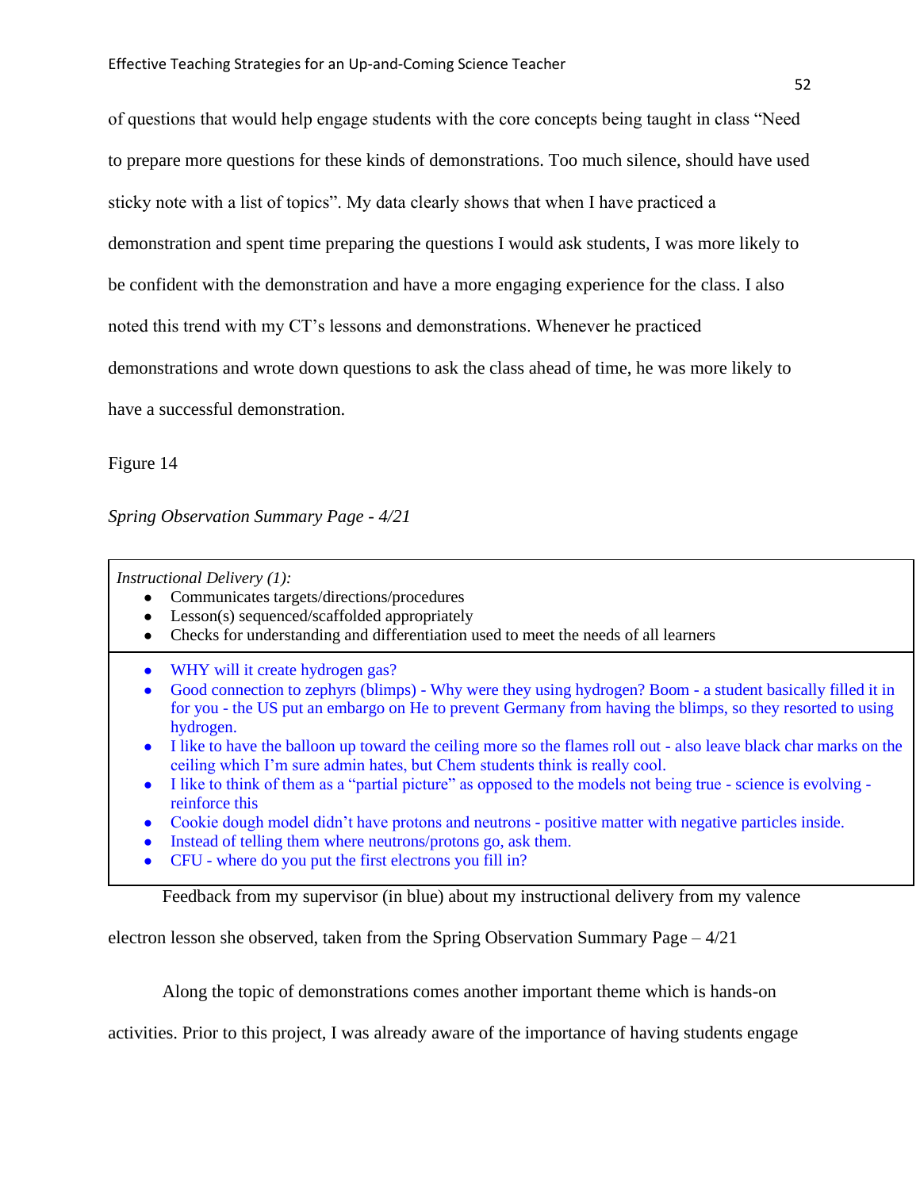of questions that would help engage students with the core concepts being taught in class "Need to prepare more questions for these kinds of demonstrations. Too much silence, should have used sticky note with a list of topics". My data clearly shows that when I have practiced a demonstration and spent time preparing the questions I would ask students, I was more likely to be confident with the demonstration and have a more engaging experience for the class. I also noted this trend with my CT's lessons and demonstrations. Whenever he practiced demonstrations and wrote down questions to ask the class ahead of time, he was more likely to have a successful demonstration.

Figure 14

*Spring Observation Summary Page - 4/21*

| *Instructional Delivery (1):*<br>• Communicates targets/directions/procedures<br>• Lesson(s) sequenced/scaffolded appropriately<br>• Checks for understanding and differentiation used to meet the needs of all learners |
|---|
| • WHY will it create hydrogen gas?<br>• Good connection to zephyrs (blimps) - Why were they using hydrogen? Boom - a student basically filled it in for you - the US put an embargo on He to prevent Germany from having the blimps, so they resorted to using hydrogen.<br>• I like to have the balloon up toward the ceiling more so the flames roll out - also leave black char marks on the ceiling which I'm sure admin hates, but Chem students think is really cool.<br>• I like to think of them as a "partial picture" as opposed to the models not being true - science is evolving - reinforce this<br>• Cookie dough model didn't have protons and neutrons - positive matter with negative particles inside.<br>• Instead of telling them where neutrons/protons go, ask them.<br>• CFU - where do you put the first electrons you fill in? |

Feedback from my supervisor (in blue) about my instructional delivery from my valence electron lesson she observed, taken from the Spring Observation Summary Page – 4/21

Along the topic of demonstrations comes another important theme which is hands-on activities. Prior to this project, I was already aware of the importance of having students engage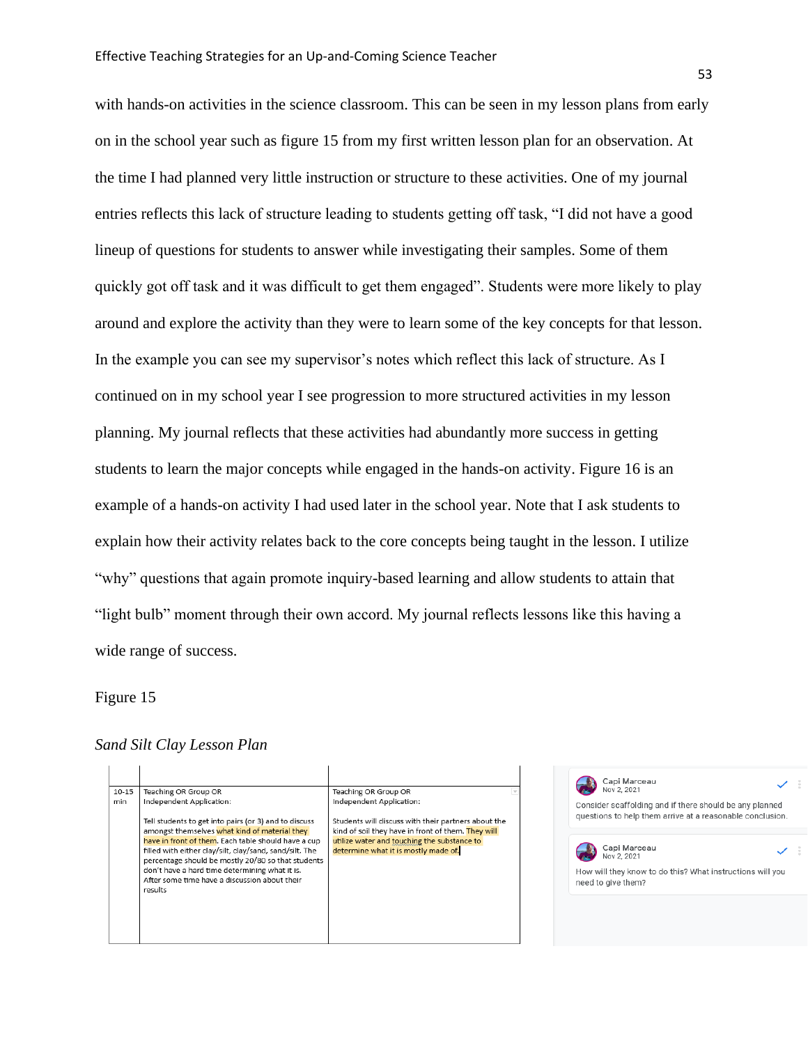with hands-on activities in the science classroom. This can be seen in my lesson plans from early on in the school year such as figure 15 from my first written lesson plan for an observation. At the time I had planned very little instruction or structure to these activities. One of my journal entries reflects this lack of structure leading to students getting off task, "I did not have a good lineup of questions for students to answer while investigating their samples. Some of them quickly got off task and it was difficult to get them engaged". Students were more likely to play around and explore the activity than they were to learn some of the key concepts for that lesson. In the example you can see my supervisor's notes which reflect this lack of structure. As I continued on in my school year I see progression to more structured activities in my lesson planning. My journal reflects that these activities had abundantly more success in getting students to learn the major concepts while engaged in the hands-on activity. Figure 16 is an example of a hands-on activity I had used later in the school year. Note that I ask students to explain how their activity relates back to the core concepts being taught in the lesson. I utilize "why" questions that again promote inquiry-based learning and allow students to attain that "light bulb" moment through their own accord. My journal reflects lessons like this having a wide range of success.

Figure 15

*Sand Silt Clay Lesson Plan*

| | | |
|---|---|---|
| 10-15 min | Teaching OR Group OR Independent Application:<br><br>Tell students to get into pairs (or 3) and to discuss amongst themselves what kind of material they have in front of them. Each table should have a cup filled with either clay/silt, clay/sand, sand/silt. The percentage should be mostly 20/80 so that students don't have a hard time determining what it is. After some time have a discussion about their results | Teaching OR Group OR Independent Application:<br><br>Students will discuss with their partners about the kind of soil they have in front of them. They will utilize water and touching the substance to determine what it is mostly made of. |

Capi Marceau
Nov 2, 2021
Consider scaffolding and if there should be any planned questions to help them arrive at a reasonable conclusion.

Capi Marceau
Nov 2, 2021
How will they know to do this? What instructions will you need to give them?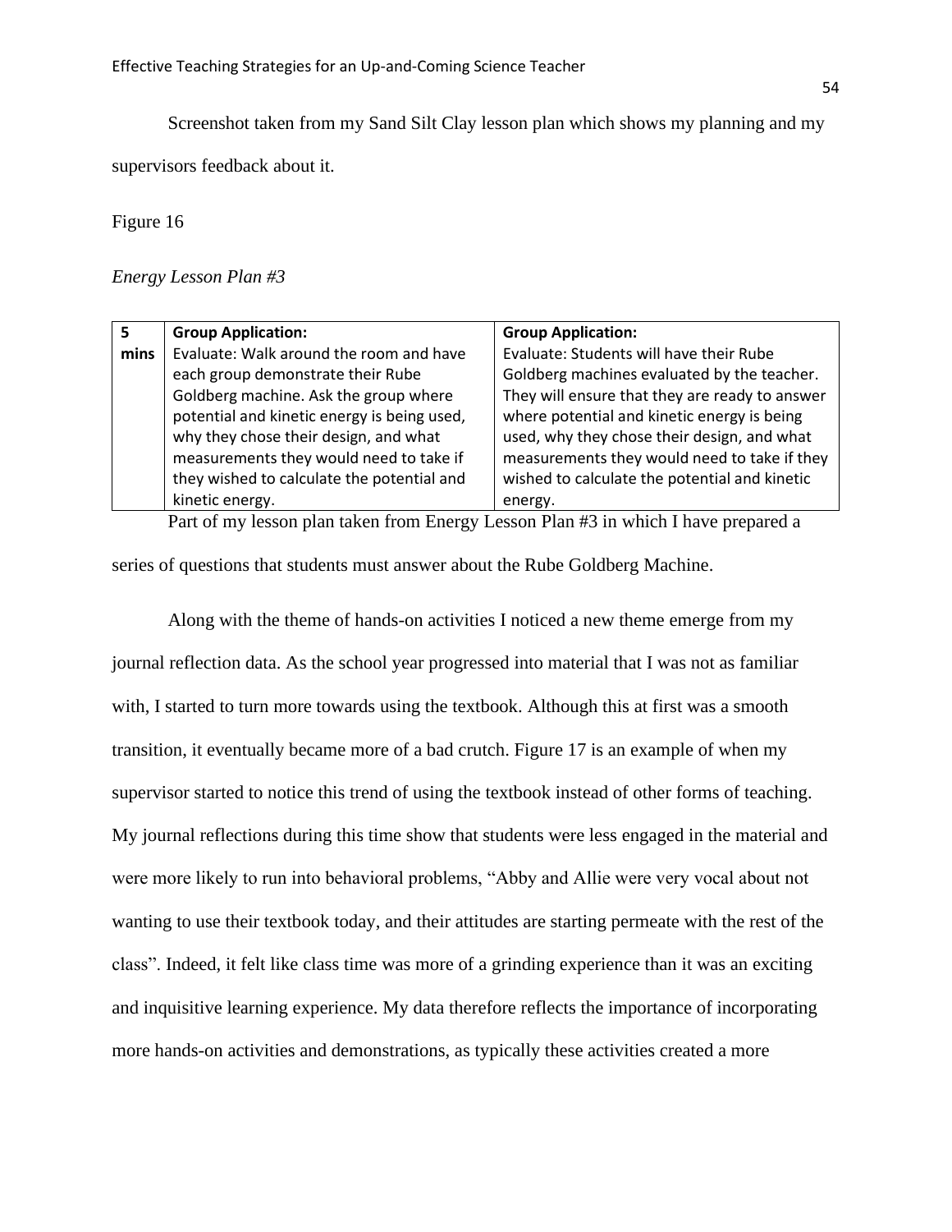Screenshot taken from my Sand Silt Clay lesson plan which shows my planning and my supervisors feedback about it.

Figure 16

*Energy Lesson Plan #3*

| **5 mins** | **Group Application:**<br>Evaluate: Walk around the room and have each group demonstrate their Rube Goldberg machine. Ask the group where potential and kinetic energy is being used, why they chose their design, and what measurements they would need to take if they wished to calculate the potential and kinetic energy. | **Group Application:**<br>Evaluate: Students will have their Rube Goldberg machines evaluated by the teacher. They will ensure that they are ready to answer where potential and kinetic energy is being used, why they chose their design, and what measurements they would need to take if they wished to calculate the potential and kinetic energy. |
|---|---|---|

Part of my lesson plan taken from Energy Lesson Plan #3 in which I have prepared a series of questions that students must answer about the Rube Goldberg Machine.

Along with the theme of hands-on activities I noticed a new theme emerge from my journal reflection data. As the school year progressed into material that I was not as familiar with, I started to turn more towards using the textbook. Although this at first was a smooth transition, it eventually became more of a bad crutch. Figure 17 is an example of when my supervisor started to notice this trend of using the textbook instead of other forms of teaching. My journal reflections during this time show that students were less engaged in the material and were more likely to run into behavioral problems, "Abby and Allie were very vocal about not wanting to use their textbook today, and their attitudes are starting permeate with the rest of the class". Indeed, it felt like class time was more of a grinding experience than it was an exciting and inquisitive learning experience. My data therefore reflects the importance of incorporating more hands-on activities and demonstrations, as typically these activities created a more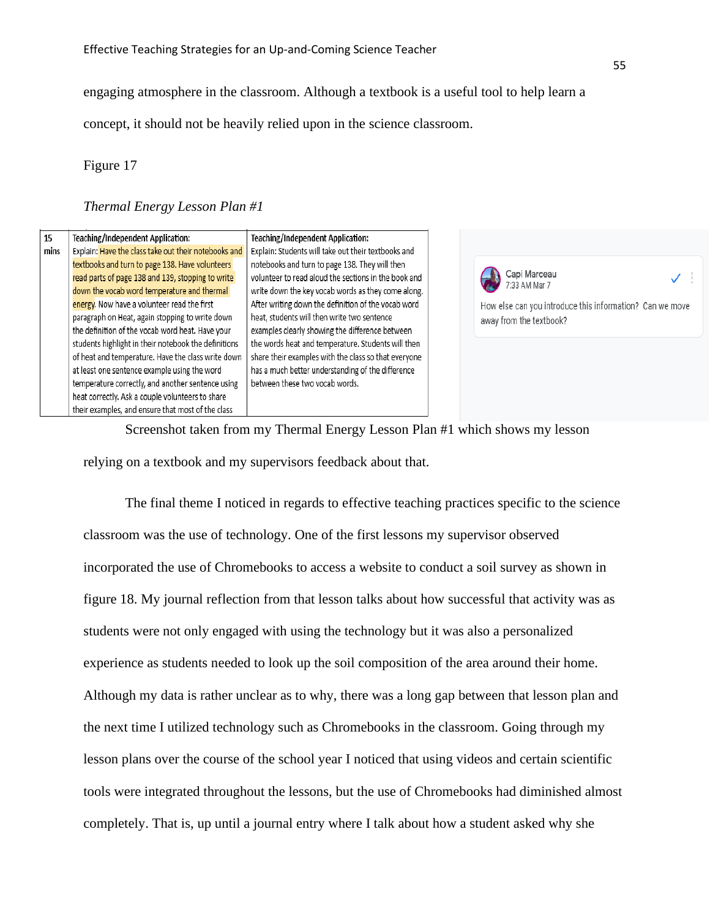engaging atmosphere in the classroom. Although a textbook is a useful tool to help learn a concept, it should not be heavily relied upon in the science classroom.

Figure 17

*Thermal Energy Lesson Plan #1*

| 15 mins | Teaching/Independent Application: Explain: Have the class take out their notebooks and textbooks and turn to page 138. Have volunteers read parts of page 138 and 139, stopping to write down the vocab word temperature and thermal energy. Now have a volunteer read the first paragraph on Heat, again stopping to write down the definition of the vocab word heat. Have your students highlight in their notebook the definitions of heat and temperature. Have the class write down at least one sentence example using the word temperature correctly, and another sentence using heat correctly. Ask a couple volunteers to share their examples, and ensure that most of the class | Teaching/Independent Application: Explain: Students will take out their textbooks and notebooks and turn to page 138. They will then volunteer to read aloud the sections in the book and write down the key vocab words as they come along. After writing down the definition of the vocab word heat, students will then write two sentence examples clearly showing the difference between the words heat and temperature. Students will then share their examples with the class so that everyone has a much better understanding of the difference between these two vocab words. |
|---|---|---|

Capi Marceau
7:33 AM Mar 7
How else can you introduce this information? Can we move away from the textbook?

Screenshot taken from my Thermal Energy Lesson Plan #1 which shows my lesson relying on a textbook and my supervisors feedback about that.

The final theme I noticed in regards to effective teaching practices specific to the science classroom was the use of technology. One of the first lessons my supervisor observed incorporated the use of Chromebooks to access a website to conduct a soil survey as shown in figure 18. My journal reflection from that lesson talks about how successful that activity was as students were not only engaged with using the technology but it was also a personalized experience as students needed to look up the soil composition of the area around their home. Although my data is rather unclear as to why, there was a long gap between that lesson plan and the next time I utilized technology such as Chromebooks in the classroom. Going through my lesson plans over the course of the school year I noticed that using videos and certain scientific tools were integrated throughout the lessons, but the use of Chromebooks had diminished almost completely. That is, up until a journal entry where I talk about how a student asked why she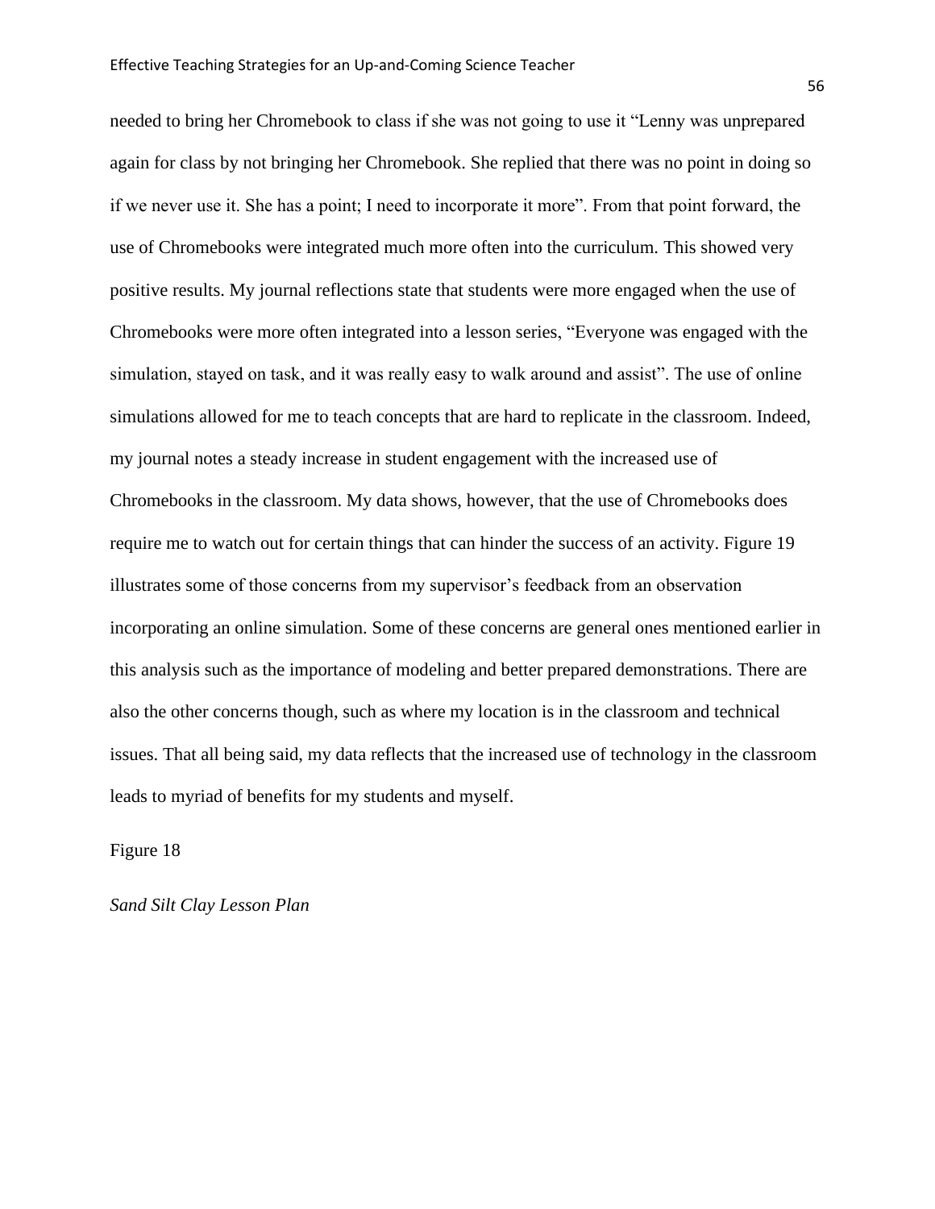needed to bring her Chromebook to class if she was not going to use it "Lenny was unprepared again for class by not bringing her Chromebook. She replied that there was no point in doing so if we never use it. She has a point; I need to incorporate it more". From that point forward, the use of Chromebooks were integrated much more often into the curriculum. This showed very positive results. My journal reflections state that students were more engaged when the use of Chromebooks were more often integrated into a lesson series, "Everyone was engaged with the simulation, stayed on task, and it was really easy to walk around and assist". The use of online simulations allowed for me to teach concepts that are hard to replicate in the classroom. Indeed, my journal notes a steady increase in student engagement with the increased use of Chromebooks in the classroom. My data shows, however, that the use of Chromebooks does require me to watch out for certain things that can hinder the success of an activity. Figure 19 illustrates some of those concerns from my supervisor's feedback from an observation incorporating an online simulation. Some of these concerns are general ones mentioned earlier in this analysis such as the importance of modeling and better prepared demonstrations. There are also the other concerns though, such as where my location is in the classroom and technical issues. That all being said, my data reflects that the increased use of technology in the classroom leads to myriad of benefits for my students and myself.

Figure 18

*Sand Silt Clay Lesson Plan*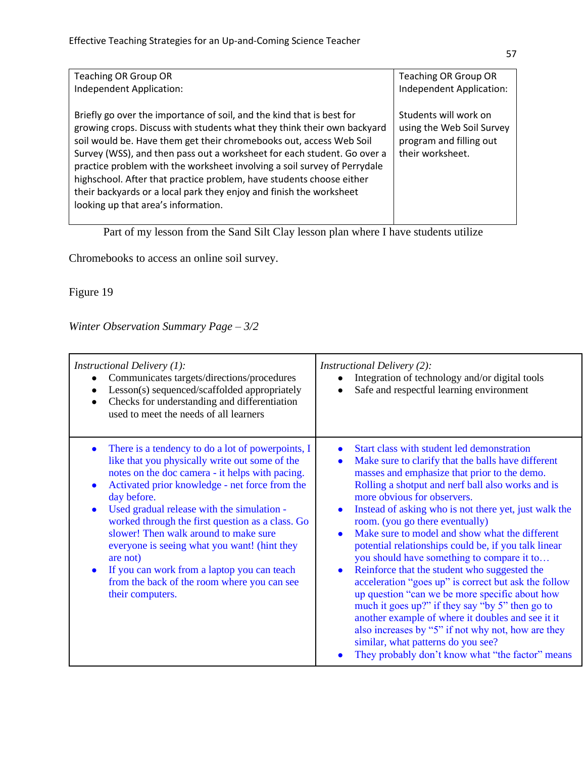| Teaching OR Group OR Independent Application: | Teaching OR Group OR Independent Application: |
|---|---|
| Briefly go over the importance of soil, and the kind that is best for growing crops. Discuss with students what they think their own backyard soil would be. Have them get their chromebooks out, access Web Soil Survey (WSS), and then pass out a worksheet for each student. Go over a practice problem with the worksheet involving a soil survey of Perrydale highschool. After that practice problem, have students choose either their backyards or a local park they enjoy and finish the worksheet looking up that area's information. | Students will work on using the Web Soil Survey program and filling out their worksheet. |

Part of my lesson from the Sand Silt Clay lesson plan where I have students utilize Chromebooks to access an online soil survey.

Figure 19

*Winter Observation Summary Page – 3/2*

| *Instructional Delivery (1):*<br>• Communicates targets/directions/procedures<br>• Lesson(s) sequenced/scaffolded appropriately<br>• Checks for understanding and differentiation used to meet the needs of all learners | *Instructional Delivery (2):*<br>• Integration of technology and/or digital tools<br>• Safe and respectful learning environment |
|---|---|
| • There is a tendency to do a lot of powerpoints, I like that you physically write out some of the notes on the doc camera - it helps with pacing.<br>• Activated prior knowledge - net force from the day before.<br>• Used gradual release with the simulation - worked through the first question as a class. Go slower! Then walk around to make sure everyone is seeing what you want! (hint they are not)<br>• If you can work from a laptop you can teach from the back of the room where you can see their computers. | • Start class with student led demonstration<br>• Make sure to clarify that the balls have different masses and emphasize that prior to the demo. Rolling a shotput and nerf ball also works and is more obvious for observers.<br>• Instead of asking who is not there yet, just walk the room. (you go there eventually)<br>• Make sure to model and show what the different potential relationships could be, if you talk linear you should have something to compare it to…<br>• Reinforce that the student who suggested the acceleration "goes up" is correct but ask the follow up question "can we be more specific about how much it goes up?" if they say "by 5" then go to another example of where it doubles and see it it also increases by "5" if not why not, how are they similar, what patterns do you see?<br>• They probably don't know what "the factor" means |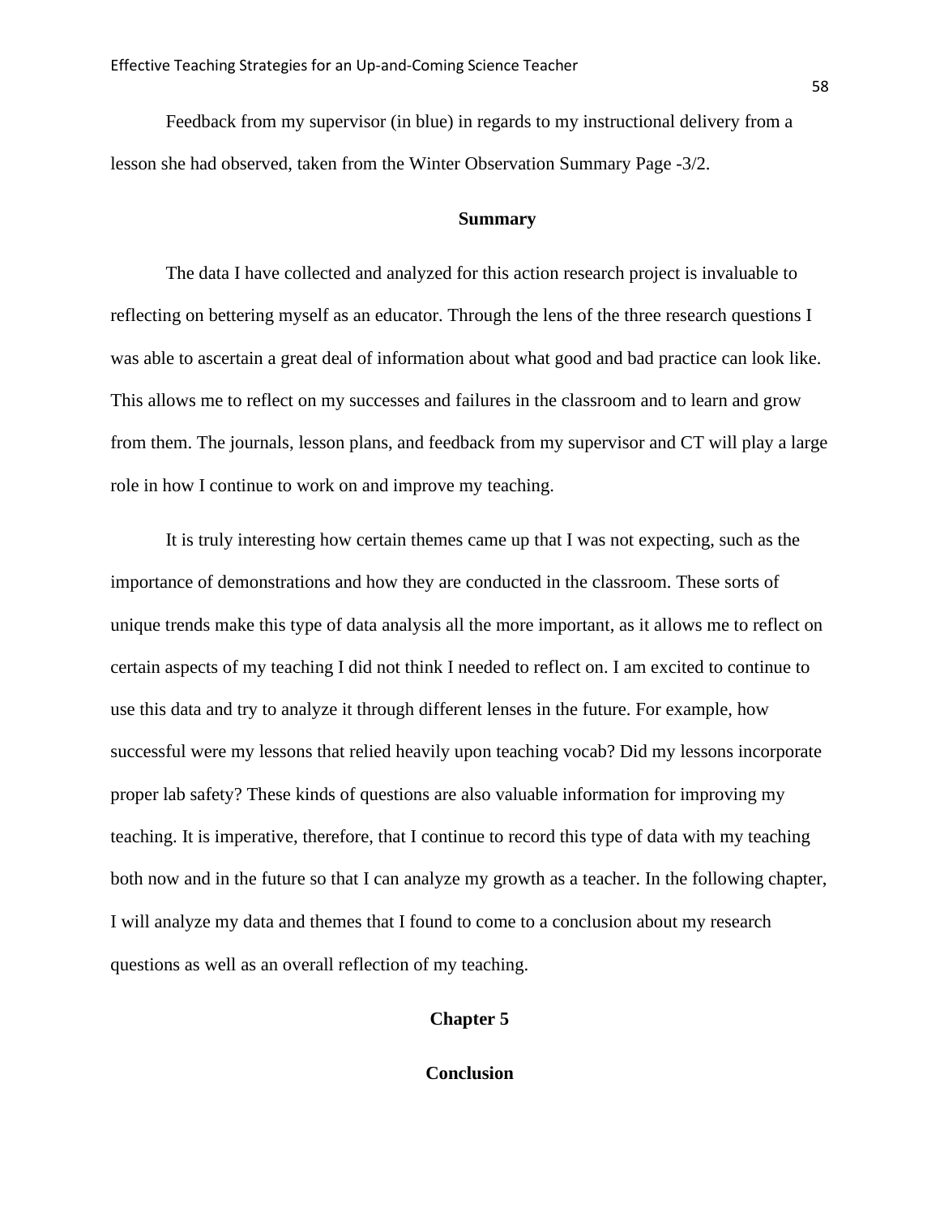Feedback from my supervisor (in blue) in regards to my instructional delivery from a lesson she had observed, taken from the Winter Observation Summary Page -3/2.

### Summary

The data I have collected and analyzed for this action research project is invaluable to reflecting on bettering myself as an educator. Through the lens of the three research questions I was able to ascertain a great deal of information about what good and bad practice can look like. This allows me to reflect on my successes and failures in the classroom and to learn and grow from them. The journals, lesson plans, and feedback from my supervisor and CT will play a large role in how I continue to work on and improve my teaching.

It is truly interesting how certain themes came up that I was not expecting, such as the importance of demonstrations and how they are conducted in the classroom. These sorts of unique trends make this type of data analysis all the more important, as it allows me to reflect on certain aspects of my teaching I did not think I needed to reflect on. I am excited to continue to use this data and try to analyze it through different lenses in the future. For example, how successful were my lessons that relied heavily upon teaching vocab? Did my lessons incorporate proper lab safety? These kinds of questions are also valuable information for improving my teaching. It is imperative, therefore, that I continue to record this type of data with my teaching both now and in the future so that I can analyze my growth as a teacher. In the following chapter, I will analyze my data and themes that I found to come to a conclusion about my research questions as well as an overall reflection of my teaching.

# Chapter 5

## Conclusion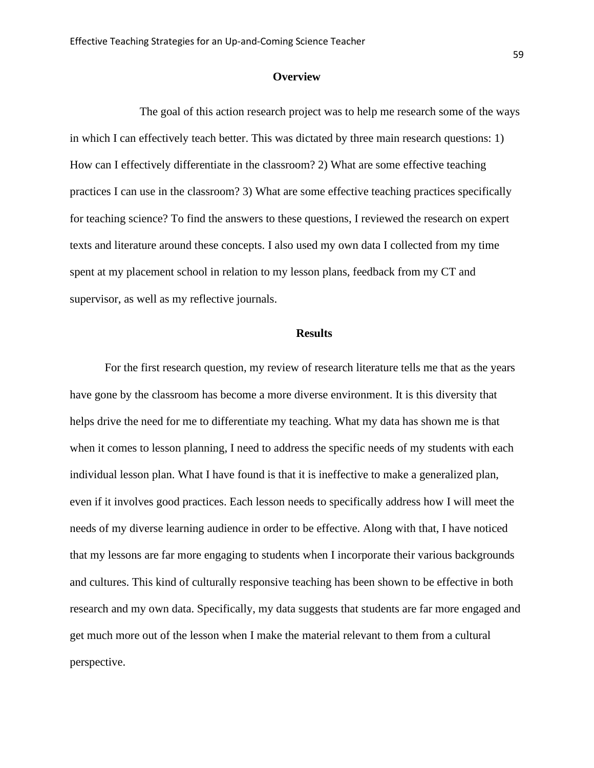## Overview

The goal of this action research project was to help me research some of the ways in which I can effectively teach better. This was dictated by three main research questions: 1) How can I effectively differentiate in the classroom? 2) What are some effective teaching practices I can use in the classroom? 3) What are some effective teaching practices specifically for teaching science? To find the answers to these questions, I reviewed the research on expert texts and literature around these concepts. I also used my own data I collected from my time spent at my placement school in relation to my lesson plans, feedback from my CT and supervisor, as well as my reflective journals.

## Results

For the first research question, my review of research literature tells me that as the years have gone by the classroom has become a more diverse environment. It is this diversity that helps drive the need for me to differentiate my teaching. What my data has shown me is that when it comes to lesson planning, I need to address the specific needs of my students with each individual lesson plan. What I have found is that it is ineffective to make a generalized plan, even if it involves good practices. Each lesson needs to specifically address how I will meet the needs of my diverse learning audience in order to be effective. Along with that, I have noticed that my lessons are far more engaging to students when I incorporate their various backgrounds and cultures. This kind of culturally responsive teaching has been shown to be effective in both research and my own data. Specifically, my data suggests that students are far more engaged and get much more out of the lesson when I make the material relevant to them from a cultural perspective.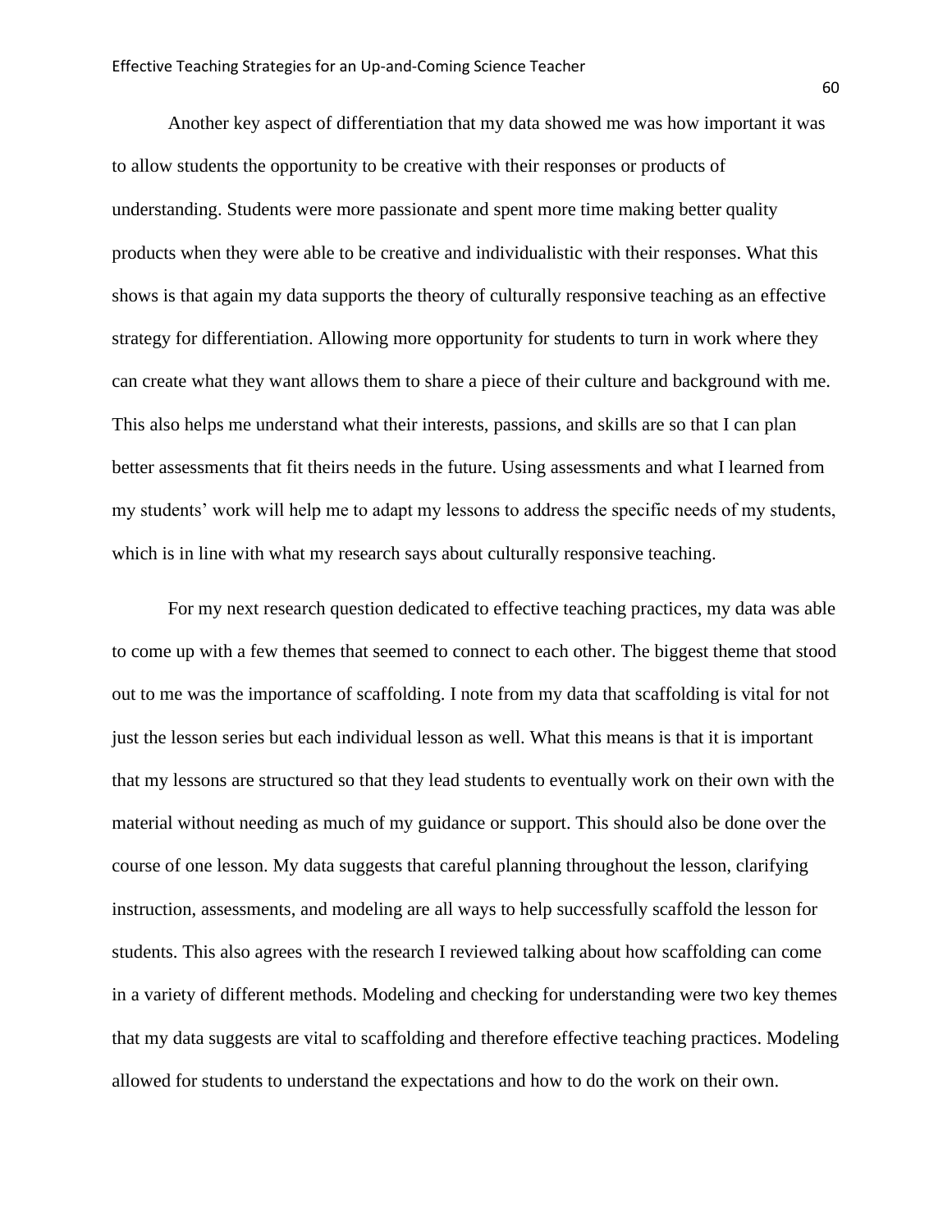Another key aspect of differentiation that my data showed me was how important it was to allow students the opportunity to be creative with their responses or products of understanding. Students were more passionate and spent more time making better quality products when they were able to be creative and individualistic with their responses. What this shows is that again my data supports the theory of culturally responsive teaching as an effective strategy for differentiation. Allowing more opportunity for students to turn in work where they can create what they want allows them to share a piece of their culture and background with me. This also helps me understand what their interests, passions, and skills are so that I can plan better assessments that fit theirs needs in the future. Using assessments and what I learned from my students' work will help me to adapt my lessons to address the specific needs of my students, which is in line with what my research says about culturally responsive teaching.

For my next research question dedicated to effective teaching practices, my data was able to come up with a few themes that seemed to connect to each other. The biggest theme that stood out to me was the importance of scaffolding. I note from my data that scaffolding is vital for not just the lesson series but each individual lesson as well. What this means is that it is important that my lessons are structured so that they lead students to eventually work on their own with the material without needing as much of my guidance or support. This should also be done over the course of one lesson. My data suggests that careful planning throughout the lesson, clarifying instruction, assessments, and modeling are all ways to help successfully scaffold the lesson for students. This also agrees with the research I reviewed talking about how scaffolding can come in a variety of different methods. Modeling and checking for understanding were two key themes that my data suggests are vital to scaffolding and therefore effective teaching practices. Modeling allowed for students to understand the expectations and how to do the work on their own.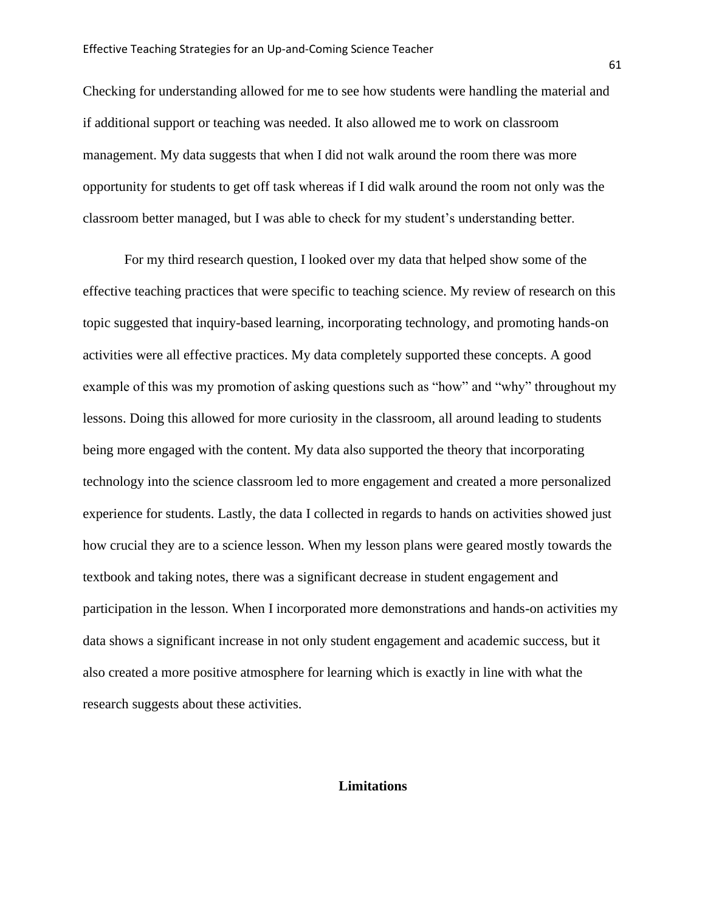Checking for understanding allowed for me to see how students were handling the material and if additional support or teaching was needed. It also allowed me to work on classroom management. My data suggests that when I did not walk around the room there was more opportunity for students to get off task whereas if I did walk around the room not only was the classroom better managed, but I was able to check for my student's understanding better.

For my third research question, I looked over my data that helped show some of the effective teaching practices that were specific to teaching science. My review of research on this topic suggested that inquiry-based learning, incorporating technology, and promoting hands-on activities were all effective practices. My data completely supported these concepts. A good example of this was my promotion of asking questions such as "how" and "why" throughout my lessons. Doing this allowed for more curiosity in the classroom, all around leading to students being more engaged with the content. My data also supported the theory that incorporating technology into the science classroom led to more engagement and created a more personalized experience for students. Lastly, the data I collected in regards to hands on activities showed just how crucial they are to a science lesson. When my lesson plans were geared mostly towards the textbook and taking notes, there was a significant decrease in student engagement and participation in the lesson. When I incorporated more demonstrations and hands-on activities my data shows a significant increase in not only student engagement and academic success, but it also created a more positive atmosphere for learning which is exactly in line with what the research suggests about these activities.

## Limitations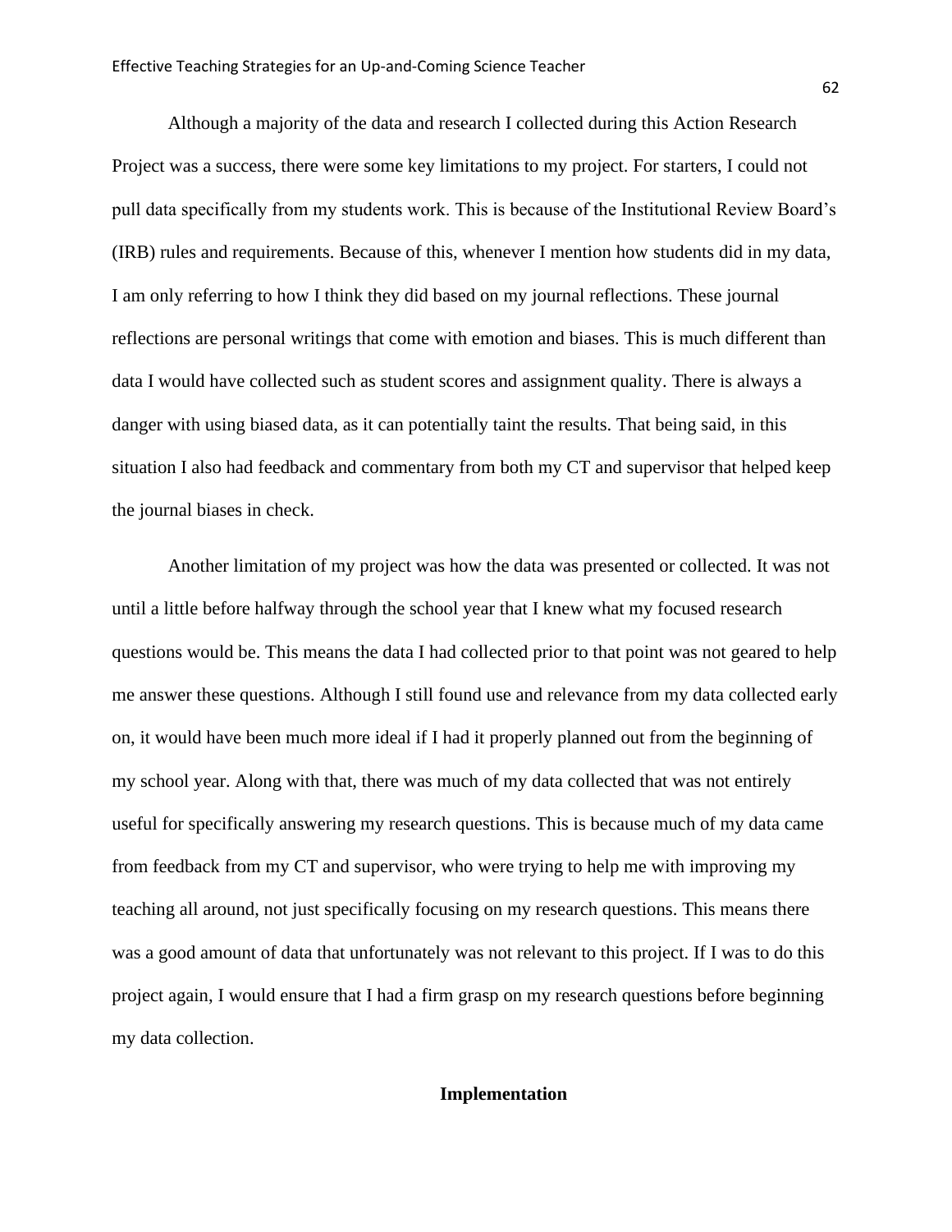Although a majority of the data and research I collected during this Action Research Project was a success, there were some key limitations to my project. For starters, I could not pull data specifically from my students work. This is because of the Institutional Review Board's (IRB) rules and requirements. Because of this, whenever I mention how students did in my data, I am only referring to how I think they did based on my journal reflections. These journal reflections are personal writings that come with emotion and biases. This is much different than data I would have collected such as student scores and assignment quality. There is always a danger with using biased data, as it can potentially taint the results. That being said, in this situation I also had feedback and commentary from both my CT and supervisor that helped keep the journal biases in check.

Another limitation of my project was how the data was presented or collected. It was not until a little before halfway through the school year that I knew what my focused research questions would be. This means the data I had collected prior to that point was not geared to help me answer these questions. Although I still found use and relevance from my data collected early on, it would have been much more ideal if I had it properly planned out from the beginning of my school year. Along with that, there was much of my data collected that was not entirely useful for specifically answering my research questions. This is because much of my data came from feedback from my CT and supervisor, who were trying to help me with improving my teaching all around, not just specifically focusing on my research questions. This means there was a good amount of data that unfortunately was not relevant to this project. If I was to do this project again, I would ensure that I had a firm grasp on my research questions before beginning my data collection.

## Implementation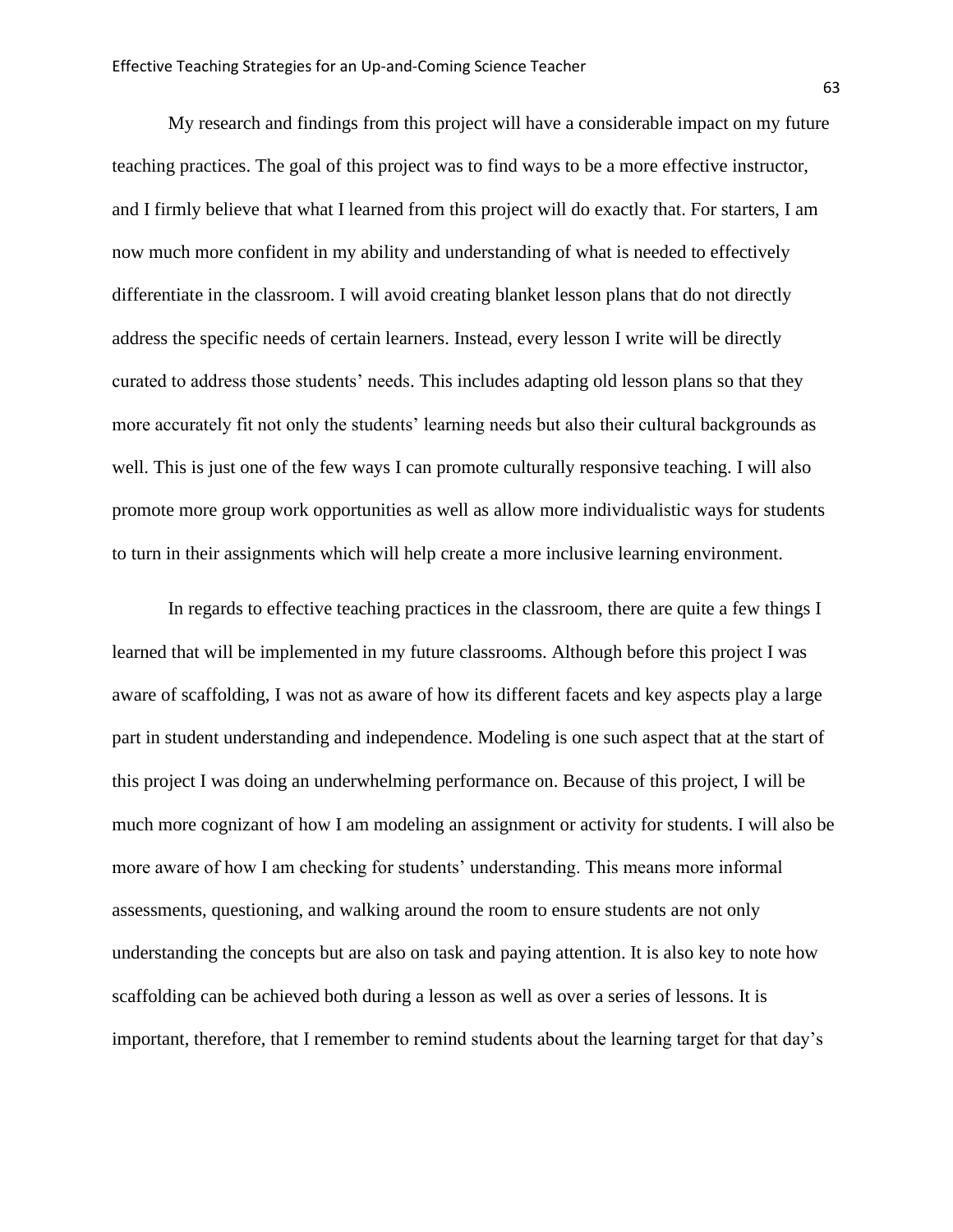My research and findings from this project will have a considerable impact on my future teaching practices. The goal of this project was to find ways to be a more effective instructor, and I firmly believe that what I learned from this project will do exactly that. For starters, I am now much more confident in my ability and understanding of what is needed to effectively differentiate in the classroom. I will avoid creating blanket lesson plans that do not directly address the specific needs of certain learners. Instead, every lesson I write will be directly curated to address those students' needs. This includes adapting old lesson plans so that they more accurately fit not only the students' learning needs but also their cultural backgrounds as well. This is just one of the few ways I can promote culturally responsive teaching. I will also promote more group work opportunities as well as allow more individualistic ways for students to turn in their assignments which will help create a more inclusive learning environment.

In regards to effective teaching practices in the classroom, there are quite a few things I learned that will be implemented in my future classrooms. Although before this project I was aware of scaffolding, I was not as aware of how its different facets and key aspects play a large part in student understanding and independence. Modeling is one such aspect that at the start of this project I was doing an underwhelming performance on. Because of this project, I will be much more cognizant of how I am modeling an assignment or activity for students. I will also be more aware of how I am checking for students' understanding. This means more informal assessments, questioning, and walking around the room to ensure students are not only understanding the concepts but are also on task and paying attention. It is also key to note how scaffolding can be achieved both during a lesson as well as over a series of lessons. It is important, therefore, that I remember to remind students about the learning target for that day's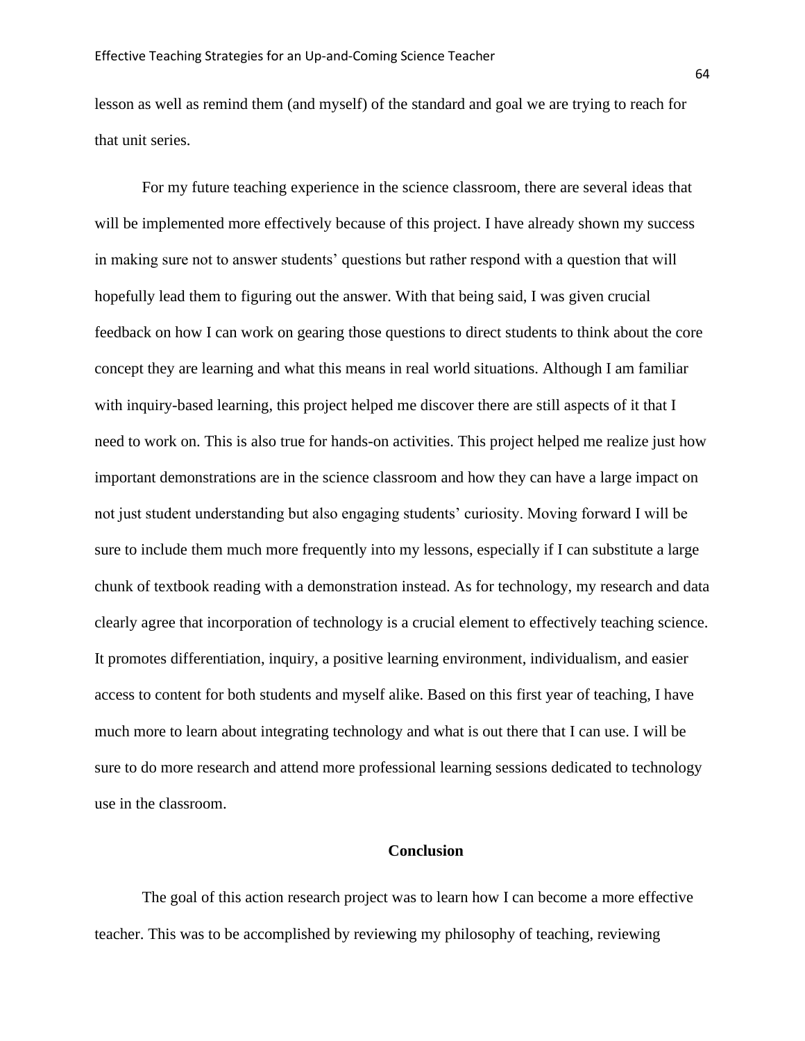lesson as well as remind them (and myself) of the standard and goal we are trying to reach for that unit series.

For my future teaching experience in the science classroom, there are several ideas that will be implemented more effectively because of this project. I have already shown my success in making sure not to answer students' questions but rather respond with a question that will hopefully lead them to figuring out the answer. With that being said, I was given crucial feedback on how I can work on gearing those questions to direct students to think about the core concept they are learning and what this means in real world situations. Although I am familiar with inquiry-based learning, this project helped me discover there are still aspects of it that I need to work on. This is also true for hands-on activities. This project helped me realize just how important demonstrations are in the science classroom and how they can have a large impact on not just student understanding but also engaging students' curiosity. Moving forward I will be sure to include them much more frequently into my lessons, especially if I can substitute a large chunk of textbook reading with a demonstration instead. As for technology, my research and data clearly agree that incorporation of technology is a crucial element to effectively teaching science. It promotes differentiation, inquiry, a positive learning environment, individualism, and easier access to content for both students and myself alike. Based on this first year of teaching, I have much more to learn about integrating technology and what is out there that I can use. I will be sure to do more research and attend more professional learning sessions dedicated to technology use in the classroom.

## Conclusion

The goal of this action research project was to learn how I can become a more effective teacher. This was to be accomplished by reviewing my philosophy of teaching, reviewing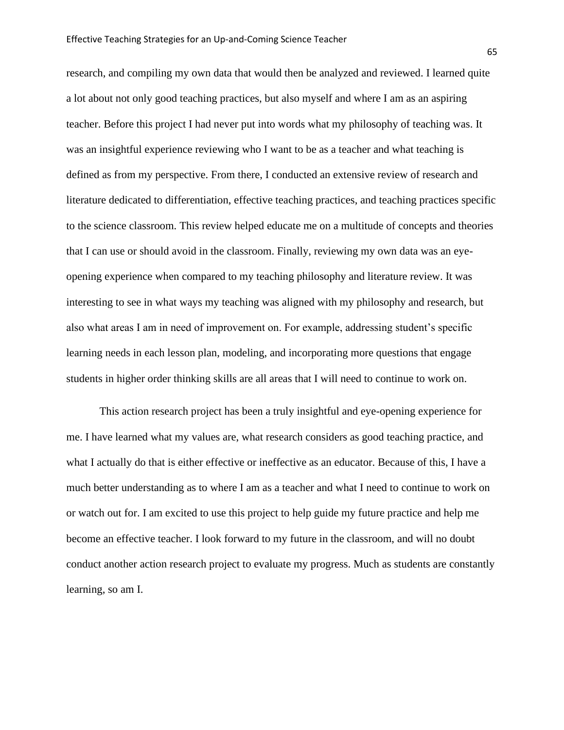research, and compiling my own data that would then be analyzed and reviewed. I learned quite a lot about not only good teaching practices, but also myself and where I am as an aspiring teacher. Before this project I had never put into words what my philosophy of teaching was. It was an insightful experience reviewing who I want to be as a teacher and what teaching is defined as from my perspective. From there, I conducted an extensive review of research and literature dedicated to differentiation, effective teaching practices, and teaching practices specific to the science classroom. This review helped educate me on a multitude of concepts and theories that I can use or should avoid in the classroom. Finally, reviewing my own data was an eye-opening experience when compared to my teaching philosophy and literature review. It was interesting to see in what ways my teaching was aligned with my philosophy and research, but also what areas I am in need of improvement on. For example, addressing student's specific learning needs in each lesson plan, modeling, and incorporating more questions that engage students in higher order thinking skills are all areas that I will need to continue to work on.

This action research project has been a truly insightful and eye-opening experience for me. I have learned what my values are, what research considers as good teaching practice, and what I actually do that is either effective or ineffective as an educator. Because of this, I have a much better understanding as to where I am as a teacher and what I need to continue to work on or watch out for. I am excited to use this project to help guide my future practice and help me become an effective teacher. I look forward to my future in the classroom, and will no doubt conduct another action research project to evaluate my progress. Much as students are constantly learning, so am I.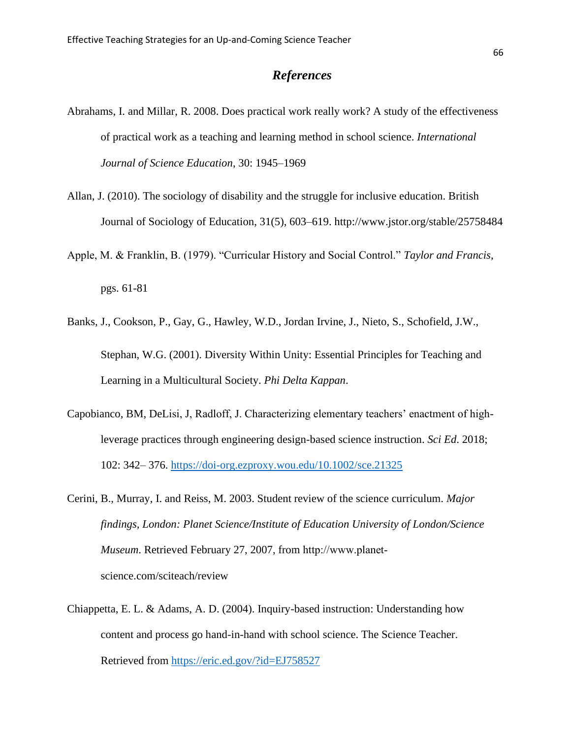# *References*

Abrahams, I. and Millar, R. 2008. Does practical work really work? A study of the effectiveness of practical work as a teaching and learning method in school science. *International Journal of Science Education*, 30: 1945–1969

Allan, J. (2010). The sociology of disability and the struggle for inclusive education. British Journal of Sociology of Education, 31(5), 603–619. http://www.jstor.org/stable/25758484

Apple, M. & Franklin, B. (1979). "Curricular History and Social Control." *Taylor and Francis,* pgs. 61-81

Banks, J., Cookson, P., Gay, G., Hawley, W.D., Jordan Irvine, J., Nieto, S., Schofield, J.W., Stephan, W.G. (2001). Diversity Within Unity: Essential Principles for Teaching and Learning in a Multicultural Society. *Phi Delta Kappan*.

Capobianco, BM, DeLisi, J, Radloff, J. Characterizing elementary teachers' enactment of high-leverage practices through engineering design-based science instruction. *Sci Ed*. 2018; 102: 342– 376. https://doi-org.ezproxy.wou.edu/10.1002/sce.21325

Cerini, B., Murray, I. and Reiss, M. 2003. Student review of the science curriculum. *Major findings, London: Planet Science/Institute of Education University of London/Science Museum*. Retrieved February 27, 2007, from http://www.planet-science.com/sciteach/review

Chiappetta, E. L. & Adams, A. D. (2004). Inquiry-based instruction: Understanding how content and process go hand-in-hand with school science. The Science Teacher. Retrieved from https://eric.ed.gov/?id=EJ758527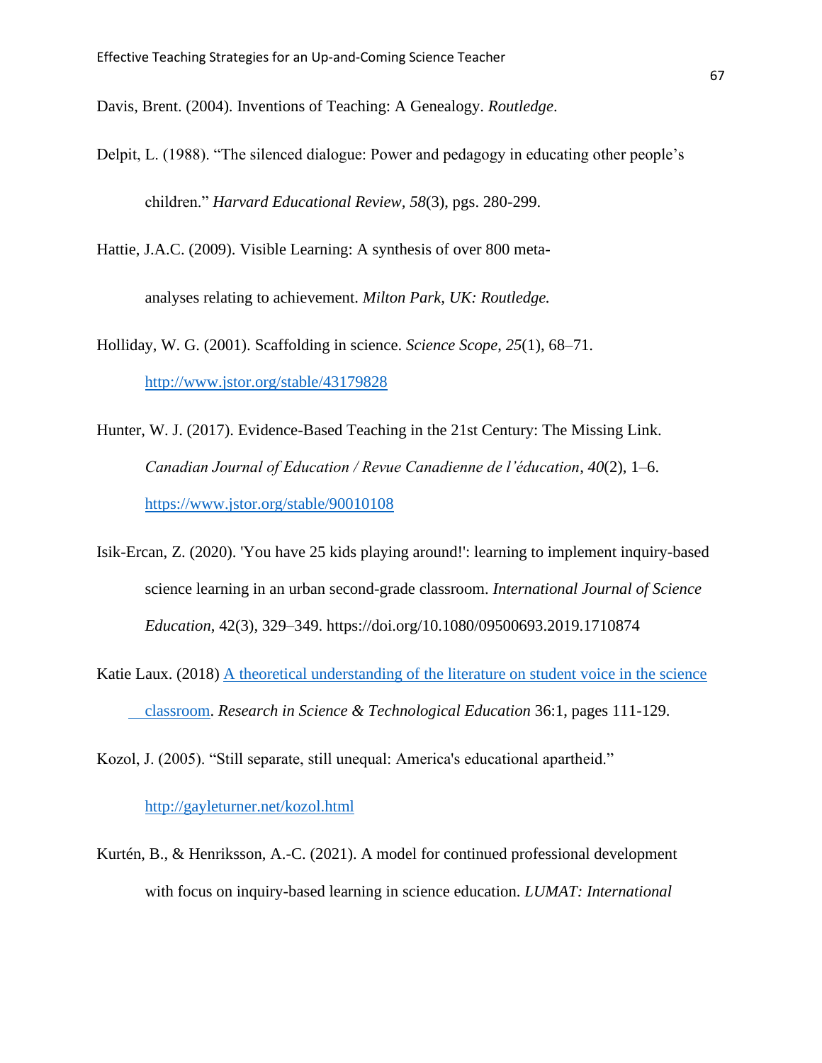Davis, Brent. (2004). Inventions of Teaching: A Genealogy. *Routledge*.

Delpit, L. (1988). “The silenced dialogue: Power and pedagogy in educating other people’s children.” *Harvard Educational Review, 58*(3), pgs. 280-299.

Hattie, J.A.C. (2009). Visible Learning: A synthesis of over 800 meta-analyses relating to achievement. *Milton Park, UK: Routledge.*

Holliday, W. G. (2001). Scaffolding in science. *Science Scope*, *25*(1), 68–71. http://www.jstor.org/stable/43179828

Hunter, W. J. (2017). Evidence-Based Teaching in the 21st Century: The Missing Link. *Canadian Journal of Education / Revue Canadienne de l’éducation*, *40*(2), 1–6. https://www.jstor.org/stable/90010108

Isik-Ercan, Z. (2020). 'You have 25 kids playing around!': learning to implement inquiry-based science learning in an urban second-grade classroom. *International Journal of Science Education*, 42(3), 329–349. https://doi.org/10.1080/09500693.2019.1710874

Katie Laux. (2018) A theoretical understanding of the literature on student voice in the science classroom. *Research in Science & Technological Education* 36:1, pages 111-129.

Kozol, J. (2005). “Still separate, still unequal: America's educational apartheid.” http://gayleturner.net/kozol.html

Kurtén, B., & Henriksson, A.-C. (2021). A model for continued professional development with focus on inquiry-based learning in science education. *LUMAT: International*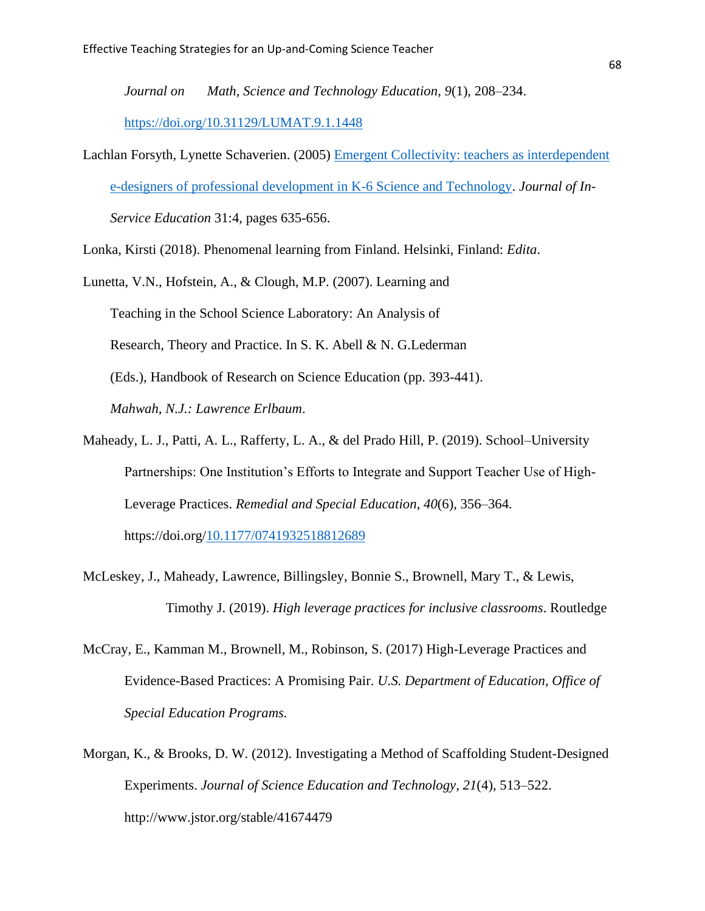*Journal on Math, Science and Technology Education*, *9*(1), 208–234. https://doi.org/10.31129/LUMAT.9.1.1448

Lachlan Forsyth, Lynette Schaverien. (2005) Emergent Collectivity: teachers as interdependent e-designers of professional development in K-6 Science and Technology. *Journal of In-Service Education* 31:4, pages 635-656.

Lonka, Kirsti (2018). Phenomenal learning from Finland. Helsinki, Finland: *Edita*.

Lunetta, V.N., Hofstein, A., & Clough, M.P. (2007). Learning and Teaching in the School Science Laboratory: An Analysis of Research, Theory and Practice. In S. K. Abell & N. G.Lederman (Eds.), Handbook of Research on Science Education (pp. 393-441). *Mahwah, N.J.: Lawrence Erlbaum*.

Maheady, L. J., Patti, A. L., Rafferty, L. A., & del Prado Hill, P. (2019). School–University Partnerships: One Institution's Efforts to Integrate and Support Teacher Use of High-Leverage Practices. *Remedial and Special Education*, *40*(6), 356–364. https://doi.org/10.1177/0741932518812689

McLeskey, J., Maheady, Lawrence, Billingsley, Bonnie S., Brownell, Mary T., & Lewis, Timothy J. (2019). *High leverage practices for inclusive classrooms*. Routledge

McCray, E., Kamman M., Brownell, M., Robinson, S. (2017) High-Leverage Practices and Evidence-Based Practices: A Promising Pair. *U.S. Department of Education, Office of Special Education Programs.*

Morgan, K., & Brooks, D. W. (2012). Investigating a Method of Scaffolding Student-Designed Experiments. *Journal of Science Education and Technology*, *21*(4), 513–522. http://www.jstor.org/stable/41674479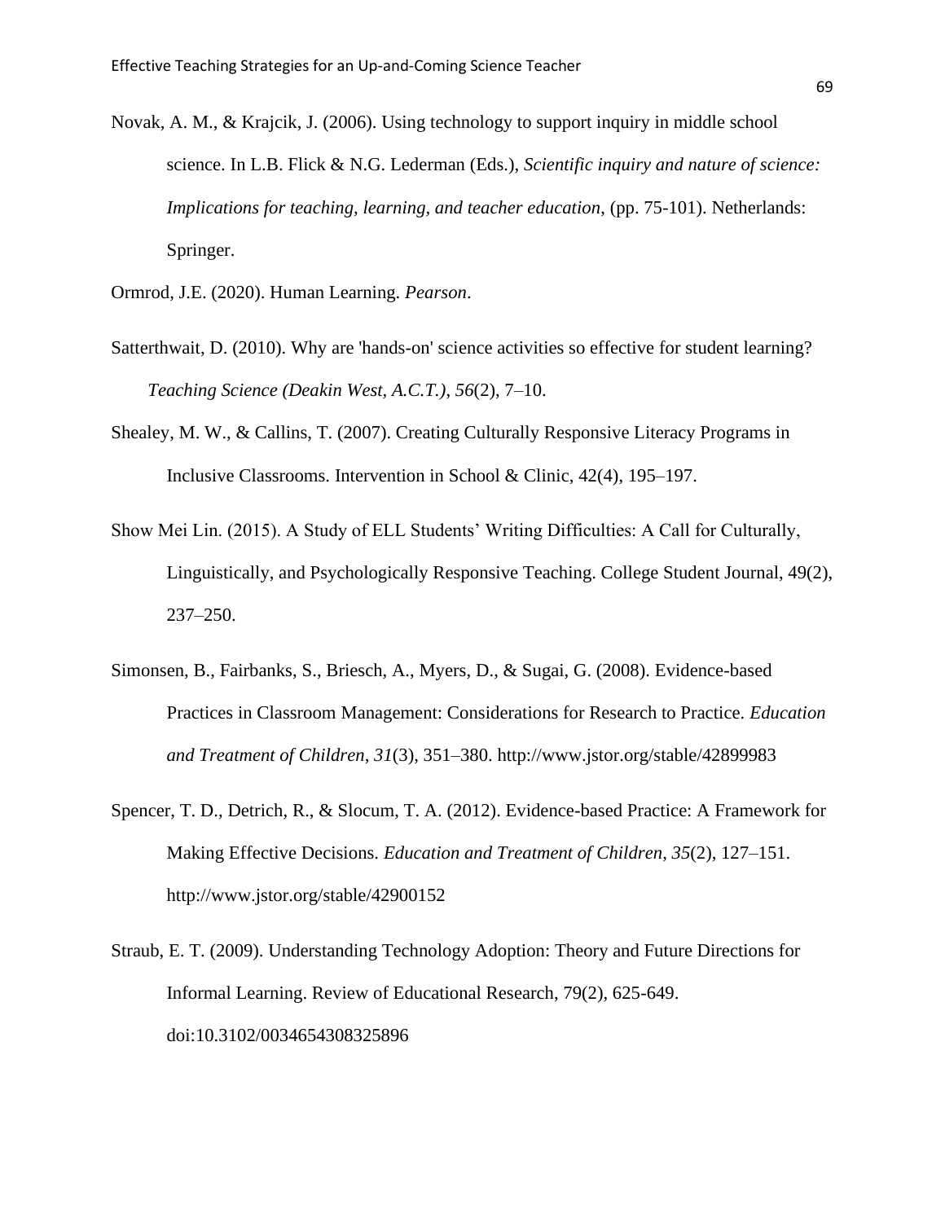Novak, A. M., & Krajcik, J. (2006). Using technology to support inquiry in middle school science. In L.B. Flick & N.G. Lederman (Eds.), *Scientific inquiry and nature of science: Implications for teaching, learning, and teacher education*, (pp. 75-101). Netherlands: Springer.

Ormrod, J.E. (2020). Human Learning. *Pearson*.

Satterthwait, D. (2010). Why are 'hands-on' science activities so effective for student learning? *Teaching Science (Deakin West, A.C.T.)*, *56*(2), 7–10.

Shealey, M. W., & Callins, T. (2007). Creating Culturally Responsive Literacy Programs in Inclusive Classrooms. Intervention in School & Clinic, 42(4), 195–197.

Show Mei Lin. (2015). A Study of ELL Students' Writing Difficulties: A Call for Culturally, Linguistically, and Psychologically Responsive Teaching. College Student Journal, 49(2), 237–250.

Simonsen, B., Fairbanks, S., Briesch, A., Myers, D., & Sugai, G. (2008). Evidence-based Practices in Classroom Management: Considerations for Research to Practice. *Education and Treatment of Children*, *31*(3), 351–380. http://www.jstor.org/stable/42899983

Spencer, T. D., Detrich, R., & Slocum, T. A. (2012). Evidence-based Practice: A Framework for Making Effective Decisions. *Education and Treatment of Children*, *35*(2), 127–151. http://www.jstor.org/stable/42900152

Straub, E. T. (2009). Understanding Technology Adoption: Theory and Future Directions for Informal Learning. Review of Educational Research, 79(2), 625-649. doi:10.3102/0034654308325896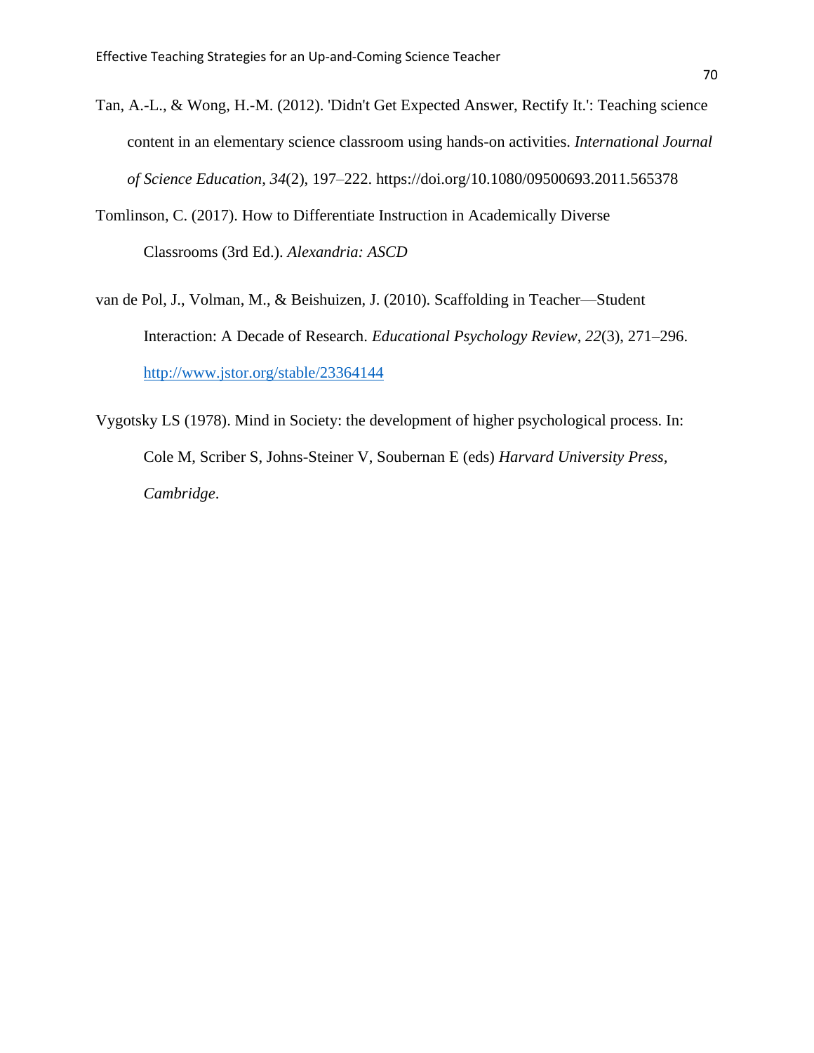Tan, A.-L., & Wong, H.-M. (2012). 'Didn't Get Expected Answer, Rectify It.': Teaching science content in an elementary science classroom using hands-on activities. *International Journal of Science Education*, *34*(2), 197–222. https://doi.org/10.1080/09500693.2011.565378

Tomlinson, C. (2017). How to Differentiate Instruction in Academically Diverse Classrooms (3rd Ed.). *Alexandria: ASCD*

van de Pol, J., Volman, M., & Beishuizen, J. (2010). Scaffolding in Teacher—Student Interaction: A Decade of Research. *Educational Psychology Review*, *22*(3), 271–296. http://www.jstor.org/stable/23364144

Vygotsky LS (1978). Mind in Society: the development of higher psychological process. In: Cole M, Scriber S, Johns-Steiner V, Soubernan E (eds) *Harvard University Press, Cambridge*.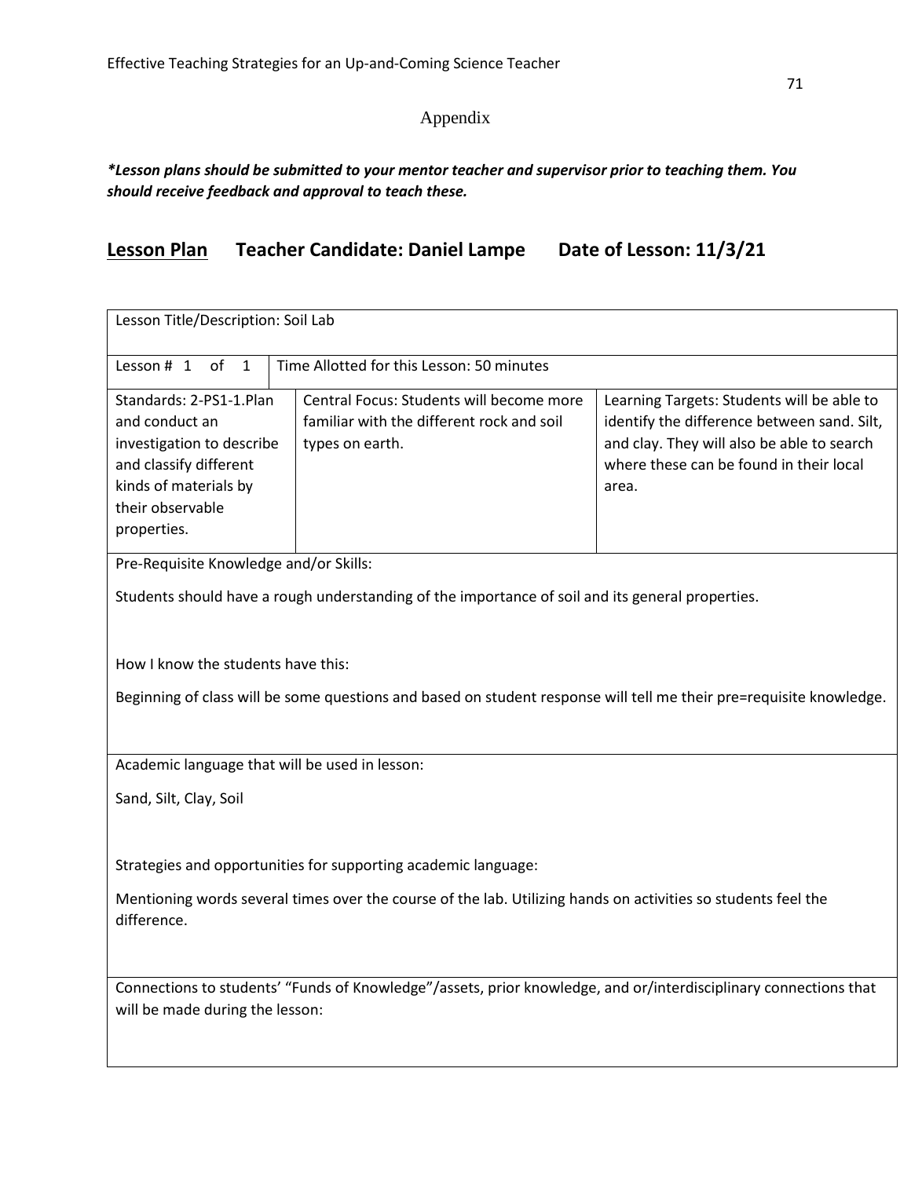# Appendix

***Lesson plans should be submitted to your mentor teacher and supervisor prior to teaching them. You should receive feedback and approval to teach these.***

## <u>Lesson Plan</u>    Teacher Candidate: Daniel Lampe    Date of Lesson: 11/3/21

| Lesson Title/Description: Soil Lab | | |
|---|---|---|
| Lesson # 1 of 1 | Time Allotted for this Lesson: 50 minutes | |
| Standards: 2-PS1-1.Plan and conduct an investigation to describe and classify different kinds of materials by their observable properties. | Central Focus: Students will become more familiar with the different rock and soil types on earth. | Learning Targets: Students will be able to identify the difference between sand. Silt, and clay. They will also be able to search where these can be found in their local area. |
| Pre-Requisite Knowledge and/or Skills:<br><br>Students should have a rough understanding of the importance of soil and its general properties.<br><br>How I know the students have this:<br><br>Beginning of class will be some questions and based on student response will tell me their pre=requisite knowledge. | | |
| Academic language that will be used in lesson:<br><br>Sand, Silt, Clay, Soil<br><br>Strategies and opportunities for supporting academic language:<br><br>Mentioning words several times over the course of the lab. Utilizing hands on activities so students feel the difference. | | |
| Connections to students' "Funds of Knowledge"/assets, prior knowledge, and or/interdisciplinary connections that will be made during the lesson: | | |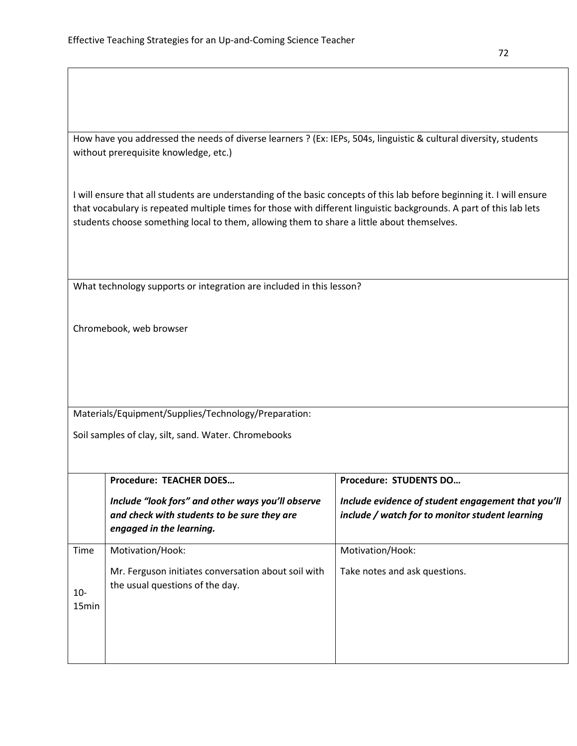How have you addressed the needs of diverse learners ? (Ex: IEPs, 504s, linguistic & cultural diversity, students without prerequisite knowledge, etc.)

I will ensure that all students are understanding of the basic concepts of this lab before beginning it. I will ensure that vocabulary is repeated multiple times for those with different linguistic backgrounds. A part of this lab lets students choose something local to them, allowing them to share a little about themselves.

What technology supports or integration are included in this lesson?

Chromebook, web browser

Materials/Equipment/Supplies/Technology/Preparation:

Soil samples of clay, silt, sand. Water. Chromebooks

| | **Procedure: TEACHER DOES…** *Include "look fors" and other ways you'll observe and check with students to be sure they are engaged in the learning.* | **Procedure: STUDENTS DO…** *Include evidence of student engagement that you'll include / watch for to monitor student learning* |
|---|---|---|
| Time 10-15min | Motivation/Hook: Mr. Ferguson initiates conversation about soil with the usual questions of the day. | Motivation/Hook: Take notes and ask questions. |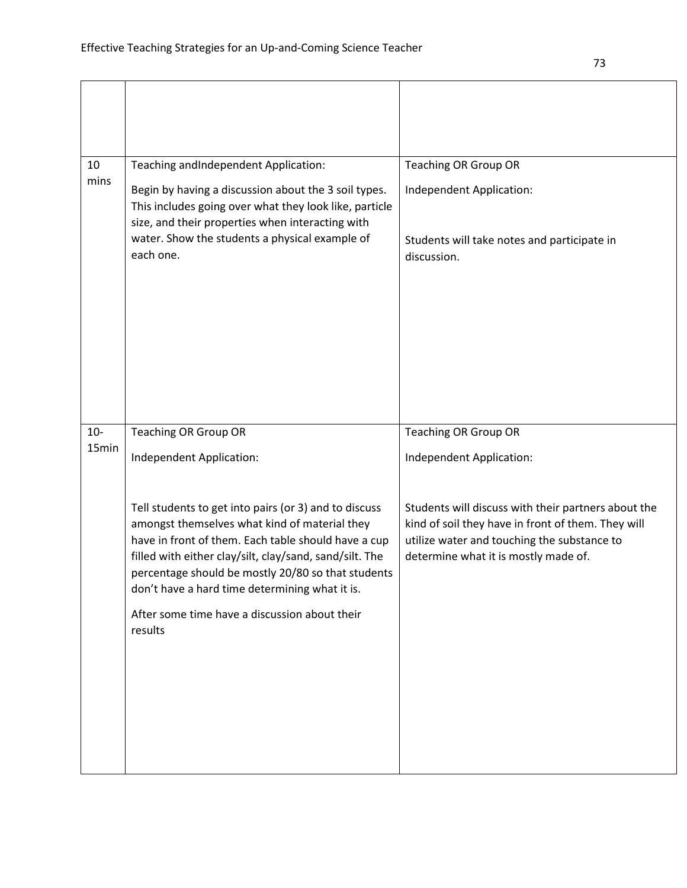| | | |
|---|---|---|
| | | |
| 10 mins | Teaching andIndependent Application:<br><br>Begin by having a discussion about the 3 soil types. This includes going over what they look like, particle size, and their properties when interacting with water. Show the students a physical example of each one. | Teaching OR Group OR<br><br>Independent Application:<br><br>Students will take notes and participate in discussion. |
| 10-15min | Teaching OR Group OR<br><br>Independent Application:<br><br>Tell students to get into pairs (or 3) and to discuss amongst themselves what kind of material they have in front of them. Each table should have a cup filled with either clay/silt, clay/sand, sand/silt. The percentage should be mostly 20/80 so that students don't have a hard time determining what it is.<br><br>After some time have a discussion about their results | Teaching OR Group OR<br><br>Independent Application:<br><br>Students will discuss with their partners about the kind of soil they have in front of them. They will utilize water and touching the substance to determine what it is mostly made of. |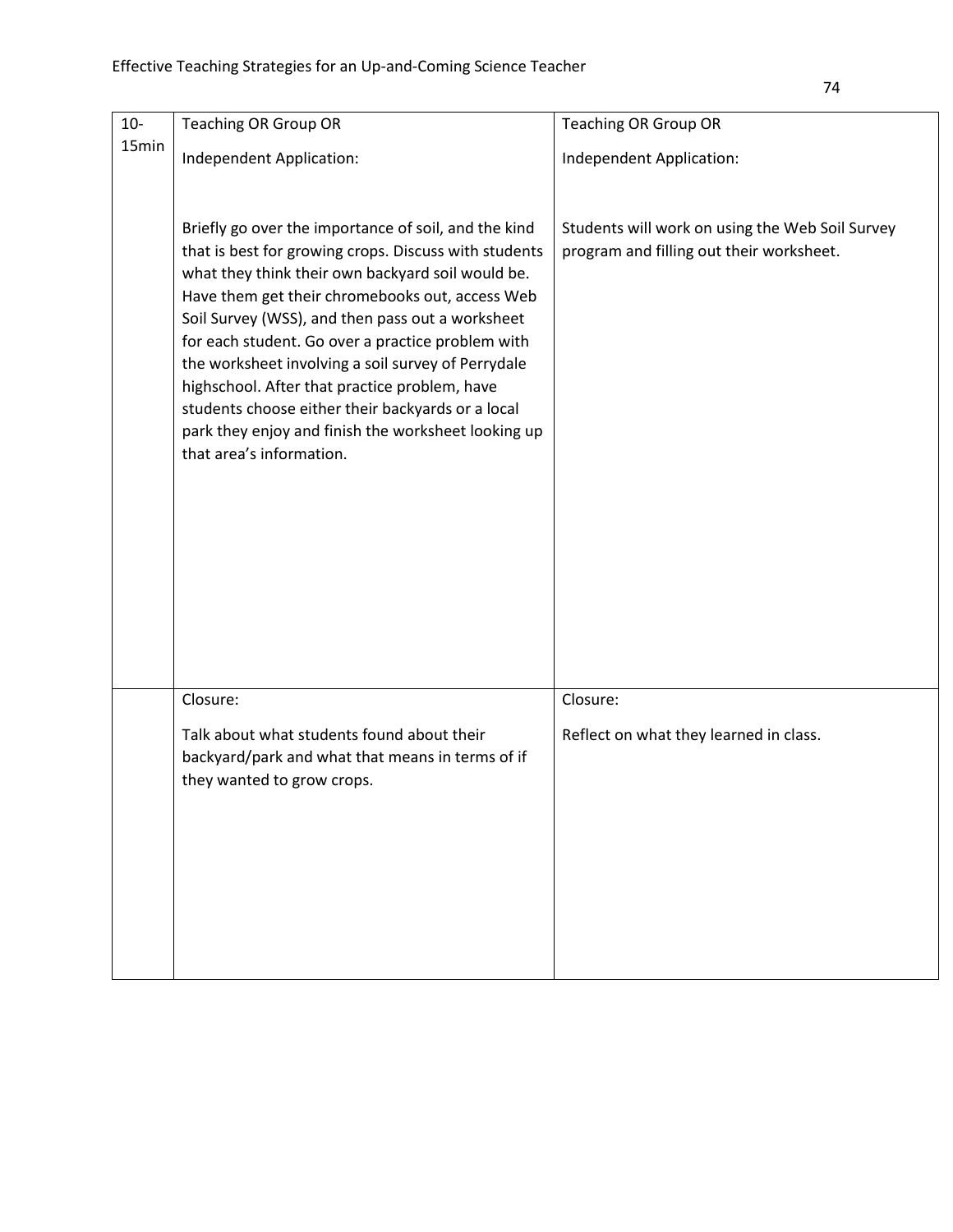| | | |
|---|---|---|
| 10-15min | Teaching OR Group OR<br><br>Independent Application:<br><br>Briefly go over the importance of soil, and the kind that is best for growing crops. Discuss with students what they think their own backyard soil would be. Have them get their chromebooks out, access Web Soil Survey (WSS), and then pass out a worksheet for each student. Go over a practice problem with the worksheet involving a soil survey of Perrydale highschool. After that practice problem, have students choose either their backyards or a local park they enjoy and finish the worksheet looking up that area's information. | Teaching OR Group OR<br><br>Independent Application:<br><br>Students will work on using the Web Soil Survey program and filling out their worksheet. |
| | Closure:<br><br>Talk about what students found about their backyard/park and what that means in terms of if they wanted to grow crops. | Closure:<br><br>Reflect on what they learned in class. |